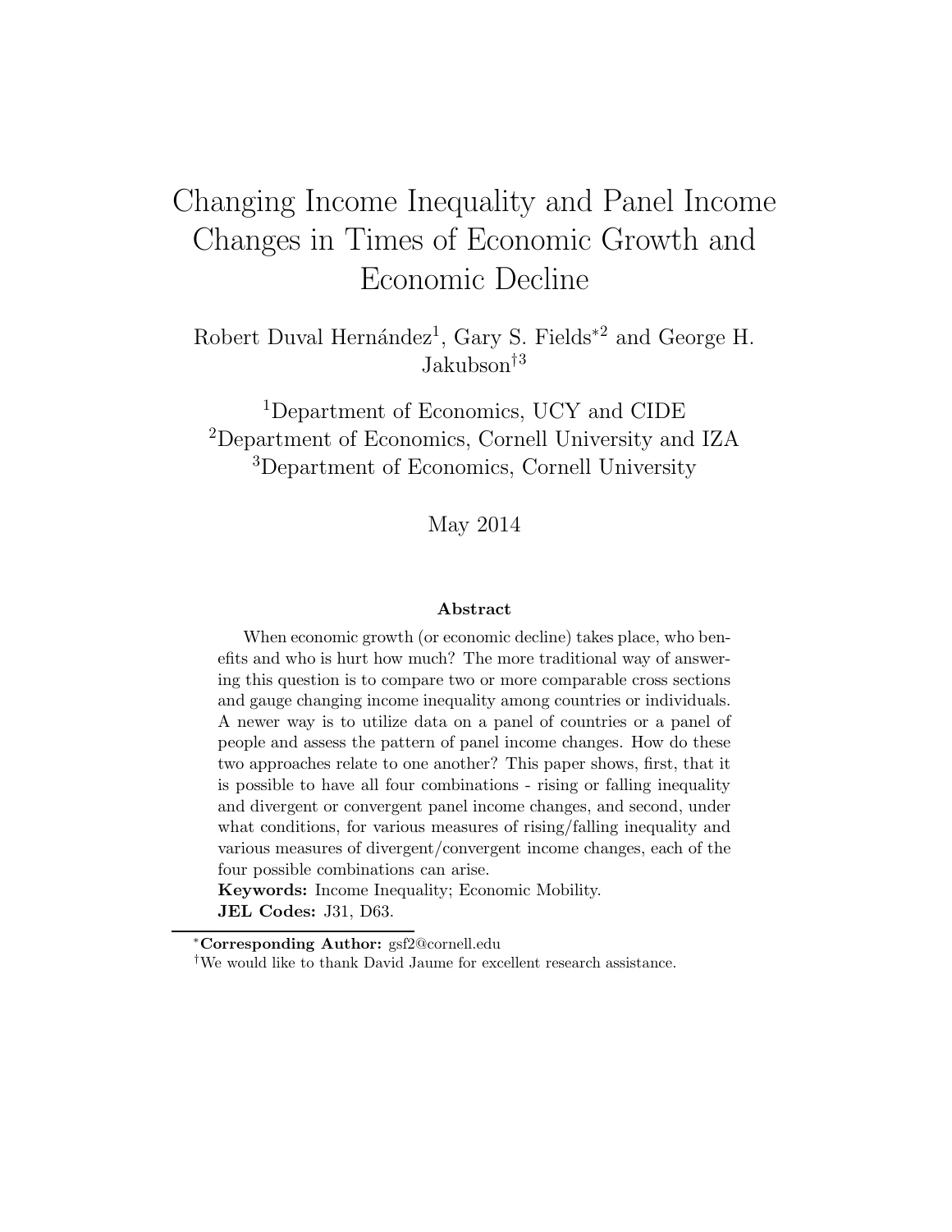# Changing Income Inequality and Panel Income Changes in Times of Economic Growth and Economic Decline

Robert Duval Hernández[1], Gary S. Fields*[2] and George H. Jakubson†[3]

[1]Department of Economics, UCY and CIDE
[2]Department of Economics, Cornell University and IZA
[3]Department of Economics, Cornell University

May 2014

**Abstract**

When economic growth (or economic decline) takes place, who benefits and who is hurt how much? The more traditional way of answering this question is to compare two or more comparable cross sections and gauge changing income inequality among countries or individuals. A newer way is to utilize data on a panel of countries or a panel of people and assess the pattern of panel income changes. How do these two approaches relate to one another? This paper shows, first, that it is possible to have all four combinations - rising or falling inequality and divergent or convergent panel income changes, and second, under what conditions, for various measures of rising/falling inequality and various measures of divergent/convergent income changes, each of the four possible combinations can arise.

**Keywords:** Income Inequality; Economic Mobility.

**JEL Codes:** J31, D63.

---

*Corresponding Author: gsf2@cornell.edu

†We would like to thank David Jaume for excellent research assistance.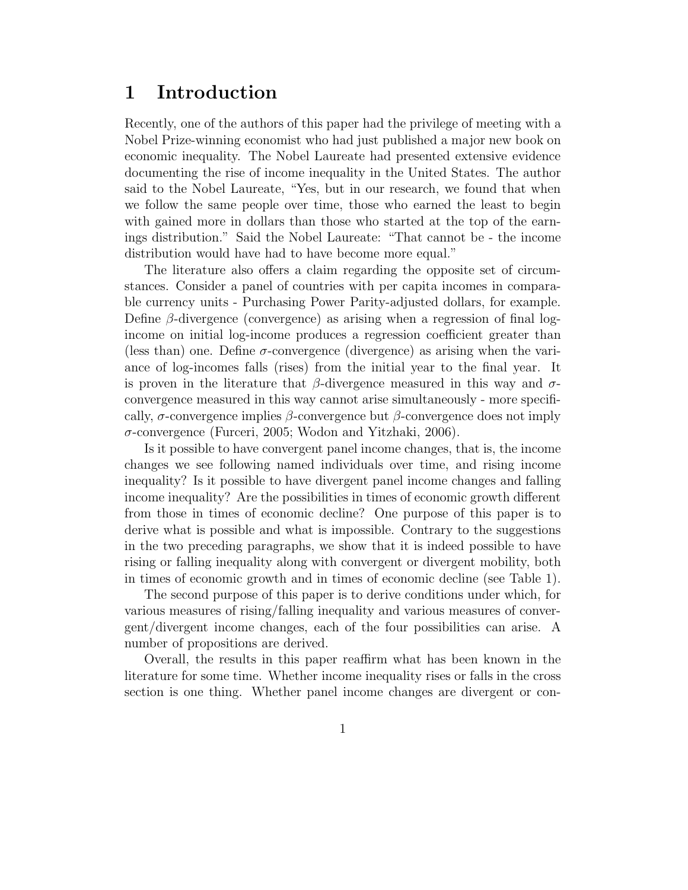# 1 Introduction

Recently, one of the authors of this paper had the privilege of meeting with a Nobel Prize-winning economist who had just published a major new book on economic inequality. The Nobel Laureate had presented extensive evidence documenting the rise of income inequality in the United States. The author said to the Nobel Laureate, "Yes, but in our research, we found that when we follow the same people over time, those who earned the least to begin with gained more in dollars than those who started at the top of the earnings distribution." Said the Nobel Laureate: "That cannot be - the income distribution would have had to have become more equal."

The literature also offers a claim regarding the opposite set of circumstances. Consider a panel of countries with per capita incomes in comparable currency units - Purchasing Power Parity-adjusted dollars, for example. Define $\beta$-divergence (convergence) as arising when a regression of final log-income on initial log-income produces a regression coefficient greater than (less than) one. Define $\sigma$-convergence (divergence) as arising when the variance of log-incomes falls (rises) from the initial year to the final year. It is proven in the literature that $\beta$-divergence measured in this way and $\sigma$-convergence measured in this way cannot arise simultaneously - more specifically, $\sigma$-convergence implies $\beta$-convergence but $\beta$-convergence does not imply $\sigma$-convergence (Furceri, 2005; Wodon and Yitzhaki, 2006).

Is it possible to have convergent panel income changes, that is, the income changes we see following named individuals over time, and rising income inequality? Is it possible to have divergent panel income changes and falling income inequality? Are the possibilities in times of economic growth different from those in times of economic decline? One purpose of this paper is to derive what is possible and what is impossible. Contrary to the suggestions in the two preceding paragraphs, we show that it is indeed possible to have rising or falling inequality along with convergent or divergent mobility, both in times of economic growth and in times of economic decline (see Table 1).

The second purpose of this paper is to derive conditions under which, for various measures of rising/falling inequality and various measures of convergent/divergent income changes, each of the four possibilities can arise. A number of propositions are derived.

Overall, the results in this paper reaffirm what has been known in the literature for some time. Whether income inequality rises or falls in the cross section is one thing. Whether panel income changes are divergent or con-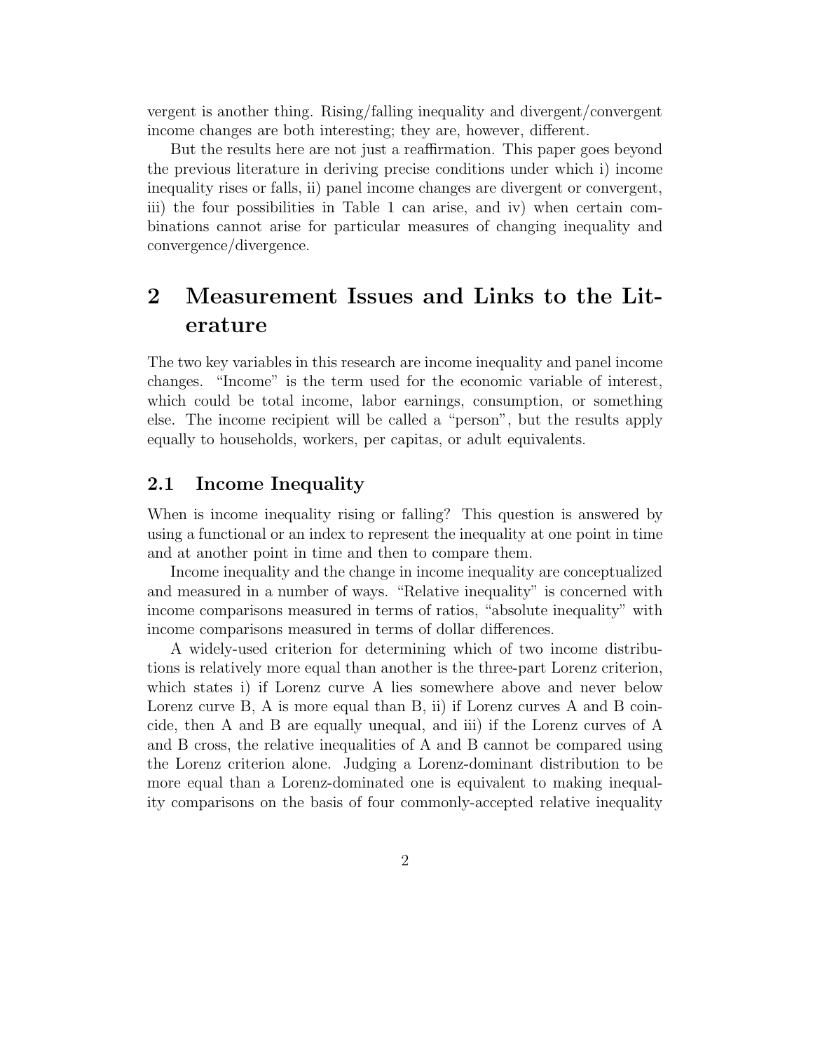vergent is another thing. Rising/falling inequality and divergent/convergent income changes are both interesting; they are, however, different.

But the results here are not just a reaffirmation. This paper goes beyond the previous literature in deriving precise conditions under which i) income inequality rises or falls, ii) panel income changes are divergent or convergent, iii) the four possibilities in Table 1 can arise, and iv) when certain combinations cannot arise for particular measures of changing inequality and convergence/divergence.

## 2 Measurement Issues and Links to the Literature

The two key variables in this research are income inequality and panel income changes. "Income" is the term used for the economic variable of interest, which could be total income, labor earnings, consumption, or something else. The income recipient will be called a "person", but the results apply equally to households, workers, per capitas, or adult equivalents.

### 2.1 Income Inequality

When is income inequality rising or falling? This question is answered by using a functional or an index to represent the inequality at one point in time and at another point in time and then to compare them.

Income inequality and the change in income inequality are conceptualized and measured in a number of ways. "Relative inequality" is concerned with income comparisons measured in terms of ratios, "absolute inequality" with income comparisons measured in terms of dollar differences.

A widely-used criterion for determining which of two income distributions is relatively more equal than another is the three-part Lorenz criterion, which states i) if Lorenz curve A lies somewhere above and never below Lorenz curve B, A is more equal than B, ii) if Lorenz curves A and B coincide, then A and B are equally unequal, and iii) if the Lorenz curves of A and B cross, the relative inequalities of A and B cannot be compared using the Lorenz criterion alone. Judging a Lorenz-dominant distribution to be more equal than a Lorenz-dominated one is equivalent to making inequality comparisons on the basis of four commonly-accepted relative inequality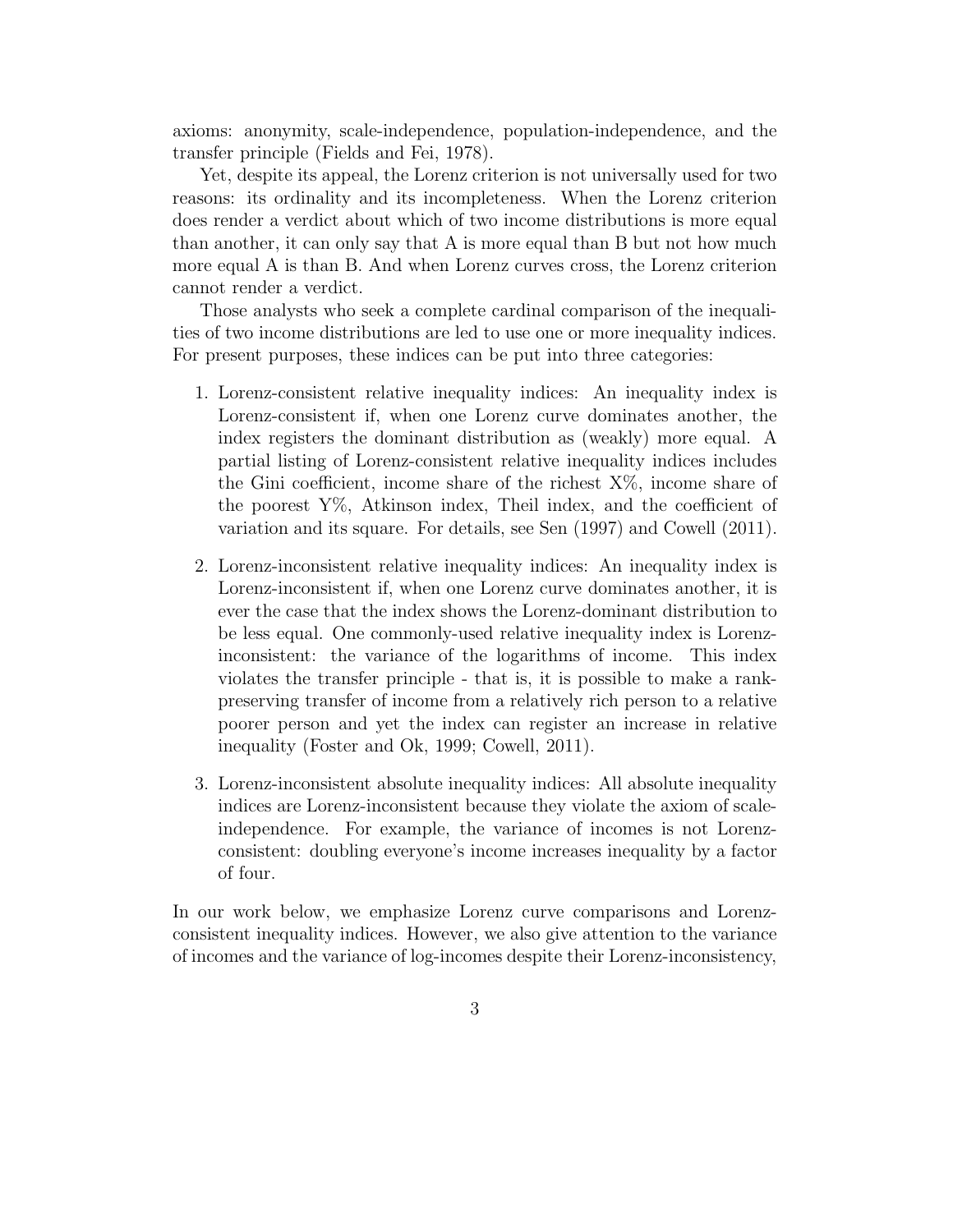axioms: anonymity, scale-independence, population-independence, and the transfer principle (Fields and Fei, 1978).

Yet, despite its appeal, the Lorenz criterion is not universally used for two reasons: its ordinality and its incompleteness. When the Lorenz criterion does render a verdict about which of two income distributions is more equal than another, it can only say that A is more equal than B but not how much more equal A is than B. And when Lorenz curves cross, the Lorenz criterion cannot render a verdict.

Those analysts who seek a complete cardinal comparison of the inequalities of two income distributions are led to use one or more inequality indices. For present purposes, these indices can be put into three categories:

1. Lorenz-consistent relative inequality indices: An inequality index is Lorenz-consistent if, when one Lorenz curve dominates another, the index registers the dominant distribution as (weakly) more equal. A partial listing of Lorenz-consistent relative inequality indices includes the Gini coefficient, income share of the richest X%, income share of the poorest Y%, Atkinson index, Theil index, and the coefficient of variation and its square. For details, see Sen (1997) and Cowell (2011).

2. Lorenz-inconsistent relative inequality indices: An inequality index is Lorenz-inconsistent if, when one Lorenz curve dominates another, it is ever the case that the index shows the Lorenz-dominant distribution to be less equal. One commonly-used relative inequality index is Lorenz-inconsistent: the variance of the logarithms of income. This index violates the transfer principle - that is, it is possible to make a rank-preserving transfer of income from a relatively rich person to a relative poorer person and yet the index can register an increase in relative inequality (Foster and Ok, 1999; Cowell, 2011).

3. Lorenz-inconsistent absolute inequality indices: All absolute inequality indices are Lorenz-inconsistent because they violate the axiom of scale-independence. For example, the variance of incomes is not Lorenz-consistent: doubling everyone's income increases inequality by a factor of four.

In our work below, we emphasize Lorenz curve comparisons and Lorenz-consistent inequality indices. However, we also give attention to the variance of incomes and the variance of log-incomes despite their Lorenz-inconsistency,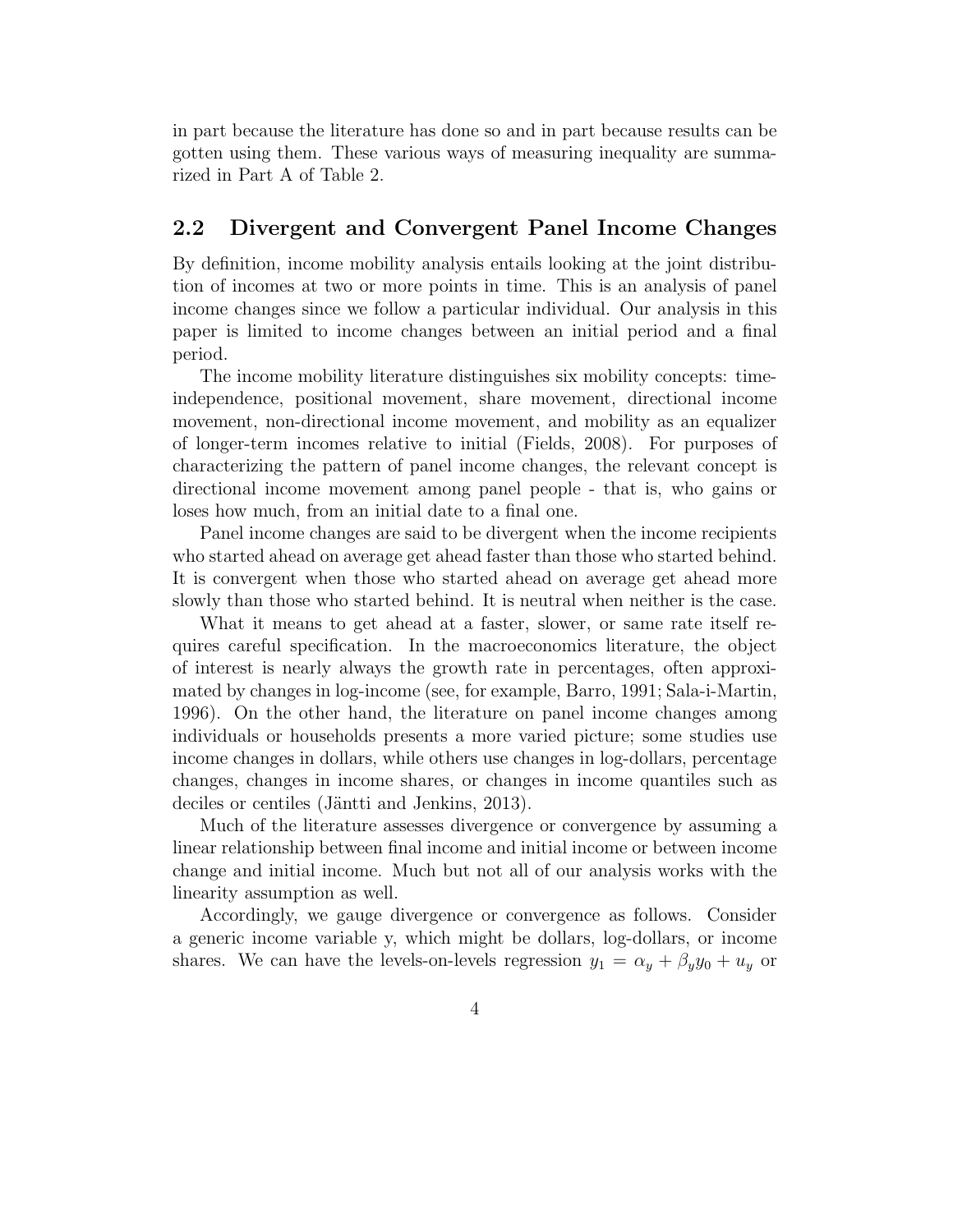in part because the literature has done so and in part because results can be gotten using them. These various ways of measuring inequality are summarized in Part A of Table 2.

## 2.2 Divergent and Convergent Panel Income Changes

By definition, income mobility analysis entails looking at the joint distribution of incomes at two or more points in time. This is an analysis of panel income changes since we follow a particular individual. Our analysis in this paper is limited to income changes between an initial period and a final period.

The income mobility literature distinguishes six mobility concepts: time-independence, positional movement, share movement, directional income movement, non-directional income movement, and mobility as an equalizer of longer-term incomes relative to initial (Fields, 2008). For purposes of characterizing the pattern of panel income changes, the relevant concept is directional income movement among panel people - that is, who gains or loses how much, from an initial date to a final one.

Panel income changes are said to be divergent when the income recipients who started ahead on average get ahead faster than those who started behind. It is convergent when those who started ahead on average get ahead more slowly than those who started behind. It is neutral when neither is the case.

What it means to get ahead at a faster, slower, or same rate itself requires careful specification. In the macroeconomics literature, the object of interest is nearly always the growth rate in percentages, often approximated by changes in log-income (see, for example, Barro, 1991; Sala-i-Martin, 1996). On the other hand, the literature on panel income changes among individuals or households presents a more varied picture; some studies use income changes in dollars, while others use changes in log-dollars, percentage changes, changes in income shares, or changes in income quantiles such as deciles or centiles (Jäntti and Jenkins, 2013).

Much of the literature assesses divergence or convergence by assuming a linear relationship between final income and initial income or between income change and initial income. Much but not all of our analysis works with the linearity assumption as well.

Accordingly, we gauge divergence or convergence as follows. Consider a generic income variable y, which might be dollars, log-dollars, or income shares. We can have the levels-on-levels regression $y_1 = \alpha_y + \beta_y y_0 + u_y$ or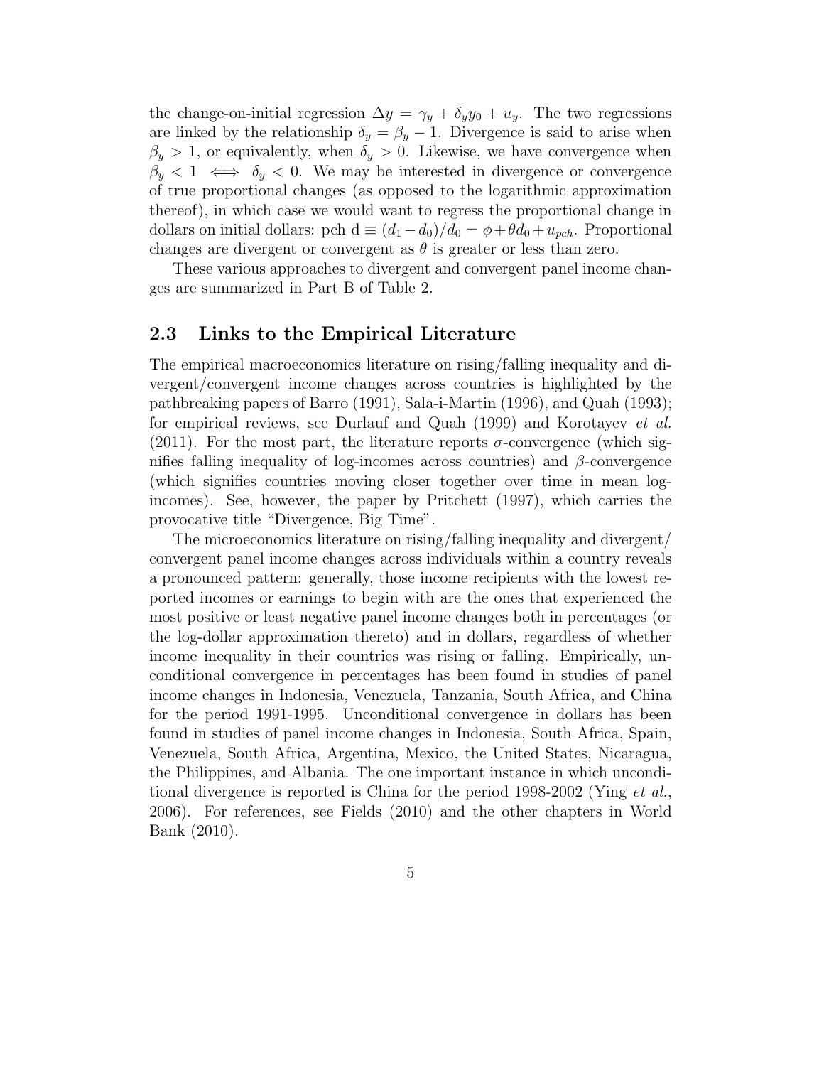the change-on-initial regression $\Delta y = \gamma_y + \delta_y y_0 + u_y$. The two regressions are linked by the relationship $\delta_y = \beta_y - 1$. Divergence is said to arise when $\beta_y > 1$, or equivalently, when $\delta_y > 0$. Likewise, we have convergence when $\beta_y < 1 \iff \delta_y < 0$. We may be interested in divergence or convergence of true proportional changes (as opposed to the logarithmic approximation thereof), in which case we would want to regress the proportional change in dollars on initial dollars: pch d $\equiv (d_1 - d_0)/d_0 = \phi + \theta d_0 + u_{pch}$. Proportional changes are divergent or convergent as $\theta$ is greater or less than zero.

These various approaches to divergent and convergent panel income changes are summarized in Part B of Table 2.

## 2.3 Links to the Empirical Literature

The empirical macroeconomics literature on rising/falling inequality and divergent/convergent income changes across countries is highlighted by the pathbreaking papers of Barro (1991), Sala-i-Martin (1996), and Quah (1993); for empirical reviews, see Durlauf and Quah (1999) and Korotayev *et al.* (2011). For the most part, the literature reports $\sigma$-convergence (which signifies falling inequality of log-incomes across countries) and $\beta$-convergence (which signifies countries moving closer together over time in mean log-incomes). See, however, the paper by Pritchett (1997), which carries the provocative title "Divergence, Big Time".

The microeconomics literature on rising/falling inequality and divergent/convergent panel income changes across individuals within a country reveals a pronounced pattern: generally, those income recipients with the lowest reported incomes or earnings to begin with are the ones that experienced the most positive or least negative panel income changes both in percentages (or the log-dollar approximation thereto) and in dollars, regardless of whether income inequality in their countries was rising or falling. Empirically, unconditional convergence in percentages has been found in studies of panel income changes in Indonesia, Venezuela, Tanzania, South Africa, and China for the period 1991-1995. Unconditional convergence in dollars has been found in studies of panel income changes in Indonesia, South Africa, Spain, Venezuela, South Africa, Argentina, Mexico, the United States, Nicaragua, the Philippines, and Albania. The one important instance in which unconditional divergence is reported is China for the period 1998-2002 (Ying *et al.*, 2006). For references, see Fields (2010) and the other chapters in World Bank (2010).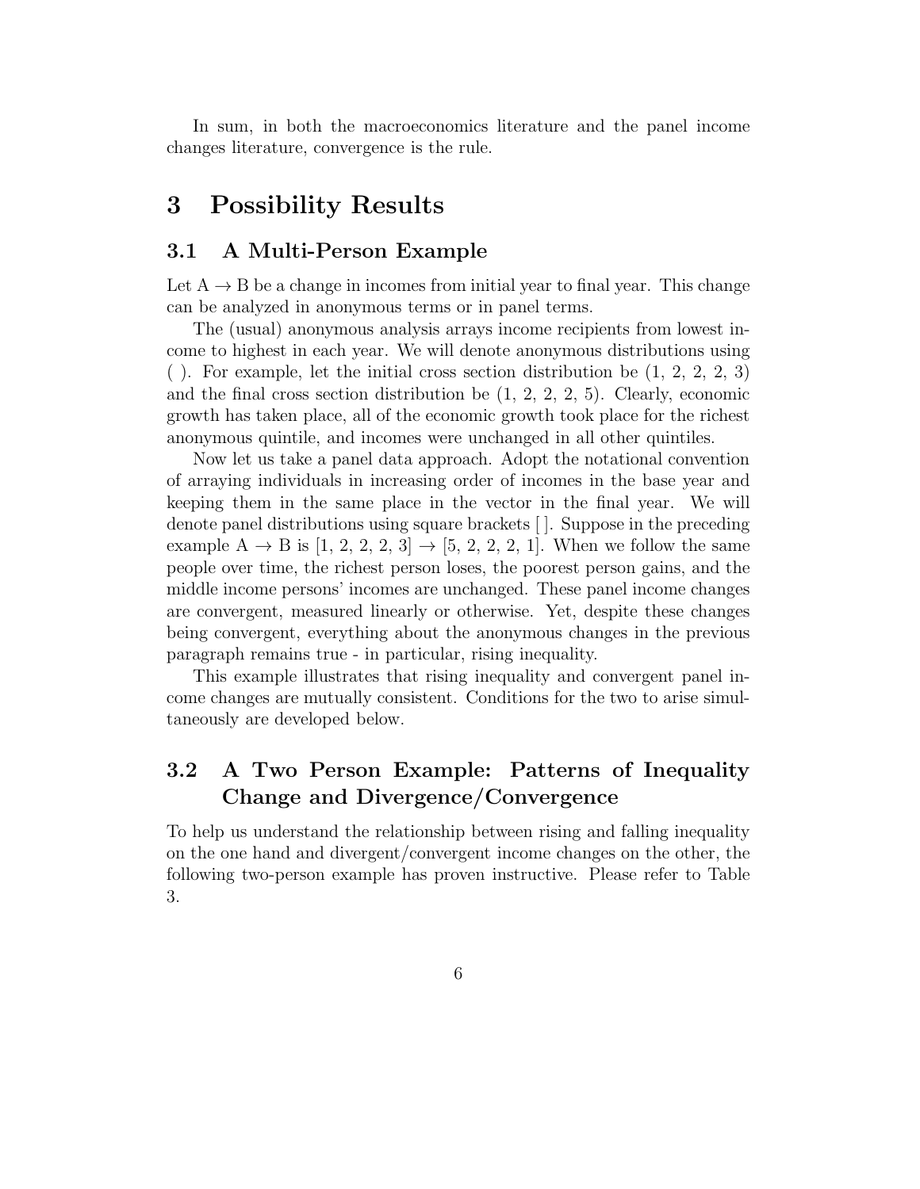In sum, in both the macroeconomics literature and the panel income changes literature, convergence is the rule.

# 3 Possibility Results

## 3.1 A Multi-Person Example

Let A $\rightarrow$ B be a change in incomes from initial year to final year. This change can be analyzed in anonymous terms or in panel terms.

The (usual) anonymous analysis arrays income recipients from lowest income to highest in each year. We will denote anonymous distributions using ( ). For example, let the initial cross section distribution be (1, 2, 2, 2, 3) and the final cross section distribution be (1, 2, 2, 2, 5). Clearly, economic growth has taken place, all of the economic growth took place for the richest anonymous quintile, and incomes were unchanged in all other quintiles.

Now let us take a panel data approach. Adopt the notational convention of arraying individuals in increasing order of incomes in the base year and keeping them in the same place in the vector in the final year. We will denote panel distributions using square brackets [ ]. Suppose in the preceding example A $\rightarrow$ B is [1, 2, 2, 2, 3] $\rightarrow$ [5, 2, 2, 2, 1]. When we follow the same people over time, the richest person loses, the poorest person gains, and the middle income persons' incomes are unchanged. These panel income changes are convergent, measured linearly or otherwise. Yet, despite these changes being convergent, everything about the anonymous changes in the previous paragraph remains true - in particular, rising inequality.

This example illustrates that rising inequality and convergent panel income changes are mutually consistent. Conditions for the two to arise simultaneously are developed below.

## 3.2 A Two Person Example: Patterns of Inequality Change and Divergence/Convergence

To help us understand the relationship between rising and falling inequality on the one hand and divergent/convergent income changes on the other, the following two-person example has proven instructive. Please refer to Table 3.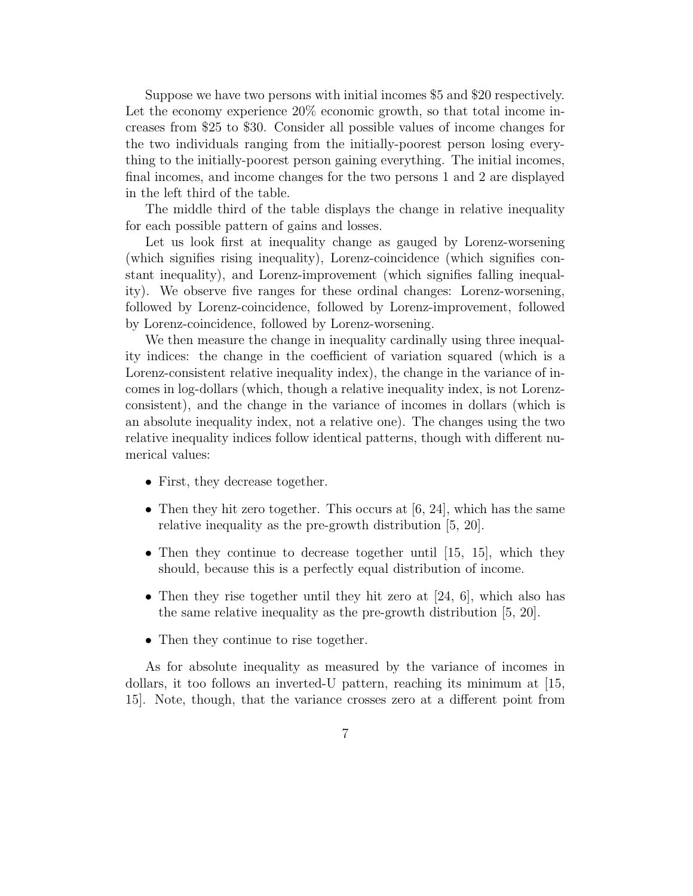Suppose we have two persons with initial incomes \$5 and \$20 respectively. Let the economy experience 20% economic growth, so that total income increases from \$25 to \$30. Consider all possible values of income changes for the two individuals ranging from the initially-poorest person losing everything to the initially-poorest person gaining everything. The initial incomes, final incomes, and income changes for the two persons 1 and 2 are displayed in the left third of the table.

The middle third of the table displays the change in relative inequality for each possible pattern of gains and losses.

Let us look first at inequality change as gauged by Lorenz-worsening (which signifies rising inequality), Lorenz-coincidence (which signifies constant inequality), and Lorenz-improvement (which signifies falling inequality). We observe five ranges for these ordinal changes: Lorenz-worsening, followed by Lorenz-coincidence, followed by Lorenz-improvement, followed by Lorenz-coincidence, followed by Lorenz-worsening.

We then measure the change in inequality cardinally using three inequality indices: the change in the coefficient of variation squared (which is a Lorenz-consistent relative inequality index), the change in the variance of incomes in log-dollars (which, though a relative inequality index, is not Lorenz-consistent), and the change in the variance of incomes in dollars (which is an absolute inequality index, not a relative one). The changes using the two relative inequality indices follow identical patterns, though with different numerical values:

- First, they decrease together.
- Then they hit zero together. This occurs at [6, 24], which has the same relative inequality as the pre-growth distribution [5, 20].
- Then they continue to decrease together until [15, 15], which they should, because this is a perfectly equal distribution of income.
- Then they rise together until they hit zero at [24, 6], which also has the same relative inequality as the pre-growth distribution [5, 20].
- Then they continue to rise together.

As for absolute inequality as measured by the variance of incomes in dollars, it too follows an inverted-U pattern, reaching its minimum at [15, 15]. Note, though, that the variance crosses zero at a different point from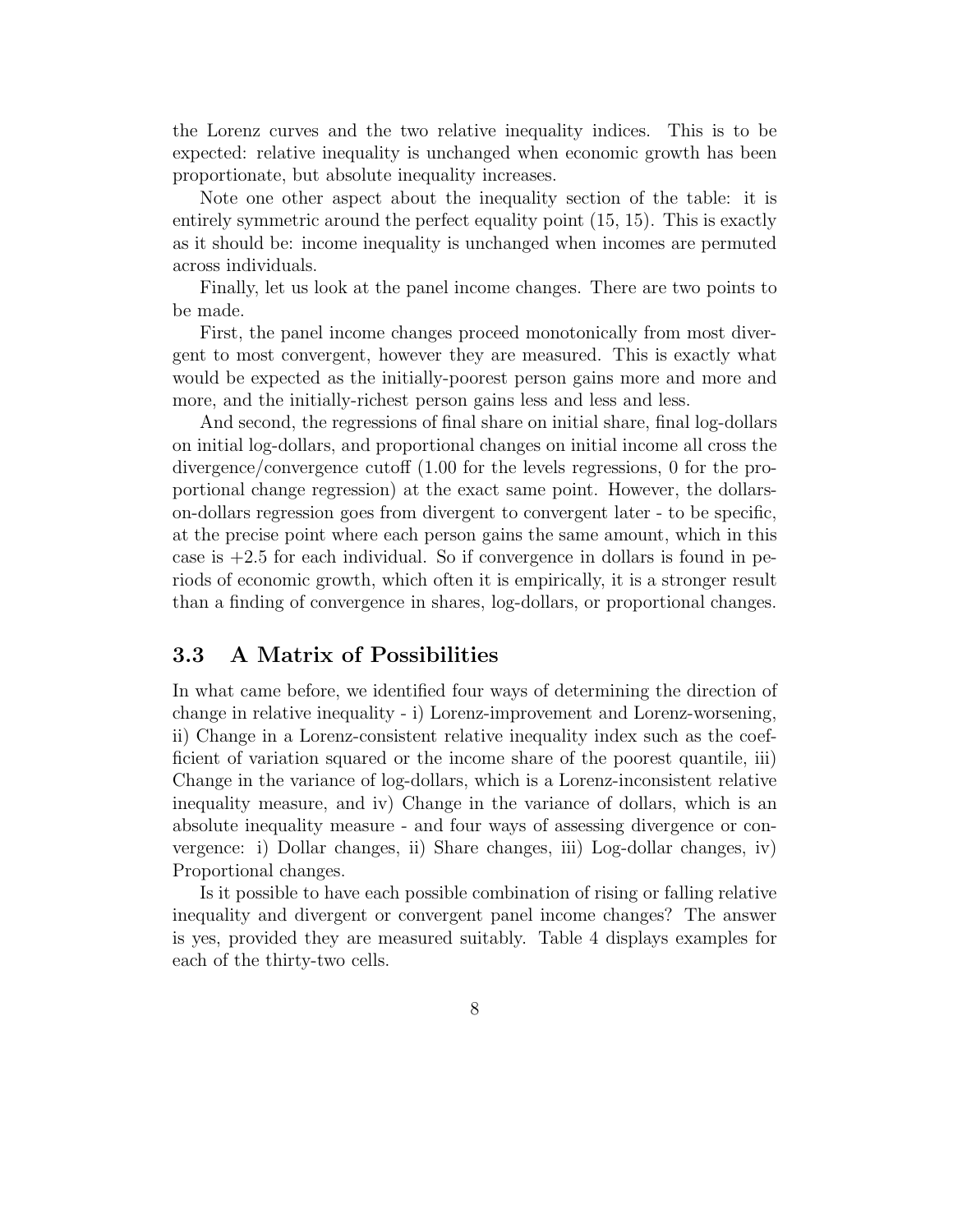the Lorenz curves and the two relative inequality indices. This is to be expected: relative inequality is unchanged when economic growth has been proportionate, but absolute inequality increases.

Note one other aspect about the inequality section of the table: it is entirely symmetric around the perfect equality point (15, 15). This is exactly as it should be: income inequality is unchanged when incomes are permuted across individuals.

Finally, let us look at the panel income changes. There are two points to be made.

First, the panel income changes proceed monotonically from most divergent to most convergent, however they are measured. This is exactly what would be expected as the initially-poorest person gains more and more and more, and the initially-richest person gains less and less and less.

And second, the regressions of final share on initial share, final log-dollars on initial log-dollars, and proportional changes on initial income all cross the divergence/convergence cutoff (1.00 for the levels regressions, 0 for the proportional change regression) at the exact same point. However, the dollars-on-dollars regression goes from divergent to convergent later - to be specific, at the precise point where each person gains the same amount, which in this case is +2.5 for each individual. So if convergence in dollars is found in periods of economic growth, which often it is empirically, it is a stronger result than a finding of convergence in shares, log-dollars, or proportional changes.

### 3.3 A Matrix of Possibilities

In what came before, we identified four ways of determining the direction of change in relative inequality - i) Lorenz-improvement and Lorenz-worsening, ii) Change in a Lorenz-consistent relative inequality index such as the coefficient of variation squared or the income share of the poorest quantile, iii) Change in the variance of log-dollars, which is a Lorenz-inconsistent relative inequality measure, and iv) Change in the variance of dollars, which is an absolute inequality measure - and four ways of assessing divergence or convergence: i) Dollar changes, ii) Share changes, iii) Log-dollar changes, iv) Proportional changes.

Is it possible to have each possible combination of rising or falling relative inequality and divergent or convergent panel income changes? The answer is yes, provided they are measured suitably. Table 4 displays examples for each of the thirty-two cells.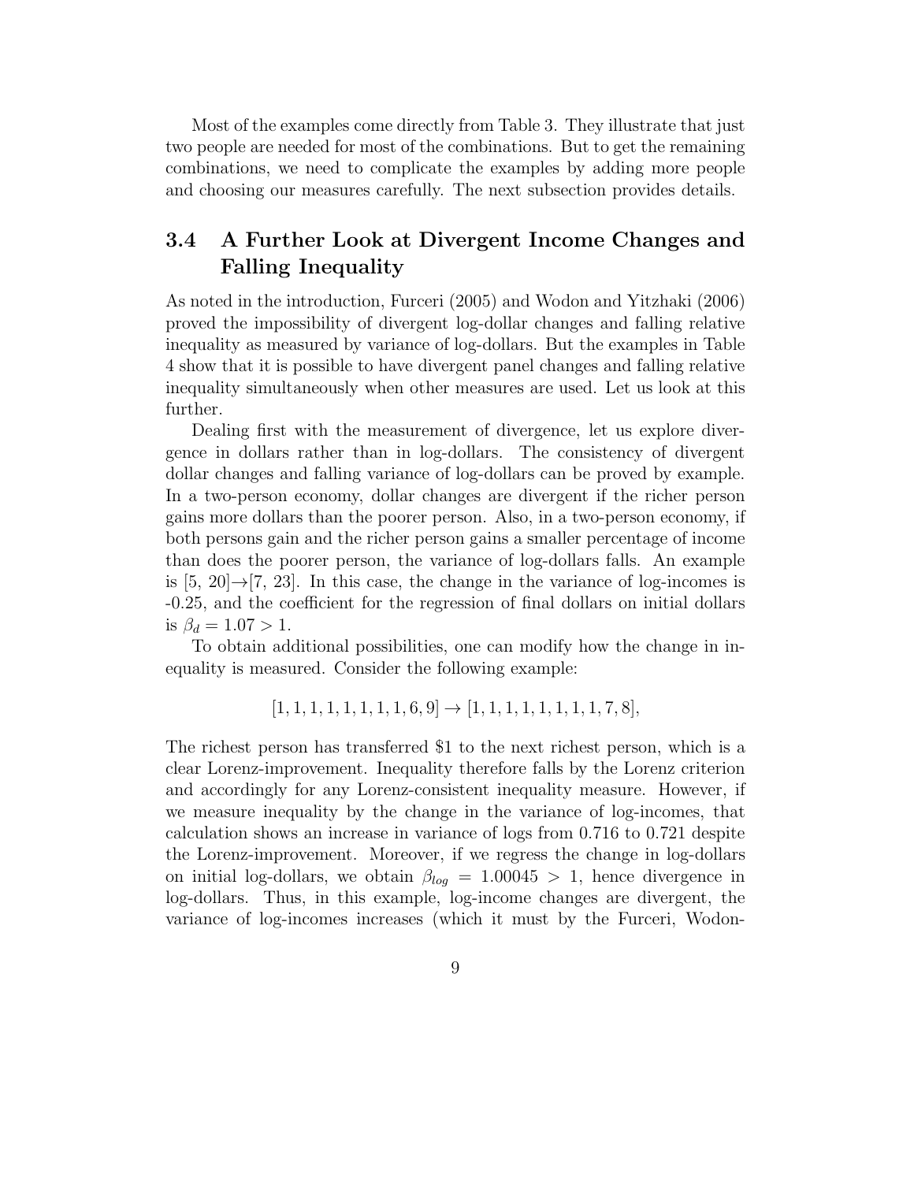Most of the examples come directly from Table 3. They illustrate that just two people are needed for most of the combinations. But to get the remaining combinations, we need to complicate the examples by adding more people and choosing our measures carefully. The next subsection provides details.

### 3.4 A Further Look at Divergent Income Changes and Falling Inequality

As noted in the introduction, Furceri (2005) and Wodon and Yitzhaki (2006) proved the impossibility of divergent log-dollar changes and falling relative inequality as measured by variance of log-dollars. But the examples in Table 4 show that it is possible to have divergent panel changes and falling relative inequality simultaneously when other measures are used. Let us look at this further.

Dealing first with the measurement of divergence, let us explore divergence in dollars rather than in log-dollars. The consistency of divergent dollar changes and falling variance of log-dollars can be proved by example. In a two-person economy, dollar changes are divergent if the richer person gains more dollars than the poorer person. Also, in a two-person economy, if both persons gain and the richer person gains a smaller percentage of income than does the poorer person, the variance of log-dollars falls. An example is [5, 20]→[7, 23]. In this case, the change in the variance of log-incomes is -0.25, and the coefficient for the regression of final dollars on initial dollars is $\beta_d = 1.07 > 1$.

To obtain additional possibilities, one can modify how the change in inequality is measured. Consider the following example:

$$[1, 1, 1, 1, 1, 1, 1, 1, 6, 9] \rightarrow [1, 1, 1, 1, 1, 1, 1, 1, 7, 8],$$

The richest person has transferred \$1 to the next richest person, which is a clear Lorenz-improvement. Inequality therefore falls by the Lorenz criterion and accordingly for any Lorenz-consistent inequality measure. However, if we measure inequality by the change in the variance of log-incomes, that calculation shows an increase in variance of logs from 0.716 to 0.721 despite the Lorenz-improvement. Moreover, if we regress the change in log-dollars on initial log-dollars, we obtain $\beta_{log} = 1.00045 > 1$, hence divergence in log-dollars. Thus, in this example, log-income changes are divergent, the variance of log-incomes increases (which it must by the Furceri, Wodon-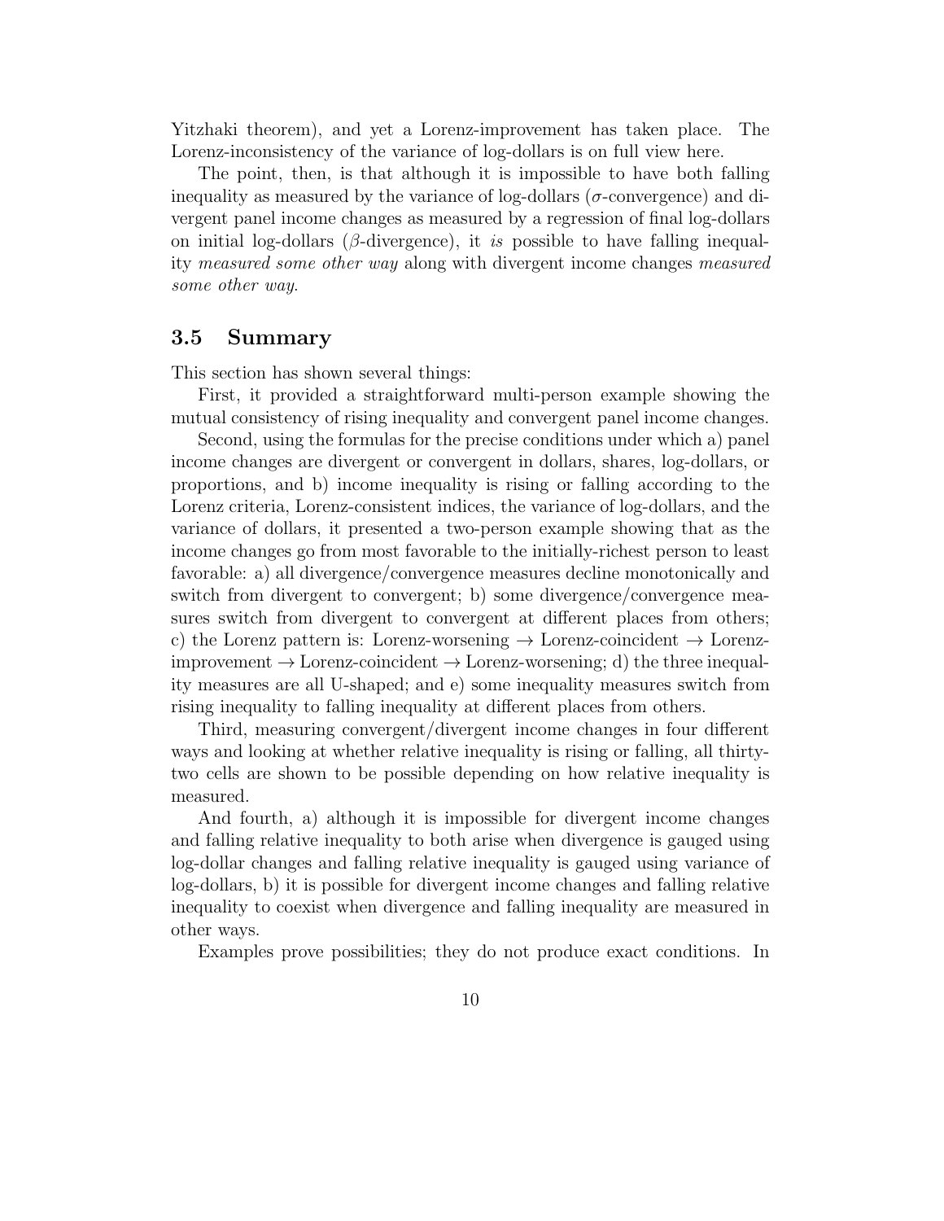Yitzhaki theorem), and yet a Lorenz-improvement has taken place. The Lorenz-inconsistency of the variance of log-dollars is on full view here.

The point, then, is that although it is impossible to have both falling inequality as measured by the variance of log-dollars ($\sigma$-convergence) and divergent panel income changes as measured by a regression of final log-dollars on initial log-dollars ($\beta$-divergence), it *is* possible to have falling inequality *measured some other way* along with divergent income changes *measured some other way*.

### 3.5 Summary

This section has shown several things:

First, it provided a straightforward multi-person example showing the mutual consistency of rising inequality and convergent panel income changes.

Second, using the formulas for the precise conditions under which a) panel income changes are divergent or convergent in dollars, shares, log-dollars, or proportions, and b) income inequality is rising or falling according to the Lorenz criteria, Lorenz-consistent indices, the variance of log-dollars, and the variance of dollars, it presented a two-person example showing that as the income changes go from most favorable to the initially-richest person to least favorable: a) all divergence/convergence measures decline monotonically and switch from divergent to convergent; b) some divergence/convergence measures switch from divergent to convergent at different places from others; c) the Lorenz pattern is: Lorenz-worsening → Lorenz-coincident → Lorenz-improvement → Lorenz-coincident → Lorenz-worsening; d) the three inequality measures are all U-shaped; and e) some inequality measures switch from rising inequality to falling inequality at different places from others.

Third, measuring convergent/divergent income changes in four different ways and looking at whether relative inequality is rising or falling, all thirty-two cells are shown to be possible depending on how relative inequality is measured.

And fourth, a) although it is impossible for divergent income changes and falling relative inequality to both arise when divergence is gauged using log-dollar changes and falling relative inequality is gauged using variance of log-dollars, b) it is possible for divergent income changes and falling relative inequality to coexist when divergence and falling inequality are measured in other ways.

Examples prove possibilities; they do not produce exact conditions. In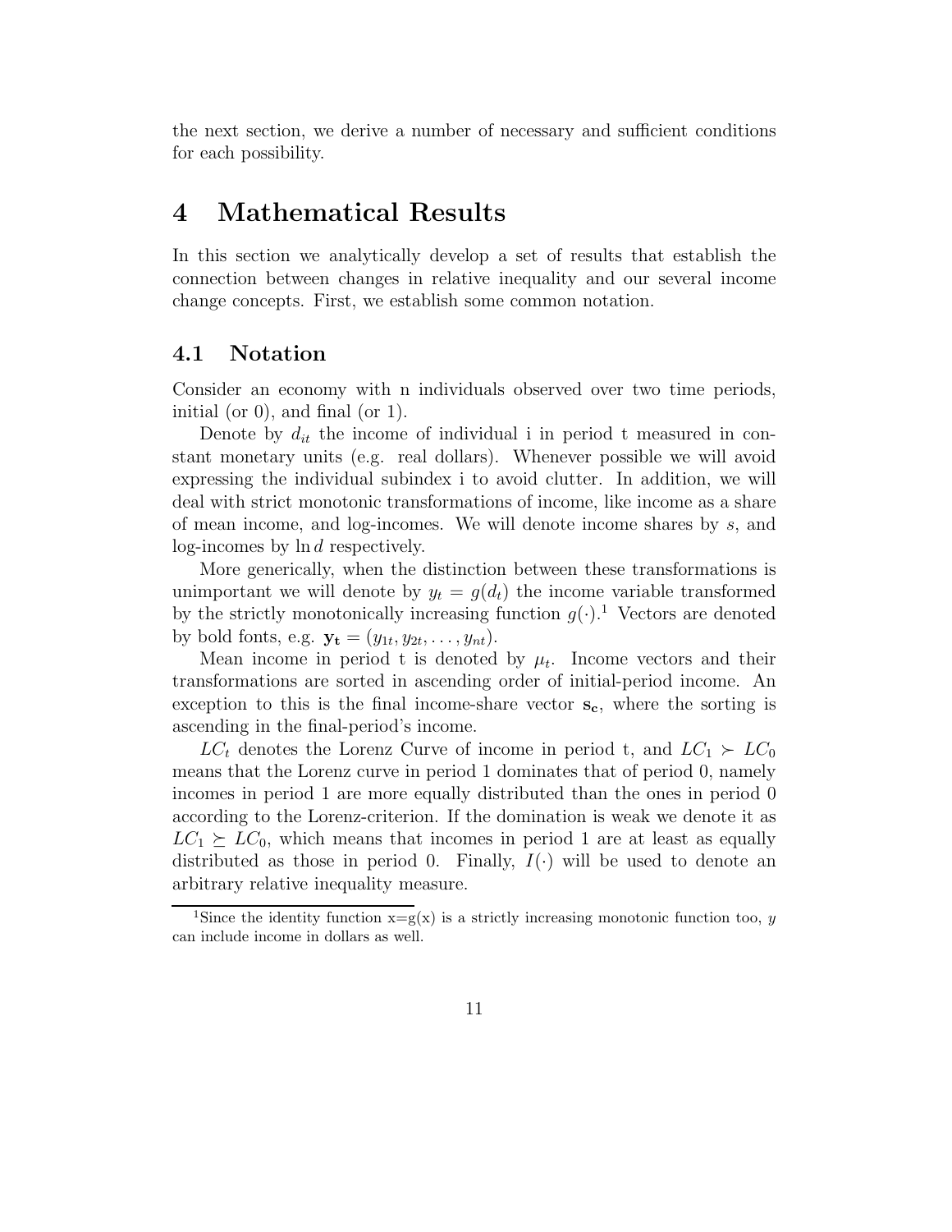the next section, we derive a number of necessary and sufficient conditions for each possibility.

# 4 Mathematical Results

In this section we analytically develop a set of results that establish the connection between changes in relative inequality and our several income change concepts. First, we establish some common notation.

## 4.1 Notation

Consider an economy with n individuals observed over two time periods, initial (or 0), and final (or 1).

Denote by $d_{it}$ the income of individual i in period t measured in constant monetary units (e.g. real dollars). Whenever possible we will avoid expressing the individual subindex i to avoid clutter. In addition, we will deal with strict monotonic transformations of income, like income as a share of mean income, and log-incomes. We will denote income shares by $s$, and log-incomes by $\ln d$ respectively.

More generically, when the distinction between these transformations is unimportant we will denote by $y_t = g(d_t)$ the income variable transformed by the strictly monotonically increasing function $g(\cdot)$.[1] Vectors are denoted by bold fonts, e.g. $\mathbf{y_t} = (y_{1t}, y_{2t}, \ldots, y_{nt})$.

Mean income in period t is denoted by $\mu_t$. Income vectors and their transformations are sorted in ascending order of initial-period income. An exception to this is the final income-share vector $\mathbf{s_c}$, where the sorting is ascending in the final-period's income.

$LC_t$ denotes the Lorenz Curve of income in period t, and $LC_1 \succ LC_0$ means that the Lorenz curve in period 1 dominates that of period 0, namely incomes in period 1 are more equally distributed than the ones in period 0 according to the Lorenz-criterion. If the domination is weak we denote it as $LC_1 \succeq LC_0$, which means that incomes in period 1 are at least as equally distributed as those in period 0. Finally, $I(\cdot)$ will be used to denote an arbitrary relative inequality measure.

[1] Since the identity function x=g(x) is a strictly increasing monotonic function too, $y$ can include income in dollars as well.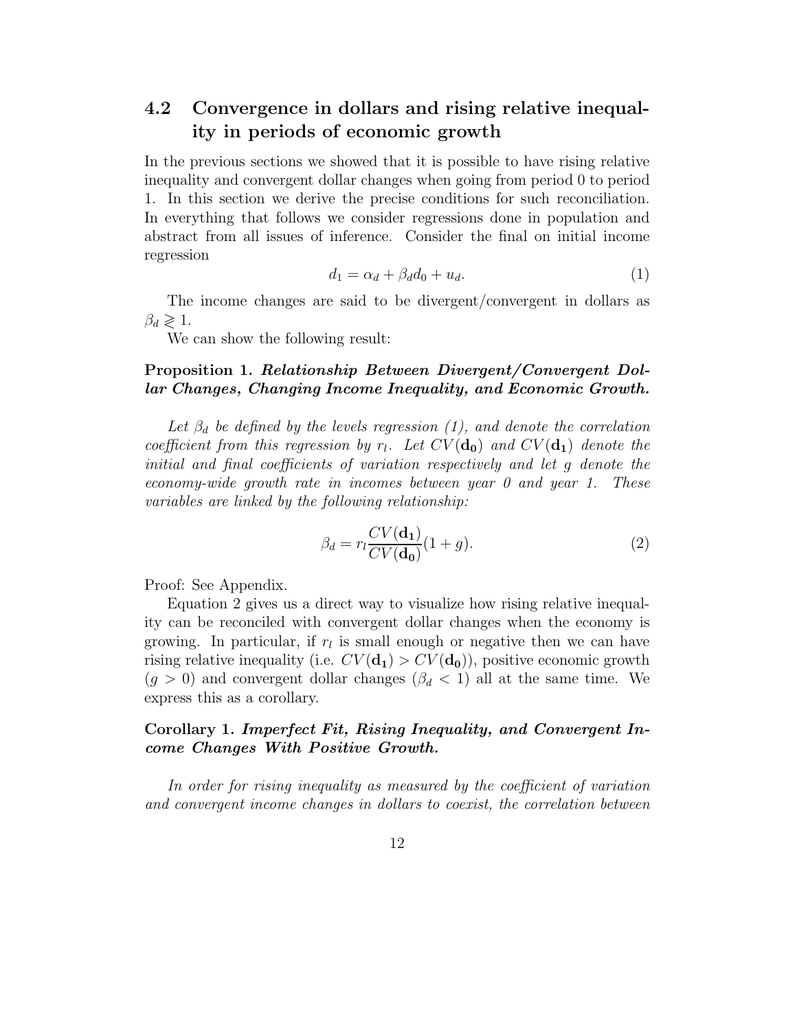## 4.2 Convergence in dollars and rising relative inequality in periods of economic growth

In the previous sections we showed that it is possible to have rising relative inequality and convergent dollar changes when going from period 0 to period 1. In this section we derive the precise conditions for such reconciliation. In everything that follows we consider regressions done in population and abstract from all issues of inference. Consider the final on initial income regression

$$d_1 = \alpha_d + \beta_d d_0 + u_d. \tag{1}$$

The income changes are said to be divergent/convergent in dollars as $\beta_d \gtrless 1$.

We can show the following result:

**Proposition 1.** ***Relationship Between Divergent/Convergent Dollar Changes, Changing Income Inequality, and Economic Growth.***

*Let $\beta_d$ be defined by the levels regression (1), and denote the correlation coefficient from this regression by $r_l$. Let $CV(\mathbf{d_0})$ and $CV(\mathbf{d_1})$ denote the initial and final coefficients of variation respectively and let $g$ denote the economy-wide growth rate in incomes between year 0 and year 1. These variables are linked by the following relationship:*

$$\beta_d = r_l \frac{CV(\mathbf{d_1})}{CV(\mathbf{d_0})}(1+g). \tag{2}$$

Proof: See Appendix.

Equation 2 gives us a direct way to visualize how rising relative inequality can be reconciled with convergent dollar changes when the economy is growing. In particular, if $r_l$ is small enough or negative then we can have rising relative inequality (i.e. $CV(\mathbf{d_1}) > CV(\mathbf{d_0})$), positive economic growth ($g > 0$) and convergent dollar changes ($\beta_d < 1$) all at the same time. We express this as a corollary.

**Corollary 1.** ***Imperfect Fit, Rising Inequality, and Convergent Income Changes With Positive Growth.***

*In order for rising inequality as measured by the coefficient of variation and convergent income changes in dollars to coexist, the correlation between*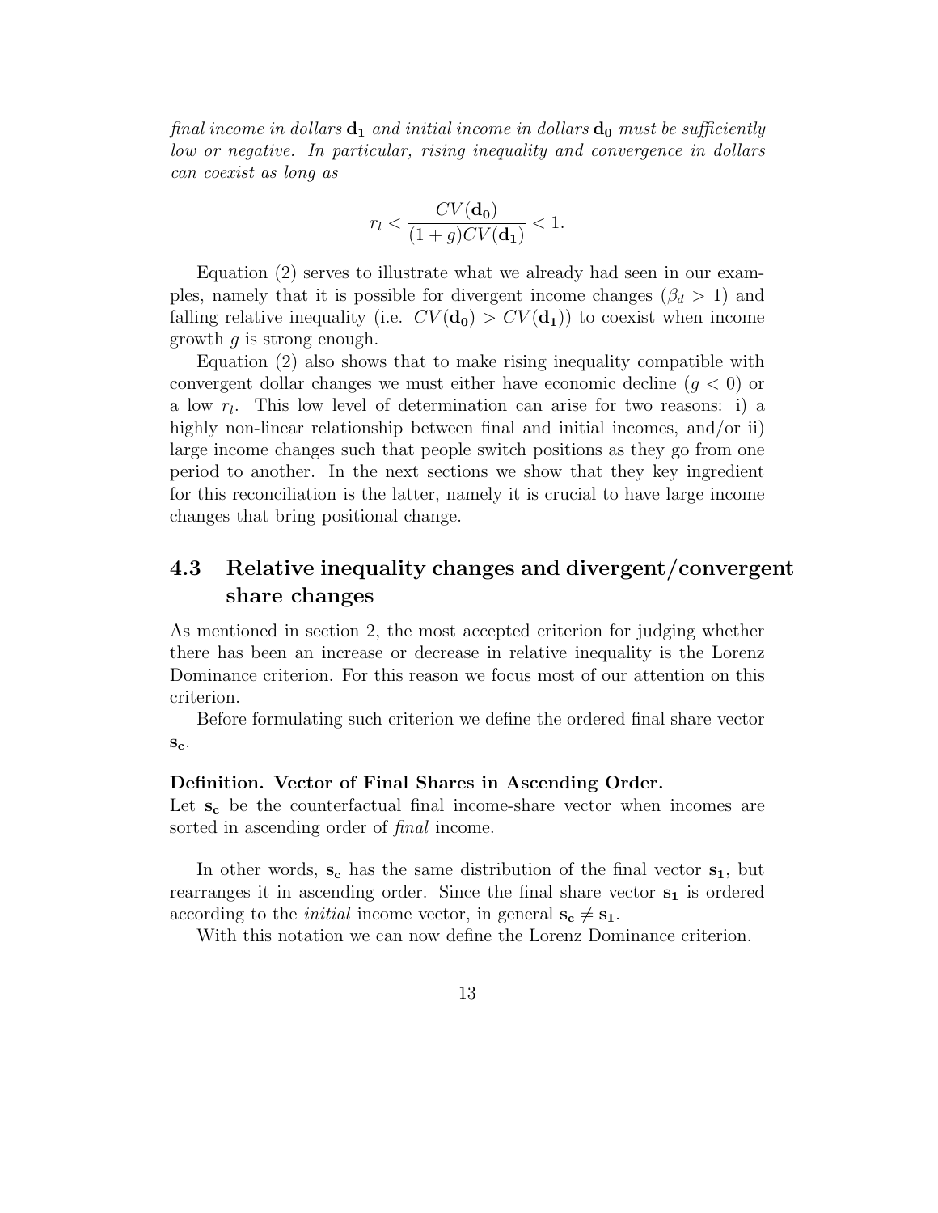*final income in dollars* $\mathbf{d_1}$ *and initial income in dollars* $\mathbf{d_0}$ *must be sufficiently low or negative. In particular, rising inequality and convergence in dollars can coexist as long as*

$$r_l < \frac{CV(\mathbf{d_0})}{(1+g)CV(\mathbf{d_1})} < 1.$$

Equation (2) serves to illustrate what we already had seen in our examples, namely that it is possible for divergent income changes ($\beta_d > 1$) and falling relative inequality (i.e. $CV(\mathbf{d_0}) > CV(\mathbf{d_1})$) to coexist when income growth $g$ is strong enough.

Equation (2) also shows that to make rising inequality compatible with convergent dollar changes we must either have economic decline ($g < 0$) or a low $r_l$. This low level of determination can arise for two reasons: i) a highly non-linear relationship between final and initial incomes, and/or ii) large income changes such that people switch positions as they go from one period to another. In the next sections we show that they key ingredient for this reconciliation is the latter, namely it is crucial to have large income changes that bring positional change.

## 4.3 Relative inequality changes and divergent/convergent share changes

As mentioned in section 2, the most accepted criterion for judging whether there has been an increase or decrease in relative inequality is the Lorenz Dominance criterion. For this reason we focus most of our attention on this criterion.

Before formulating such criterion we define the ordered final share vector $\mathbf{s_c}$.

**Definition. Vector of Final Shares in Ascending Order.**
Let $\mathbf{s_c}$ be the counterfactual final income-share vector when incomes are sorted in ascending order of *final* income.

In other words, $\mathbf{s_c}$ has the same distribution of the final vector $\mathbf{s_1}$, but rearranges it in ascending order. Since the final share vector $\mathbf{s_1}$ is ordered according to the *initial* income vector, in general $\mathbf{s_c} \neq \mathbf{s_1}$.

With this notation we can now define the Lorenz Dominance criterion.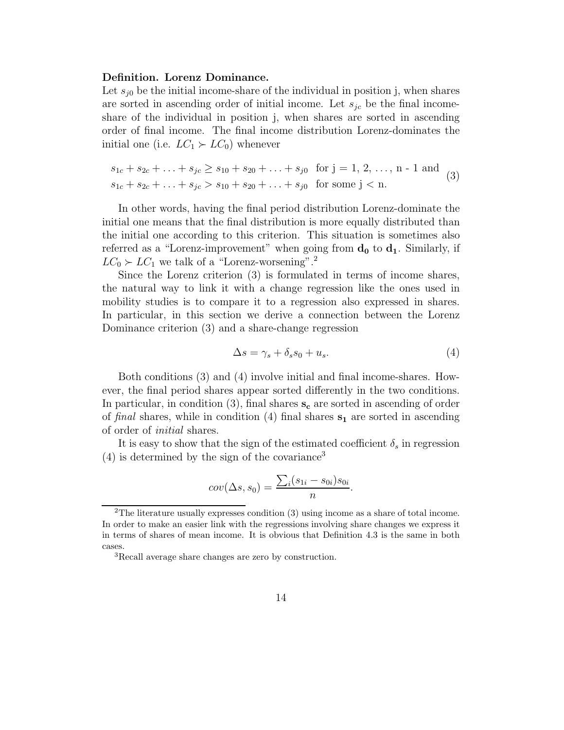**Definition. Lorenz Dominance.**
Let $s_{j0}$ be the initial income-share of the individual in position j, when shares are sorted in ascending order of initial income. Let $s_{jc}$ be the final income-share of the individual in position j, when shares are sorted in ascending order of final income. The final income distribution Lorenz-dominates the initial one (i.e. $LC_1 \succ LC_0$) whenever

$$
\begin{aligned}
&s_{1c} + s_{2c} + \ldots + s_{jc} \geq s_{10} + s_{20} + \ldots + s_{j0} \quad \text{for j = 1, 2, \ldots, n - 1 and} \\
&s_{1c} + s_{2c} + \ldots + s_{jc} > s_{10} + s_{20} + \ldots + s_{j0} \quad \text{for some j < n.}
\end{aligned}
\tag{3}
$$

In other words, having the final period distribution Lorenz-dominate the initial one means that the final distribution is more equally distributed than the initial one according to this criterion. This situation is sometimes also referred as a "Lorenz-improvement" when going from $\mathbf{d_0}$ to $\mathbf{d_1}$. Similarly, if $LC_0 \succ LC_1$ we talk of a "Lorenz-worsening".[2]

Since the Lorenz criterion (3) is formulated in terms of income shares, the natural way to link it with a change regression like the ones used in mobility studies is to compare it to a regression also expressed in shares. In particular, in this section we derive a connection between the Lorenz Dominance criterion (3) and a share-change regression

$$
\Delta s = \gamma_s + \delta_s s_0 + u_s. \tag{4}
$$

Both conditions (3) and (4) involve initial and final income-shares. However, the final period shares appear sorted differently in the two conditions. In particular, in condition (3), final shares $\mathbf{s_c}$ are sorted in ascending of order of *final* shares, while in condition (4) final shares $\mathbf{s_1}$ are sorted in ascending of order of *initial* shares.

It is easy to show that the sign of the estimated coefficient $\delta_s$ in regression (4) is determined by the sign of the covariance[3]

$$
cov(\Delta s, s_0) = \frac{\sum_i (s_{1i} - s_{0i}) s_{0i}}{n}.
$$

[2] The literature usually expresses condition (3) using income as a share of total income. In order to make an easier link with the regressions involving share changes we express it in terms of shares of mean income. It is obvious that Definition 4.3 is the same in both cases.

[3] Recall average share changes are zero by construction.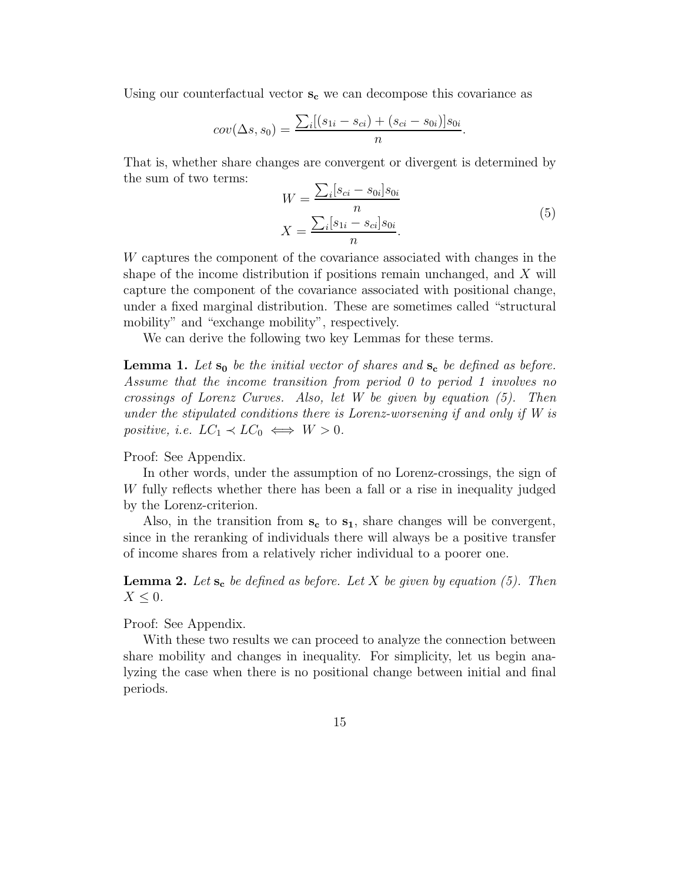Using our counterfactual vector $\mathbf{s_c}$ we can decompose this covariance as

$$cov(\Delta s, s_0) = \frac{\sum_i [(s_{1i} - s_{ci}) + (s_{ci} - s_{0i})] s_{0i}}{n}.$$

That is, whether share changes are convergent or divergent is determined by the sum of two terms:

$$\begin{aligned} W &= \frac{\sum_i [s_{ci} - s_{0i}] s_{0i}}{n} \\ X &= \frac{\sum_i [s_{1i} - s_{ci}] s_{0i}}{n}. \end{aligned} \tag{5}$$

$W$ captures the component of the covariance associated with changes in the shape of the income distribution if positions remain unchanged, and $X$ will capture the component of the covariance associated with positional change, under a fixed marginal distribution. These are sometimes called "structural mobility" and "exchange mobility", respectively.

We can derive the following two key Lemmas for these terms.

**Lemma 1.** *Let $\mathbf{s_0}$ be the initial vector of shares and $\mathbf{s_c}$ be defined as before. Assume that the income transition from period 0 to period 1 involves no crossings of Lorenz Curves. Also, let $W$ be given by equation (5). Then under the stipulated conditions there is Lorenz-worsening if and only if $W$ is positive, i.e. $LC_1 \prec LC_0 \iff W > 0$.*

Proof: See Appendix.

In other words, under the assumption of no Lorenz-crossings, the sign of $W$ fully reflects whether there has been a fall or a rise in inequality judged by the Lorenz-criterion.

Also, in the transition from $\mathbf{s_c}$ to $\mathbf{s_1}$, share changes will be convergent, since in the reranking of individuals there will always be a positive transfer of income shares from a relatively richer individual to a poorer one.

**Lemma 2.** *Let $\mathbf{s_c}$ be defined as before. Let $X$ be given by equation (5). Then $X \leq 0$.*

Proof: See Appendix.

With these two results we can proceed to analyze the connection between share mobility and changes in inequality. For simplicity, let us begin analyzing the case when there is no positional change between initial and final periods.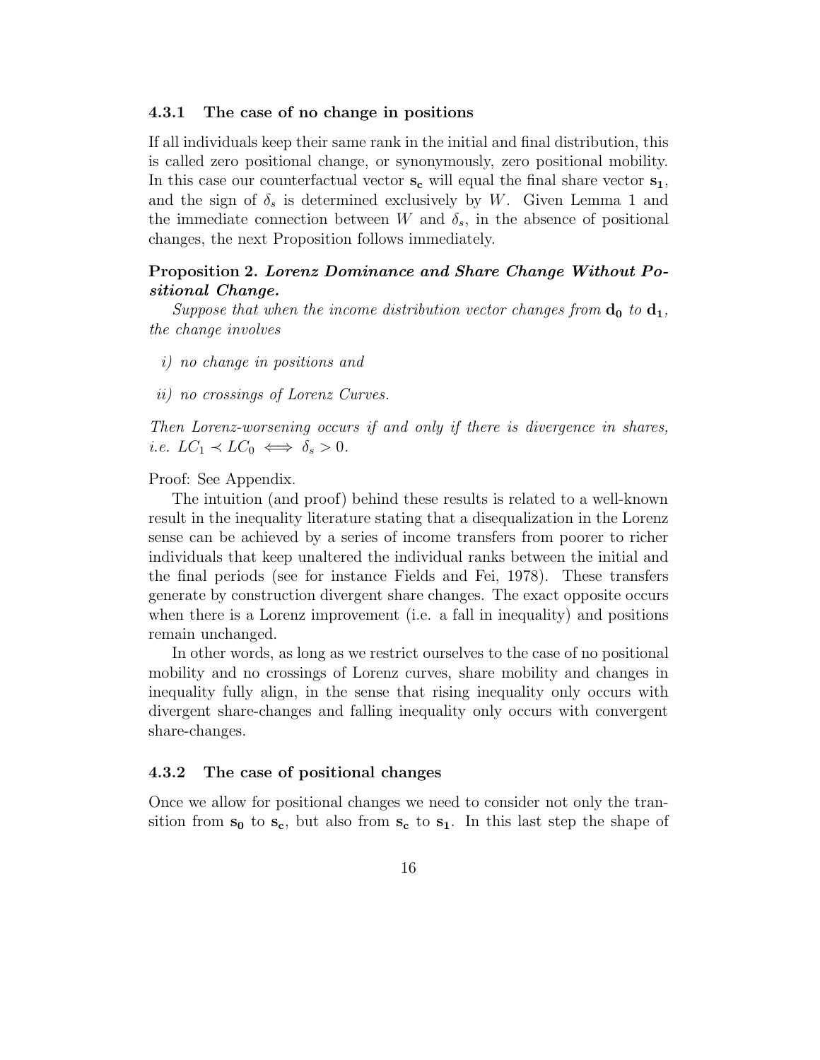#### 4.3.1 The case of no change in positions

If all individuals keep their same rank in the initial and final distribution, this is called zero positional change, or synonymously, zero positional mobility. In this case our counterfactual vector $\mathbf{s_c}$ will equal the final share vector $\mathbf{s_1}$, and the sign of $\delta_s$ is determined exclusively by $W$. Given Lemma 1 and the immediate connection between $W$ and $\delta_s$, in the absence of positional changes, the next Proposition follows immediately.

**Proposition 2.** ***Lorenz Dominance and Share Change Without Positional Change.***

*Suppose that when the income distribution vector changes from* $\mathbf{d_0}$ *to* $\mathbf{d_1}$*, the change involves*

*i) no change in positions and*

*ii) no crossings of Lorenz Curves.*

*Then Lorenz-worsening occurs if and only if there is divergence in shares, i.e.* $LC_1 \prec LC_0 \iff \delta_s > 0$.

Proof: See Appendix.

The intuition (and proof) behind these results is related to a well-known result in the inequality literature stating that a disequalization in the Lorenz sense can be achieved by a series of income transfers from poorer to richer individuals that keep unaltered the individual ranks between the initial and the final periods (see for instance Fields and Fei, 1978). These transfers generate by construction divergent share changes. The exact opposite occurs when there is a Lorenz improvement (i.e. a fall in inequality) and positions remain unchanged.

In other words, as long as we restrict ourselves to the case of no positional mobility and no crossings of Lorenz curves, share mobility and changes in inequality fully align, in the sense that rising inequality only occurs with divergent share-changes and falling inequality only occurs with convergent share-changes.

#### 4.3.2 The case of positional changes

Once we allow for positional changes we need to consider not only the transition from $\mathbf{s_0}$ to $\mathbf{s_c}$, but also from $\mathbf{s_c}$ to $\mathbf{s_1}$. In this last step the shape of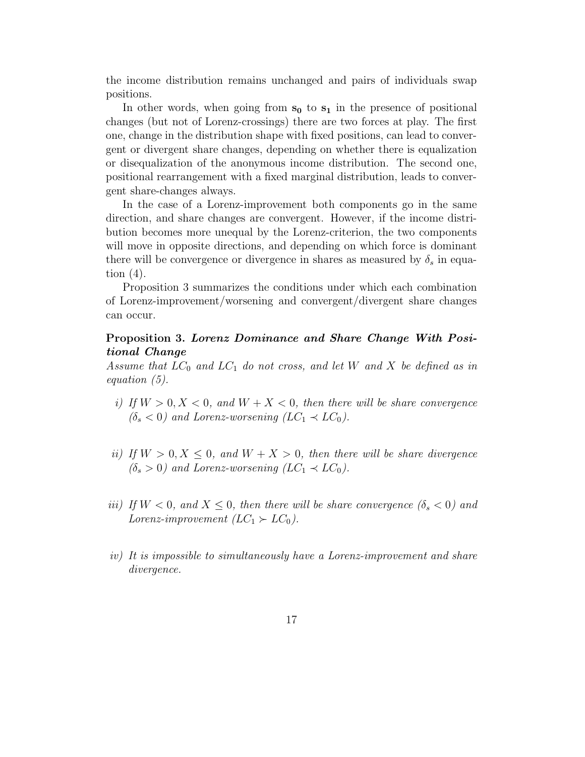the income distribution remains unchanged and pairs of individuals swap positions.

In other words, when going from $\mathbf{s_0}$ to $\mathbf{s_1}$ in the presence of positional changes (but not of Lorenz-crossings) there are two forces at play. The first one, change in the distribution shape with fixed positions, can lead to convergent or divergent share changes, depending on whether there is equalization or disequalization of the anonymous income distribution. The second one, positional rearrangement with a fixed marginal distribution, leads to convergent share-changes always.

In the case of a Lorenz-improvement both components go in the same direction, and share changes are convergent. However, if the income distribution becomes more unequal by the Lorenz-criterion, the two components will move in opposite directions, and depending on which force is dominant there will be convergence or divergence in shares as measured by $\delta_s$ in equation (4).

Proposition 3 summarizes the conditions under which each combination of Lorenz-improvement/worsening and convergent/divergent share changes can occur.

**Proposition 3.** ***Lorenz Dominance and Share Change With Positional Change***
*Assume that $LC_0$ and $LC_1$ do not cross, and let $W$ and $X$ be defined as in equation (5).*

*i) If $W > 0, X < 0$, and $W + X < 0$, then there will be share convergence ($\delta_s < 0$) and Lorenz-worsening ($LC_1 \prec LC_0$).*

*ii) If $W > 0, X \leq 0$, and $W + X > 0$, then there will be share divergence ($\delta_s > 0$) and Lorenz-worsening ($LC_1 \prec LC_0$).*

*iii) If $W < 0$, and $X \leq 0$, then there will be share convergence ($\delta_s < 0$) and Lorenz-improvement ($LC_1 \succ LC_0$).*

*iv) It is impossible to simultaneously have a Lorenz-improvement and share divergence.*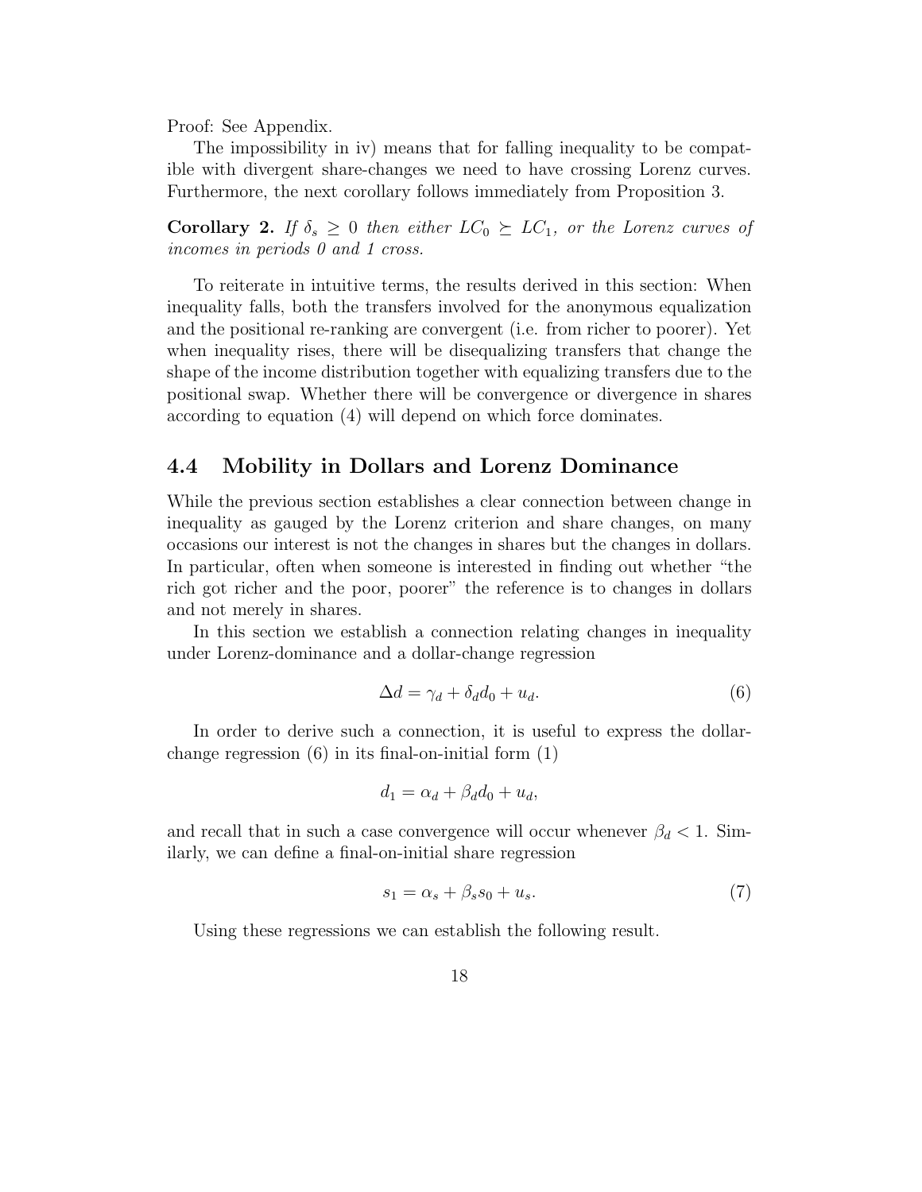Proof: See Appendix.

The impossibility in iv) means that for falling inequality to be compatible with divergent share-changes we need to have crossing Lorenz curves. Furthermore, the next corollary follows immediately from Proposition 3.

**Corollary 2.** *If $\delta_s \geq 0$ then either $LC_0 \succeq LC_1$, or the Lorenz curves of incomes in periods 0 and 1 cross.*

To reiterate in intuitive terms, the results derived in this section: When inequality falls, both the transfers involved for the anonymous equalization and the positional re-ranking are convergent (i.e. from richer to poorer). Yet when inequality rises, there will be disequalizing transfers that change the shape of the income distribution together with equalizing transfers due to the positional swap. Whether there will be convergence or divergence in shares according to equation (4) will depend on which force dominates.

## 4.4 Mobility in Dollars and Lorenz Dominance

While the previous section establishes a clear connection between change in inequality as gauged by the Lorenz criterion and share changes, on many occasions our interest is not the changes in shares but the changes in dollars. In particular, often when someone is interested in finding out whether "the rich got richer and the poor, poorer" the reference is to changes in dollars and not merely in shares.

In this section we establish a connection relating changes in inequality under Lorenz-dominance and a dollar-change regression

$$\Delta d = \gamma_d + \delta_d d_0 + u_d. \tag{6}$$

In order to derive such a connection, it is useful to express the dollar-change regression (6) in its final-on-initial form (1)

$$d_1 = \alpha_d + \beta_d d_0 + u_d,$$

and recall that in such a case convergence will occur whenever $\beta_d < 1$. Similarly, we can define a final-on-initial share regression

$$s_1 = \alpha_s + \beta_s s_0 + u_s. \tag{7}$$

Using these regressions we can establish the following result.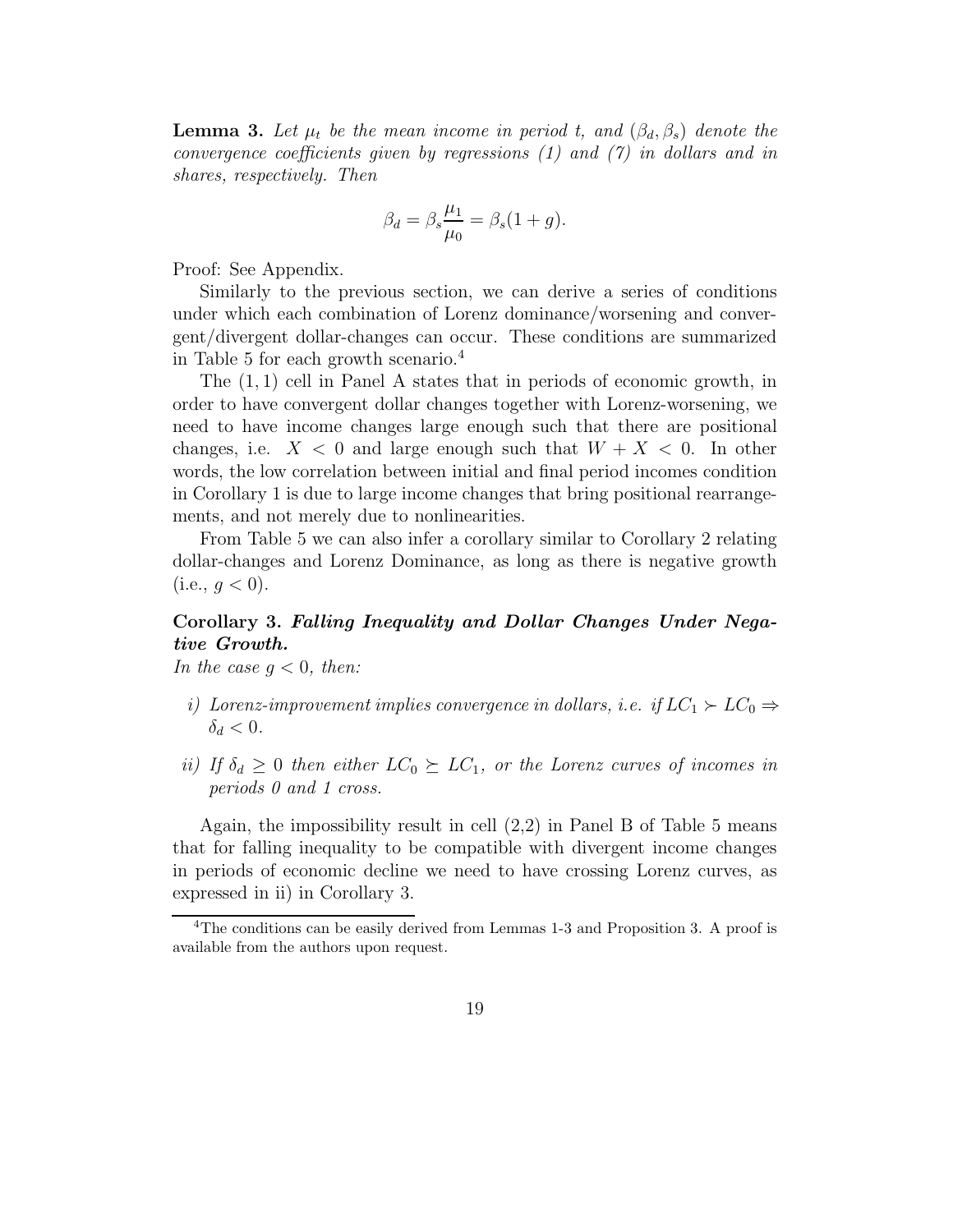**Lemma 3.** *Let $\mu_t$ be the mean income in period t, and $(\beta_d, \beta_s)$ denote the convergence coefficients given by regressions (1) and (7) in dollars and in shares, respectively. Then*

$$\beta_d = \beta_s \frac{\mu_1}{\mu_0} = \beta_s(1 + g).$$

Proof: See Appendix.

Similarly to the previous section, we can derive a series of conditions under which each combination of Lorenz dominance/worsening and convergent/divergent dollar-changes can occur. These conditions are summarized in Table 5 for each growth scenario.[4]

The $(1, 1)$ cell in Panel A states that in periods of economic growth, in order to have convergent dollar changes together with Lorenz-worsening, we need to have income changes large enough such that there are positional changes, i.e. $X < 0$ and large enough such that $W + X < 0$. In other words, the low correlation between initial and final period incomes condition in Corollary 1 is due to large income changes that bring positional rearrangements, and not merely due to nonlinearities.

From Table 5 we can also infer a corollary similar to Corollary 2 relating dollar-changes and Lorenz Dominance, as long as there is negative growth (i.e., $g < 0$).

**Corollary 3.** ***Falling Inequality and Dollar Changes Under Negative Growth.***
*In the case $g < 0$, then:*

*i) Lorenz-improvement implies convergence in dollars, i.e. if $LC_1 \succ LC_0 \Rightarrow \delta_d < 0$.*

*ii) If $\delta_d \geq 0$ then either $LC_0 \succeq LC_1$, or the Lorenz curves of incomes in periods 0 and 1 cross.*

Again, the impossibility result in cell (2,2) in Panel B of Table 5 means that for falling inequality to be compatible with divergent income changes in periods of economic decline we need to have crossing Lorenz curves, as expressed in ii) in Corollary 3.

[4] The conditions can be easily derived from Lemmas 1-3 and Proposition 3. A proof is available from the authors upon request.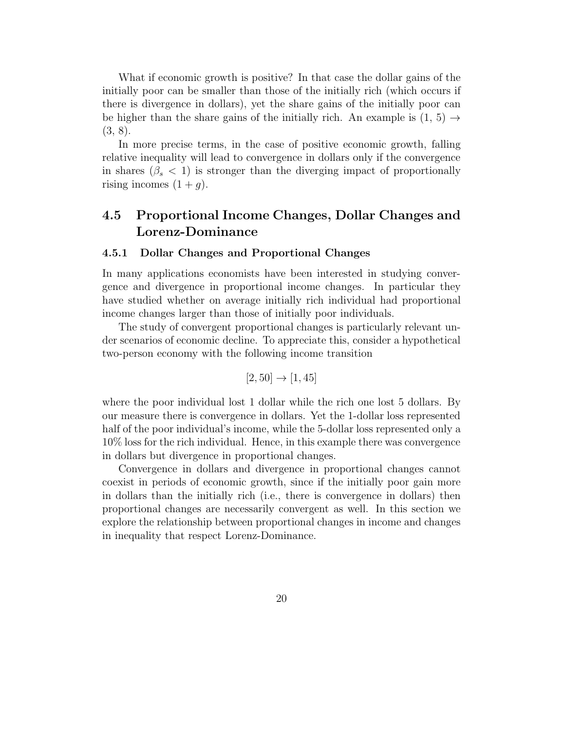What if economic growth is positive? In that case the dollar gains of the initially poor can be smaller than those of the initially rich (which occurs if there is divergence in dollars), yet the share gains of the initially poor can be higher than the share gains of the initially rich. An example is (1, 5) $\rightarrow$ (3, 8).

In more precise terms, in the case of positive economic growth, falling relative inequality will lead to convergence in dollars only if the convergence in shares ($\beta_s < 1$) is stronger than the diverging impact of proportionally rising incomes $(1 + g)$.

## 4.5 Proportional Income Changes, Dollar Changes and Lorenz-Dominance

### 4.5.1 Dollar Changes and Proportional Changes

In many applications economists have been interested in studying convergence and divergence in proportional income changes. In particular they have studied whether on average initially rich individual had proportional income changes larger than those of initially poor individuals.

The study of convergent proportional changes is particularly relevant under scenarios of economic decline. To appreciate this, consider a hypothetical two-person economy with the following income transition

$$[2, 50] \rightarrow [1, 45]$$

where the poor individual lost 1 dollar while the rich one lost 5 dollars. By our measure there is convergence in dollars. Yet the 1-dollar loss represented half of the poor individual's income, while the 5-dollar loss represented only a 10% loss for the rich individual. Hence, in this example there was convergence in dollars but divergence in proportional changes.

Convergence in dollars and divergence in proportional changes cannot coexist in periods of economic growth, since if the initially poor gain more in dollars than the initially rich (i.e., there is convergence in dollars) then proportional changes are necessarily convergent as well. In this section we explore the relationship between proportional changes in income and changes in inequality that respect Lorenz-Dominance.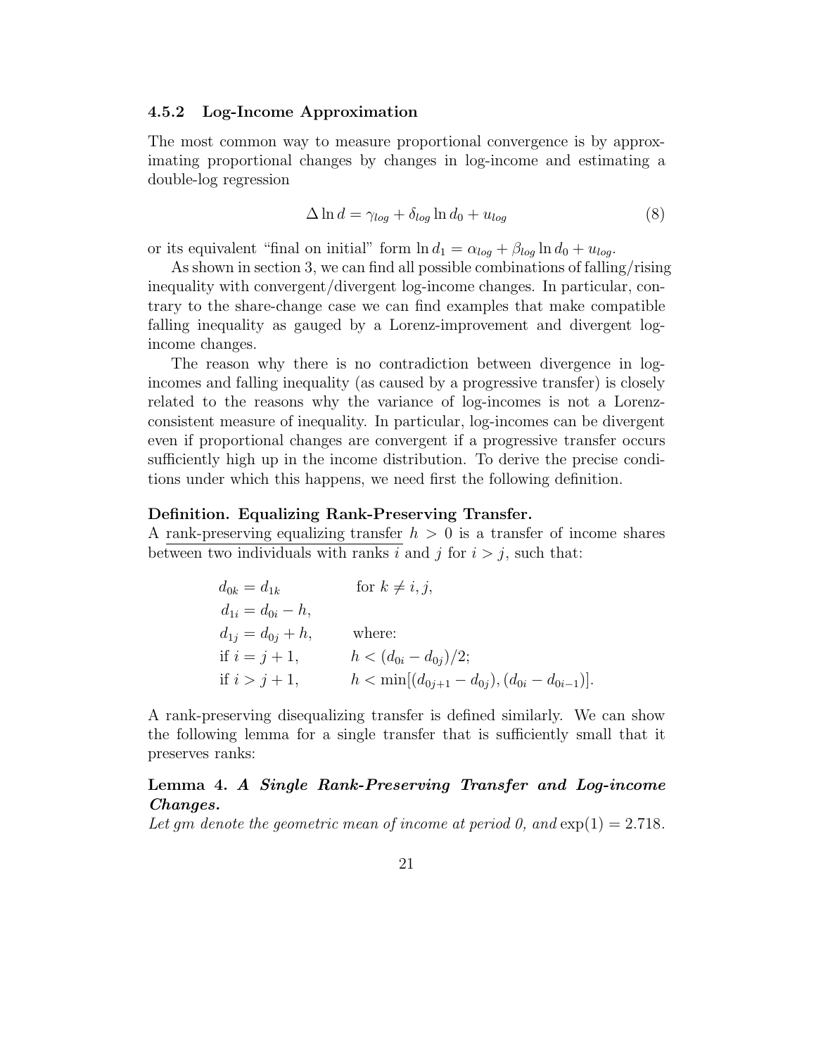### 4.5.2 Log-Income Approximation

The most common way to measure proportional convergence is by approximating proportional changes by changes in log-income and estimating a double-log regression

$$\Delta \ln d = \gamma_{log} + \delta_{log} \ln d_0 + u_{log} \tag{8}$$

or its equivalent "final on initial" form $\ln d_1 = \alpha_{log} + \beta_{log} \ln d_0 + u_{log}$.

As shown in section 3, we can find all possible combinations of falling/rising inequality with convergent/divergent log-income changes. In particular, contrary to the share-change case we can find examples that make compatible falling inequality as gauged by a Lorenz-improvement and divergent log-income changes.

The reason why there is no contradiction between divergence in log-incomes and falling inequality (as caused by a progressive transfer) is closely related to the reasons why the variance of log-incomes is not a Lorenz-consistent measure of inequality. In particular, log-incomes can be divergent even if proportional changes are convergent if a progressive transfer occurs sufficiently high up in the income distribution. To derive the precise conditions under which this happens, we need first the following definition.

**Definition. Equalizing Rank-Preserving Transfer.**
A <u>rank-preserving equalizing transfer</u> $h > 0$ is a transfer of income shares between two individuals with ranks $i$ and $j$ for $i > j$, such that:

$$\begin{array}{ll}
d_{0k} = d_{1k} & \text{for } k \neq i, j, \\
d_{1i} = d_{0i} - h, & \\
d_{1j} = d_{0j} + h, & \text{where:} \\
\text{if } i = j+1, & h < (d_{0i} - d_{0j})/2; \\
\text{if } i > j+1, & h < \min[(d_{0j+1} - d_{0j}), (d_{0i} - d_{0i-1})].
\end{array}$$

A rank-preserving disequalizing transfer is defined similarly. We can show the following lemma for a single transfer that is sufficiently small that it preserves ranks:

**Lemma 4.** ***A Single Rank-Preserving Transfer and Log-income Changes.***
*Let $gm$ denote the geometric mean of income at period 0, and $\exp(1) = 2.718$.*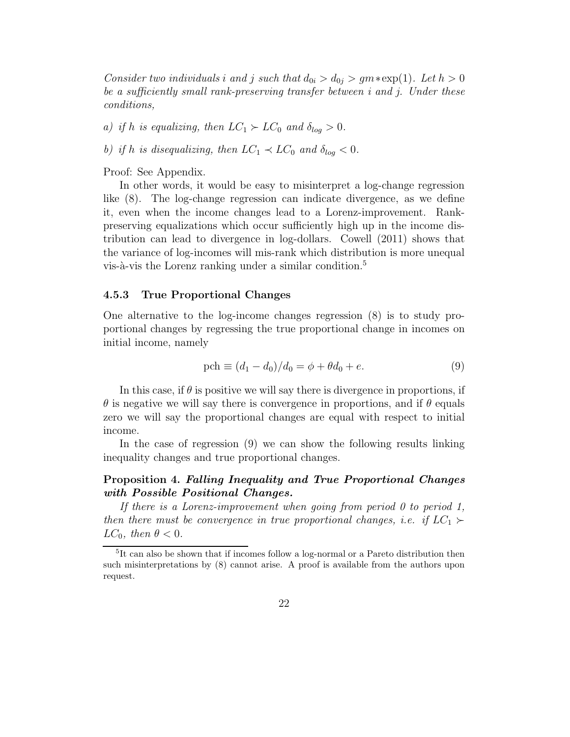*Consider two individuals $i$ and $j$ such that $d_{0i} > d_{0j} > gm*\exp(1)$. Let $h > 0$ be a sufficiently small rank-preserving transfer between $i$ and $j$. Under these conditions,*

*a) if $h$ is equalizing, then $LC_1 \succ LC_0$ and $\delta_{log} > 0$.*

*b) if $h$ is disequalizing, then $LC_1 \prec LC_0$ and $\delta_{log} < 0$.*

Proof: See Appendix.

In other words, it would be easy to misinterpret a log-change regression like (8). The log-change regression can indicate divergence, as we define it, even when the income changes lead to a Lorenz-improvement. Rank-preserving equalizations which occur sufficiently high up in the income distribution can lead to divergence in log-dollars. Cowell (2011) shows that the variance of log-incomes will mis-rank which distribution is more unequal vis-à-vis the Lorenz ranking under a similar condition.[5]

### 4.5.3 True Proportional Changes

One alternative to the log-income changes regression (8) is to study proportional changes by regressing the true proportional change in incomes on initial income, namely

$$\text{pch} \equiv (d_1 - d_0)/d_0 = \phi + \theta d_0 + e. \tag{9}$$

In this case, if $\theta$ is positive we will say there is divergence in proportions, if $\theta$ is negative we will say there is convergence in proportions, and if $\theta$ equals zero we will say the proportional changes are equal with respect to initial income.

In the case of regression (9) we can show the following results linking inequality changes and true proportional changes.

**Proposition 4.** ***Falling Inequality and True Proportional Changes with Possible Positional Changes.***

*If there is a Lorenz-improvement when going from period 0 to period 1, then there must be convergence in true proportional changes, i.e. if $LC_1 \succ LC_0$, then $\theta < 0$.*

[5]It can also be shown that if incomes follow a log-normal or a Pareto distribution then such misinterpretations by (8) cannot arise. A proof is available from the authors upon request.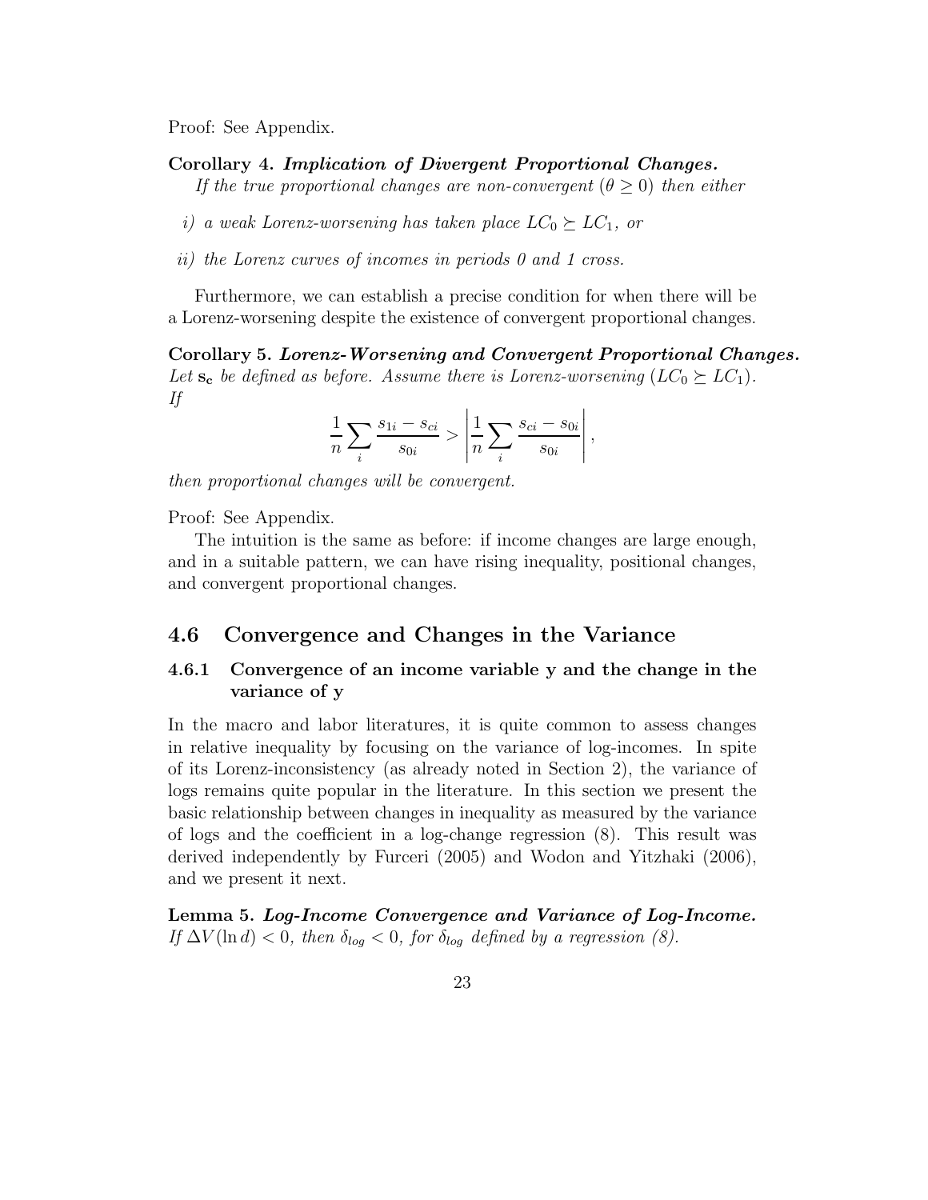Proof: See Appendix.

**Corollary 4.** ***Implication of Divergent Proportional Changes.***
*If the true proportional changes are non-convergent ($\theta \geq 0$) then either*

*i) a weak Lorenz-worsening has taken place $LC_0 \succeq LC_1$, or*

*ii) the Lorenz curves of incomes in periods 0 and 1 cross.*

Furthermore, we can establish a precise condition for when there will be a Lorenz-worsening despite the existence of convergent proportional changes.

**Corollary 5.** ***Lorenz-Worsening and Convergent Proportional Changes.*** *Let $\mathbf{s_c}$ be defined as before. Assume there is Lorenz-worsening ($LC_0 \succeq LC_1$). If*

$$\frac{1}{n}\sum_i \frac{s_{1i} - s_{ci}}{s_{0i}} > \left| \frac{1}{n}\sum_i \frac{s_{ci} - s_{0i}}{s_{0i}} \right|,$$

*then proportional changes will be convergent.*

Proof: See Appendix.

The intuition is the same as before: if income changes are large enough, and in a suitable pattern, we can have rising inequality, positional changes, and convergent proportional changes.

## 4.6 Convergence and Changes in the Variance

### 4.6.1 Convergence of an income variable y and the change in the variance of y

In the macro and labor literatures, it is quite common to assess changes in relative inequality by focusing on the variance of log-incomes. In spite of its Lorenz-inconsistency (as already noted in Section 2), the variance of logs remains quite popular in the literature. In this section we present the basic relationship between changes in inequality as measured by the variance of logs and the coefficient in a log-change regression (8). This result was derived independently by Furceri (2005) and Wodon and Yitzhaki (2006), and we present it next.

**Lemma 5.** ***Log-Income Convergence and Variance of Log-Income.*** *If $\Delta V(\ln d) < 0$, then $\delta_{log} < 0$, for $\delta_{log}$ defined by a regression (8).*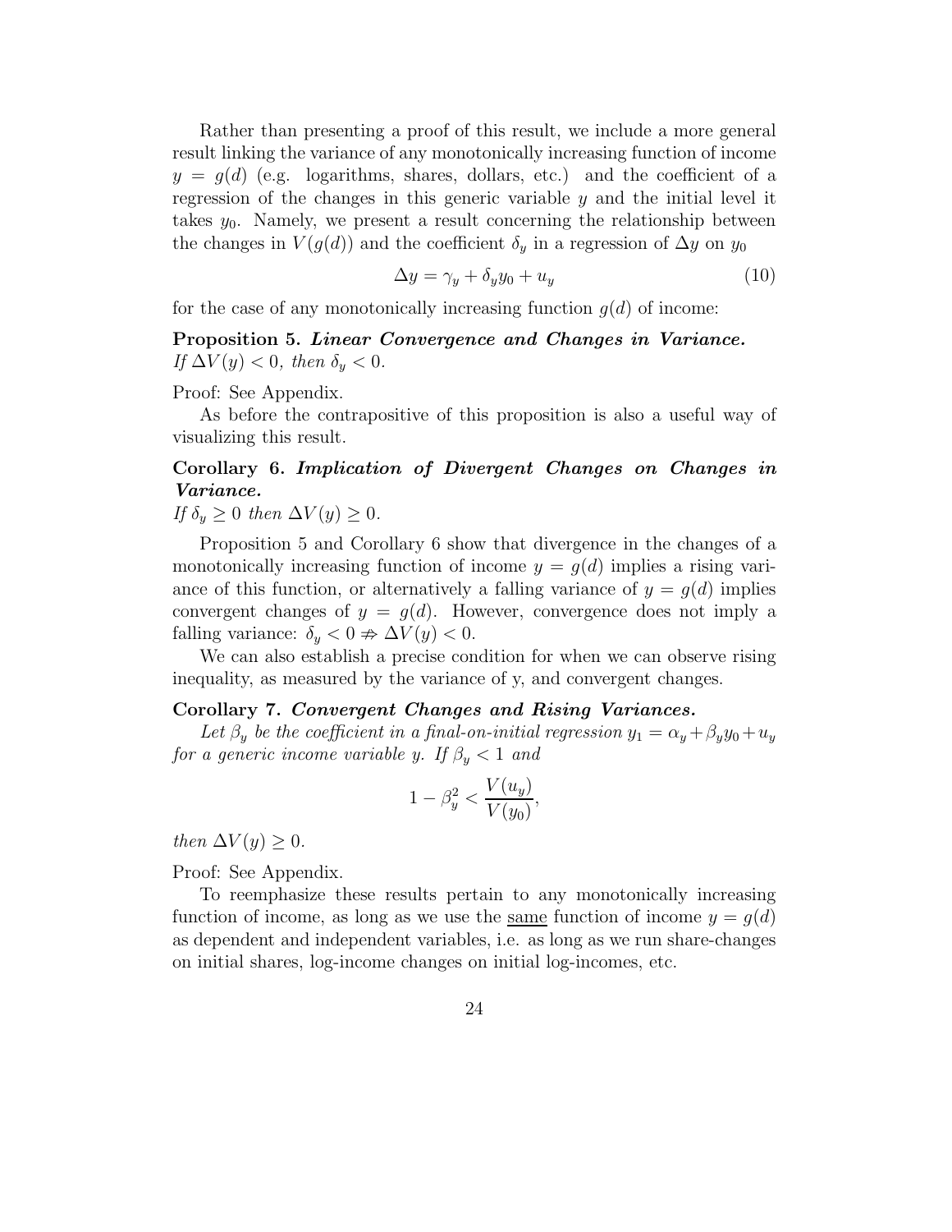Rather than presenting a proof of this result, we include a more general result linking the variance of any monotonically increasing function of income $y = g(d)$ (e.g. logarithms, shares, dollars, etc.) and the coefficient of a regression of the changes in this generic variable $y$ and the initial level it takes $y_0$. Namely, we present a result concerning the relationship between the changes in $V(g(d))$ and the coefficient $\delta_y$ in a regression of $\Delta y$ on $y_0$

$$\Delta y = \gamma_y + \delta_y y_0 + u_y \tag{10}$$

for the case of any monotonically increasing function $g(d)$ of income:

**Proposition 5.** ***Linear Convergence and Changes in Variance.***
*If $\Delta V(y) < 0$, then $\delta_y < 0$.*

Proof: See Appendix.

As before the contrapositive of this proposition is also a useful way of visualizing this result.

**Corollary 6.** ***Implication of Divergent Changes on Changes in Variance.***
*If $\delta_y \geq 0$ then $\Delta V(y) \geq 0$.*

Proposition 5 and Corollary 6 show that divergence in the changes of a monotonically increasing function of income $y = g(d)$ implies a rising variance of this function, or alternatively a falling variance of $y = g(d)$ implies convergent changes of $y = g(d)$. However, convergence does not imply a falling variance: $\delta_y < 0 \nRightarrow \Delta V(y) < 0$.

We can also establish a precise condition for when we can observe rising inequality, as measured by the variance of y, and convergent changes.

**Corollary 7.** ***Convergent Changes and Rising Variances.***
*Let $\beta_y$ be the coefficient in a final-on-initial regression $y_1 = \alpha_y + \beta_y y_0 + u_y$ for a generic income variable y. If $\beta_y < 1$ and*

$$1 - \beta_y^2 < \frac{V(u_y)}{V(y_0)},$$

*then $\Delta V(y) \geq 0$.*

Proof: See Appendix.

To reemphasize these results pertain to any monotonically increasing function of income, as long as we use the same function of income $y = g(d)$ as dependent and independent variables, i.e. as long as we run share-changes on initial shares, log-income changes on initial log-incomes, etc.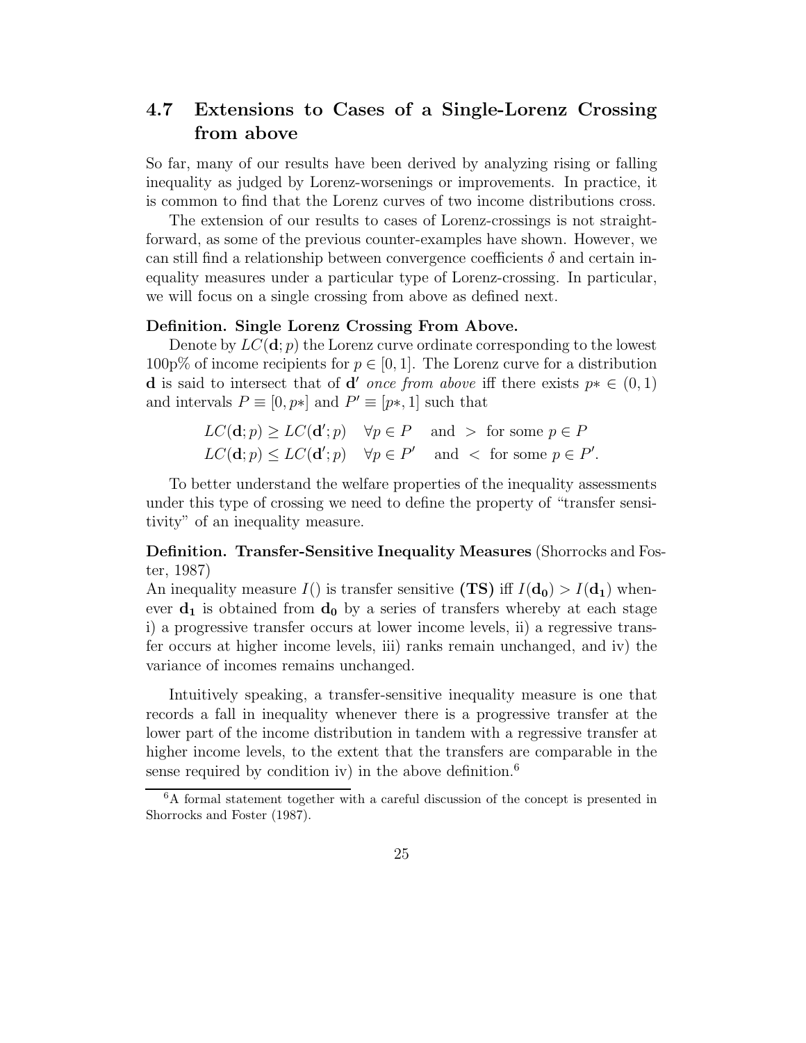## 4.7 Extensions to Cases of a Single-Lorenz Crossing from above

So far, many of our results have been derived by analyzing rising or falling inequality as judged by Lorenz-worsenings or improvements. In practice, it is common to find that the Lorenz curves of two income distributions cross.

The extension of our results to cases of Lorenz-crossings is not straightforward, as some of the previous counter-examples have shown. However, we can still find a relationship between convergence coefficients $\delta$ and certain inequality measures under a particular type of Lorenz-crossing. In particular, we will focus on a single crossing from above as defined next.

**Definition. Single Lorenz Crossing From Above.**

Denote by $LC(\mathbf{d}; p)$ the Lorenz curve ordinate corresponding to the lowest 100p% of income recipients for $p \in [0, 1]$. The Lorenz curve for a distribution $\mathbf{d}$ is said to intersect that of $\mathbf{d}'$ *once from above* iff there exists $p* \in (0, 1)$ and intervals $P \equiv [0, p*]$ and $P' \equiv [p*, 1]$ such that

$$
\begin{aligned}
LC(\mathbf{d}; p) &\geq LC(\mathbf{d}'; p) \quad \forall p \in P \quad \text{and } > \text{ for some } p \in P \\
LC(\mathbf{d}; p) &\leq LC(\mathbf{d}'; p) \quad \forall p \in P' \quad \text{and } < \text{ for some } p \in P'.
\end{aligned}
$$

To better understand the welfare properties of the inequality assessments under this type of crossing we need to define the property of "transfer sensitivity" of an inequality measure.

**Definition. Transfer-Sensitive Inequality Measures** (Shorrocks and Foster, 1987)

An inequality measure $I()$ is transfer sensitive **(TS)** iff $I(\mathbf{d_0}) > I(\mathbf{d_1})$ whenever $\mathbf{d_1}$ is obtained from $\mathbf{d_0}$ by a series of transfers whereby at each stage i) a progressive transfer occurs at lower income levels, ii) a regressive transfer occurs at higher income levels, iii) ranks remain unchanged, and iv) the variance of incomes remains unchanged.

Intuitively speaking, a transfer-sensitive inequality measure is one that records a fall in inequality whenever there is a progressive transfer at the lower part of the income distribution in tandem with a regressive transfer at higher income levels, to the extent that the transfers are comparable in the sense required by condition iv) in the above definition.[6]

[6] A formal statement together with a careful discussion of the concept is presented in Shorrocks and Foster (1987).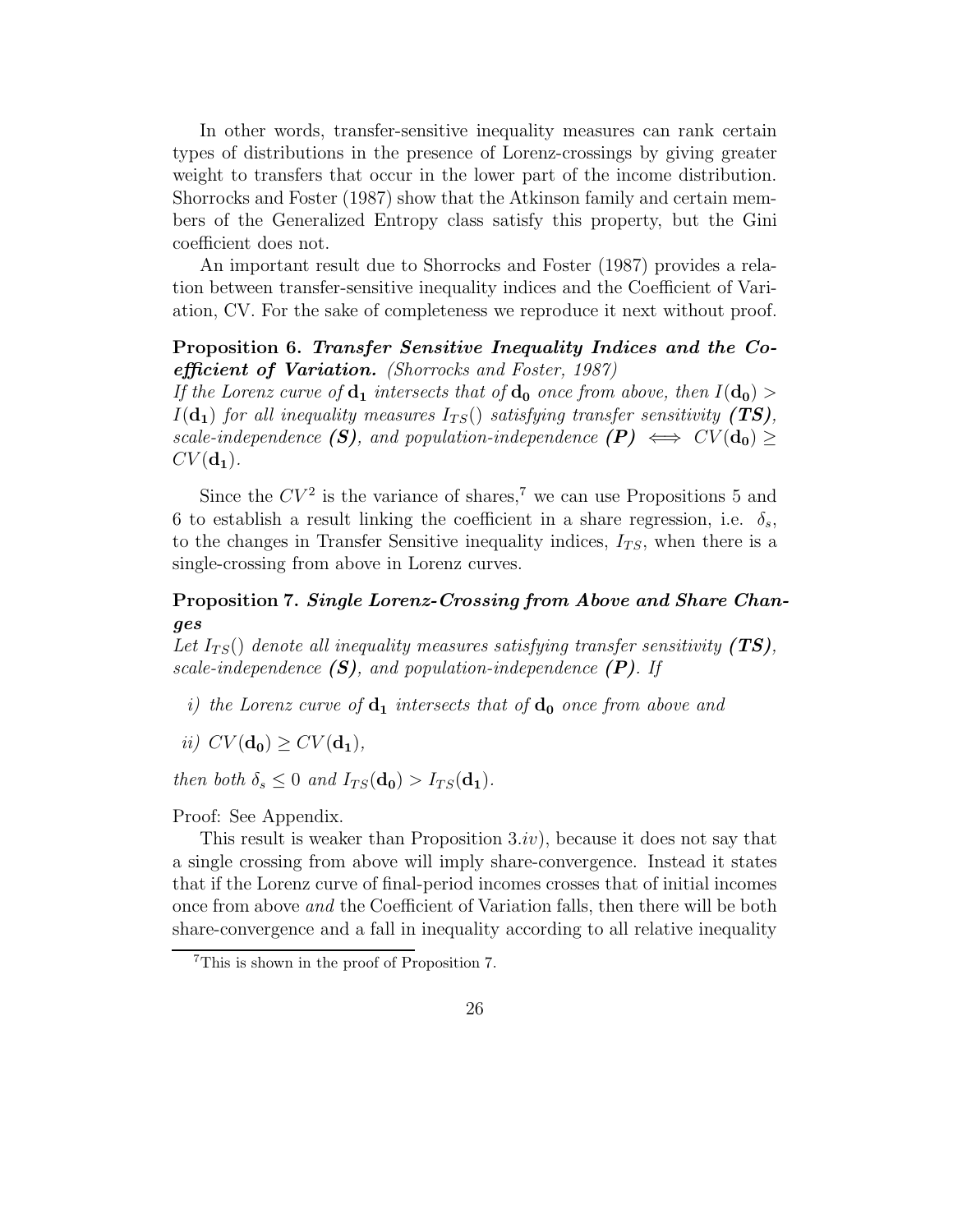In other words, transfer-sensitive inequality measures can rank certain types of distributions in the presence of Lorenz-crossings by giving greater weight to transfers that occur in the lower part of the income distribution. Shorrocks and Foster (1987) show that the Atkinson family and certain members of the Generalized Entropy class satisfy this property, but the Gini coefficient does not.

An important result due to Shorrocks and Foster (1987) provides a relation between transfer-sensitive inequality indices and the Coefficient of Variation, CV. For the sake of completeness we reproduce it next without proof.

**Proposition 6.** ***Transfer Sensitive Inequality Indices and the Coefficient of Variation.*** *(Shorrocks and Foster, 1987)*
*If the Lorenz curve of $\mathbf{d_1}$ intersects that of $\mathbf{d_0}$ once from above, then $I(\mathbf{d_0}) > I(\mathbf{d_1})$ for all inequality measures $I_{TS}()$ satisfying transfer sensitivity* ***(TS)****, scale-independence* ***(S)****, and population-independence* ***(P)*** $\iff$ $CV(\mathbf{d_0}) \geq CV(\mathbf{d_1})$.

Since the $CV^2$ is the variance of shares,[7] we can use Propositions 5 and 6 to establish a result linking the coefficient in a share regression, i.e. $\delta_s$, to the changes in Transfer Sensitive inequality indices, $I_{TS}$, when there is a single-crossing from above in Lorenz curves.

**Proposition 7.** ***Single Lorenz-Crossing from Above and Share Changes***
*Let $I_{TS}()$ denote all inequality measures satisfying transfer sensitivity* ***(TS)****, scale-independence* ***(S)****, and population-independence* ***(P)****. If*

*i) the Lorenz curve of $\mathbf{d_1}$ intersects that of $\mathbf{d_0}$ once from above and*

*ii) $CV(\mathbf{d_0}) \geq CV(\mathbf{d_1})$,*

*then both $\delta_s \leq 0$ and $I_{TS}(\mathbf{d_0}) > I_{TS}(\mathbf{d_1})$.*

Proof: See Appendix.

This result is weaker than Proposition 3.*iv*), because it does not say that a single crossing from above will imply share-convergence. Instead it states that if the Lorenz curve of final-period incomes crosses that of initial incomes once from above *and* the Coefficient of Variation falls, then there will be both share-convergence and a fall in inequality according to all relative inequality

[7] This is shown in the proof of Proposition 7.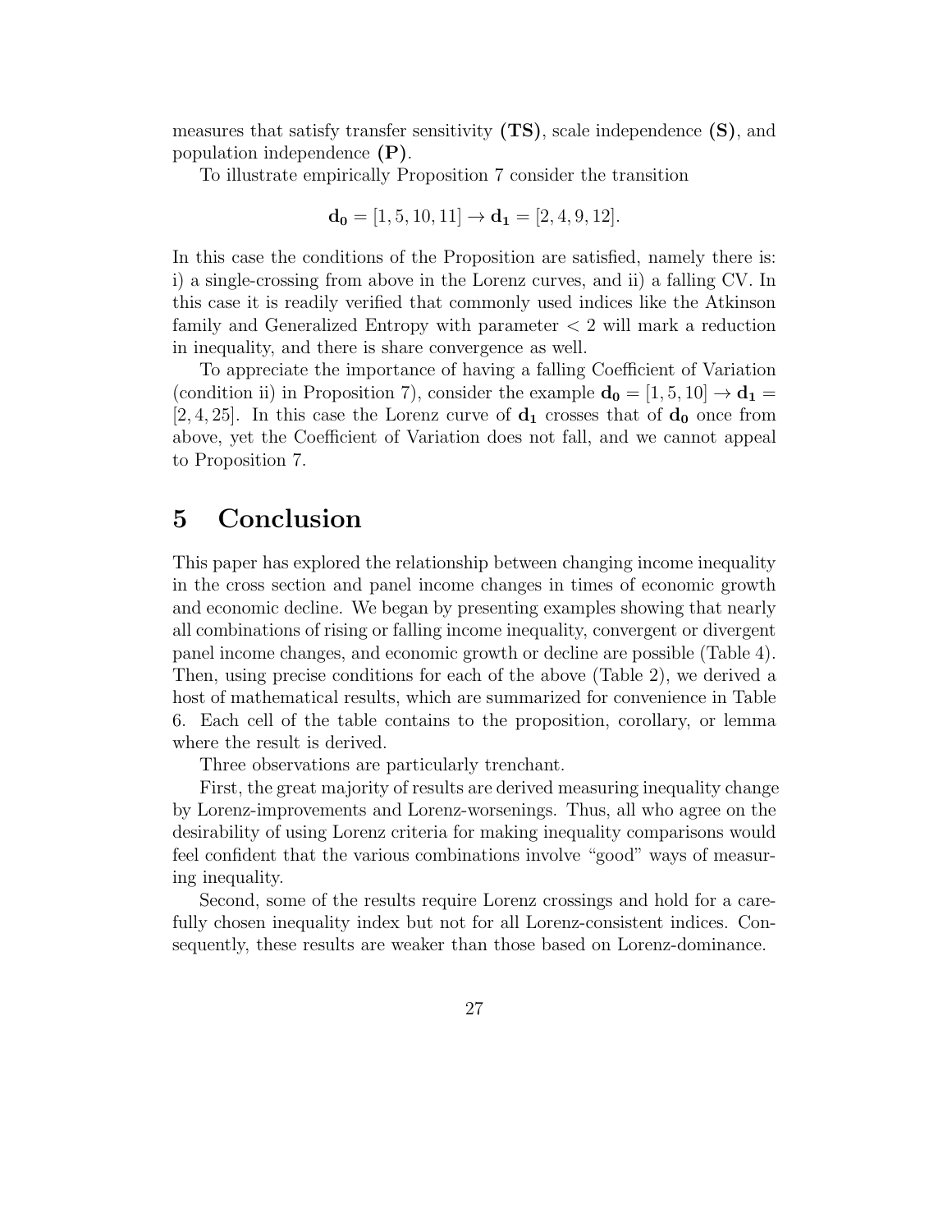measures that satisfy transfer sensitivity **(TS)**, scale independence **(S)**, and population independence **(P)**.

To illustrate empirically Proposition 7 consider the transition

$$\mathbf{d_0} = [1, 5, 10, 11] \rightarrow \mathbf{d_1} = [2, 4, 9, 12].$$

In this case the conditions of the Proposition are satisfied, namely there is: i) a single-crossing from above in the Lorenz curves, and ii) a falling CV. In this case it is readily verified that commonly used indices like the Atkinson family and Generalized Entropy with parameter $< 2$ will mark a reduction in inequality, and there is share convergence as well.

To appreciate the importance of having a falling Coefficient of Variation (condition ii) in Proposition 7), consider the example $\mathbf{d_0} = [1, 5, 10] \rightarrow \mathbf{d_1} = [2, 4, 25]$. In this case the Lorenz curve of $\mathbf{d_1}$ crosses that of $\mathbf{d_0}$ once from above, yet the Coefficient of Variation does not fall, and we cannot appeal to Proposition 7.

# 5 Conclusion

This paper has explored the relationship between changing income inequality in the cross section and panel income changes in times of economic growth and economic decline. We began by presenting examples showing that nearly all combinations of rising or falling income inequality, convergent or divergent panel income changes, and economic growth or decline are possible (Table 4). Then, using precise conditions for each of the above (Table 2), we derived a host of mathematical results, which are summarized for convenience in Table 6. Each cell of the table contains to the proposition, corollary, or lemma where the result is derived.

Three observations are particularly trenchant.

First, the great majority of results are derived measuring inequality change by Lorenz-improvements and Lorenz-worsenings. Thus, all who agree on the desirability of using Lorenz criteria for making inequality comparisons would feel confident that the various combinations involve "good" ways of measuring inequality.

Second, some of the results require Lorenz crossings and hold for a carefully chosen inequality index but not for all Lorenz-consistent indices. Consequently, these results are weaker than those based on Lorenz-dominance.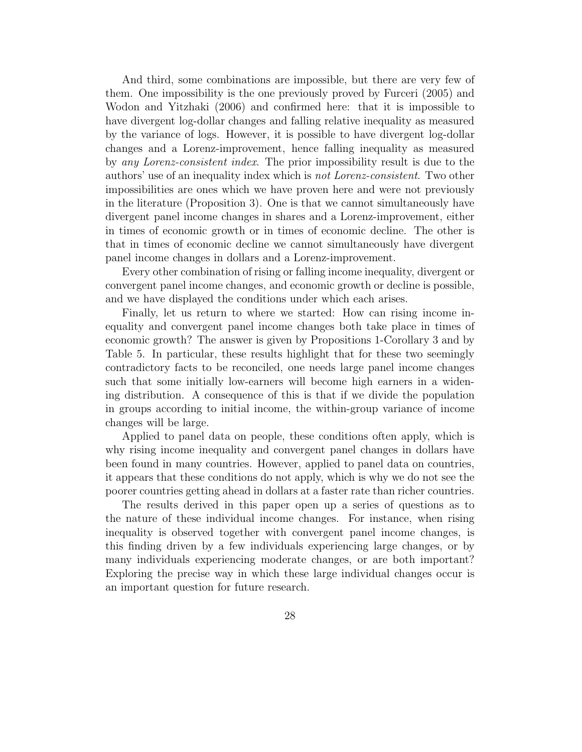And third, some combinations are impossible, but there are very few of them. One impossibility is the one previously proved by Furceri (2005) and Wodon and Yitzhaki (2006) and confirmed here: that it is impossible to have divergent log-dollar changes and falling relative inequality as measured by the variance of logs. However, it is possible to have divergent log-dollar changes and a Lorenz-improvement, hence falling inequality as measured by *any Lorenz-consistent index*. The prior impossibility result is due to the authors' use of an inequality index which is *not Lorenz-consistent*. Two other impossibilities are ones which we have proven here and were not previously in the literature (Proposition 3). One is that we cannot simultaneously have divergent panel income changes in shares and a Lorenz-improvement, either in times of economic growth or in times of economic decline. The other is that in times of economic decline we cannot simultaneously have divergent panel income changes in dollars and a Lorenz-improvement.

Every other combination of rising or falling income inequality, divergent or convergent panel income changes, and economic growth or decline is possible, and we have displayed the conditions under which each arises.

Finally, let us return to where we started: How can rising income inequality and convergent panel income changes both take place in times of economic growth? The answer is given by Propositions 1-Corollary 3 and by Table 5. In particular, these results highlight that for these two seemingly contradictory facts to be reconciled, one needs large panel income changes such that some initially low-earners will become high earners in a widening distribution. A consequence of this is that if we divide the population in groups according to initial income, the within-group variance of income changes will be large.

Applied to panel data on people, these conditions often apply, which is why rising income inequality and convergent panel changes in dollars have been found in many countries. However, applied to panel data on countries, it appears that these conditions do not apply, which is why we do not see the poorer countries getting ahead in dollars at a faster rate than richer countries.

The results derived in this paper open up a series of questions as to the nature of these individual income changes. For instance, when rising inequality is observed together with convergent panel income changes, is this finding driven by a few individuals experiencing large changes, or by many individuals experiencing moderate changes, or are both important? Exploring the precise way in which these large individual changes occur is an important question for future research.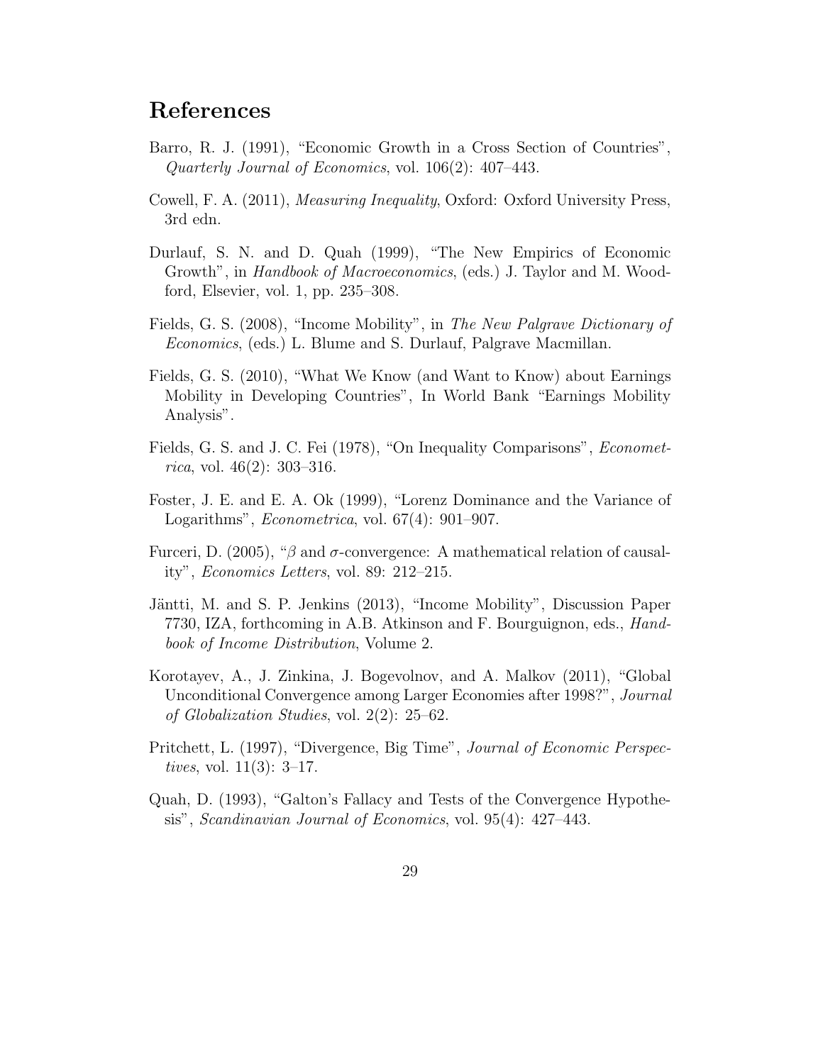## References

Barro, R. J. (1991), "Economic Growth in a Cross Section of Countries", *Quarterly Journal of Economics*, vol. 106(2): 407–443.

Cowell, F. A. (2011), *Measuring Inequality*, Oxford: Oxford University Press, 3rd edn.

Durlauf, S. N. and D. Quah (1999), "The New Empirics of Economic Growth", in *Handbook of Macroeconomics*, (eds.) J. Taylor and M. Woodford, Elsevier, vol. 1, pp. 235–308.

Fields, G. S. (2008), "Income Mobility", in *The New Palgrave Dictionary of Economics*, (eds.) L. Blume and S. Durlauf, Palgrave Macmillan.

Fields, G. S. (2010), "What We Know (and Want to Know) about Earnings Mobility in Developing Countries", In World Bank "Earnings Mobility Analysis".

Fields, G. S. and J. C. Fei (1978), "On Inequality Comparisons", *Econometrica*, vol. 46(2): 303–316.

Foster, J. E. and E. A. Ok (1999), "Lorenz Dominance and the Variance of Logarithms", *Econometrica*, vol. 67(4): 901–907.

Furceri, D. (2005), "$\beta$ and $\sigma$-convergence: A mathematical relation of causality", *Economics Letters*, vol. 89: 212–215.

Jäntti, M. and S. P. Jenkins (2013), "Income Mobility", Discussion Paper 7730, IZA, forthcoming in A.B. Atkinson and F. Bourguignon, eds., *Handbook of Income Distribution*, Volume 2.

Korotayev, A., J. Zinkina, J. Bogevolnov, and A. Malkov (2011), "Global Unconditional Convergence among Larger Economies after 1998?", *Journal of Globalization Studies*, vol. 2(2): 25–62.

Pritchett, L. (1997), "Divergence, Big Time", *Journal of Economic Perspectives*, vol. 11(3): 3–17.

Quah, D. (1993), "Galton's Fallacy and Tests of the Convergence Hypothesis", *Scandinavian Journal of Economics*, vol. 95(4): 427–443.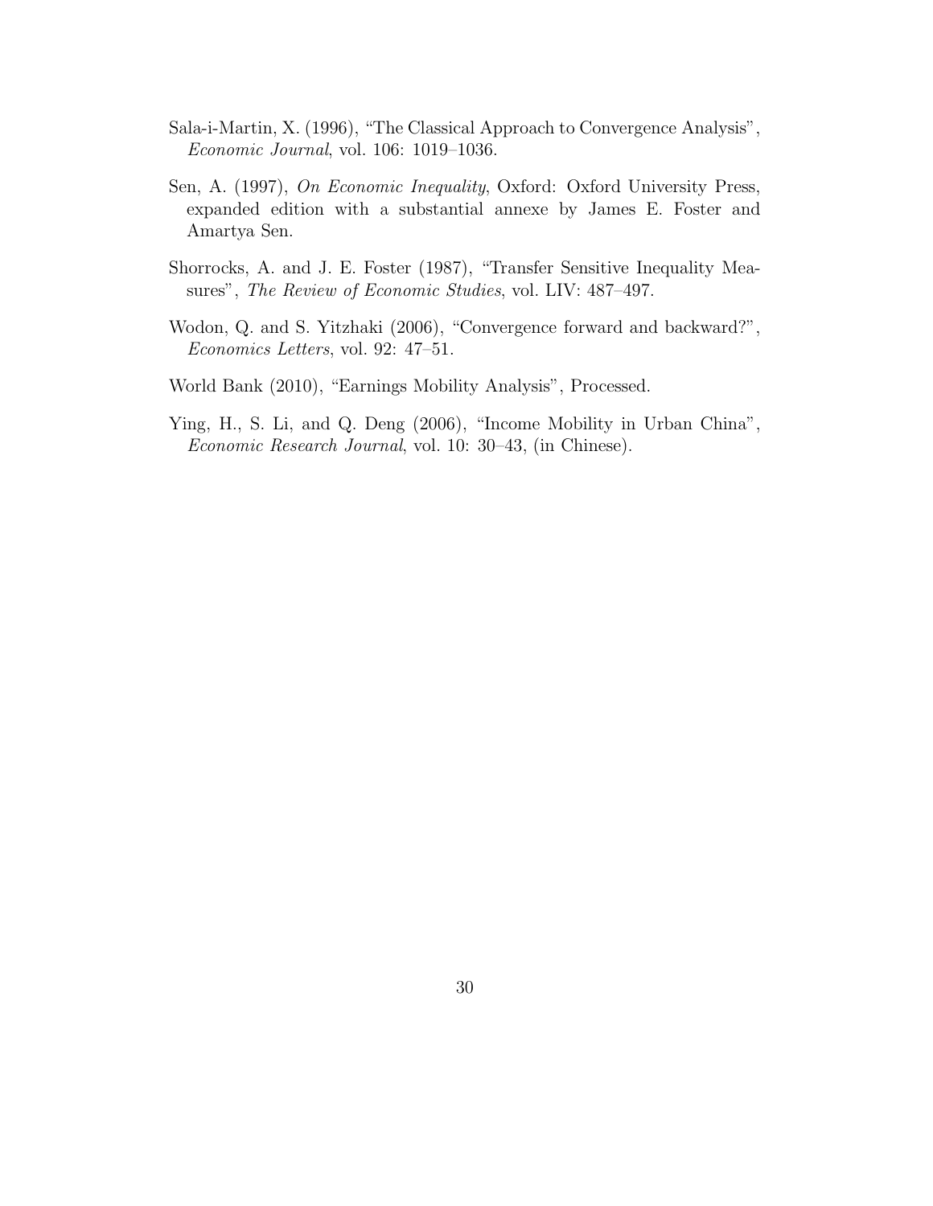Sala-i-Martin, X. (1996), "The Classical Approach to Convergence Analysis", *Economic Journal*, vol. 106: 1019–1036.

Sen, A. (1997), *On Economic Inequality*, Oxford: Oxford University Press, expanded edition with a substantial annexe by James E. Foster and Amartya Sen.

Shorrocks, A. and J. E. Foster (1987), "Transfer Sensitive Inequality Measures", *The Review of Economic Studies*, vol. LIV: 487–497.

Wodon, Q. and S. Yitzhaki (2006), "Convergence forward and backward?", *Economics Letters*, vol. 92: 47–51.

World Bank (2010), "Earnings Mobility Analysis", Processed.

Ying, H., S. Li, and Q. Deng (2006), "Income Mobility in Urban China", *Economic Research Journal*, vol. 10: 30–43, (in Chinese).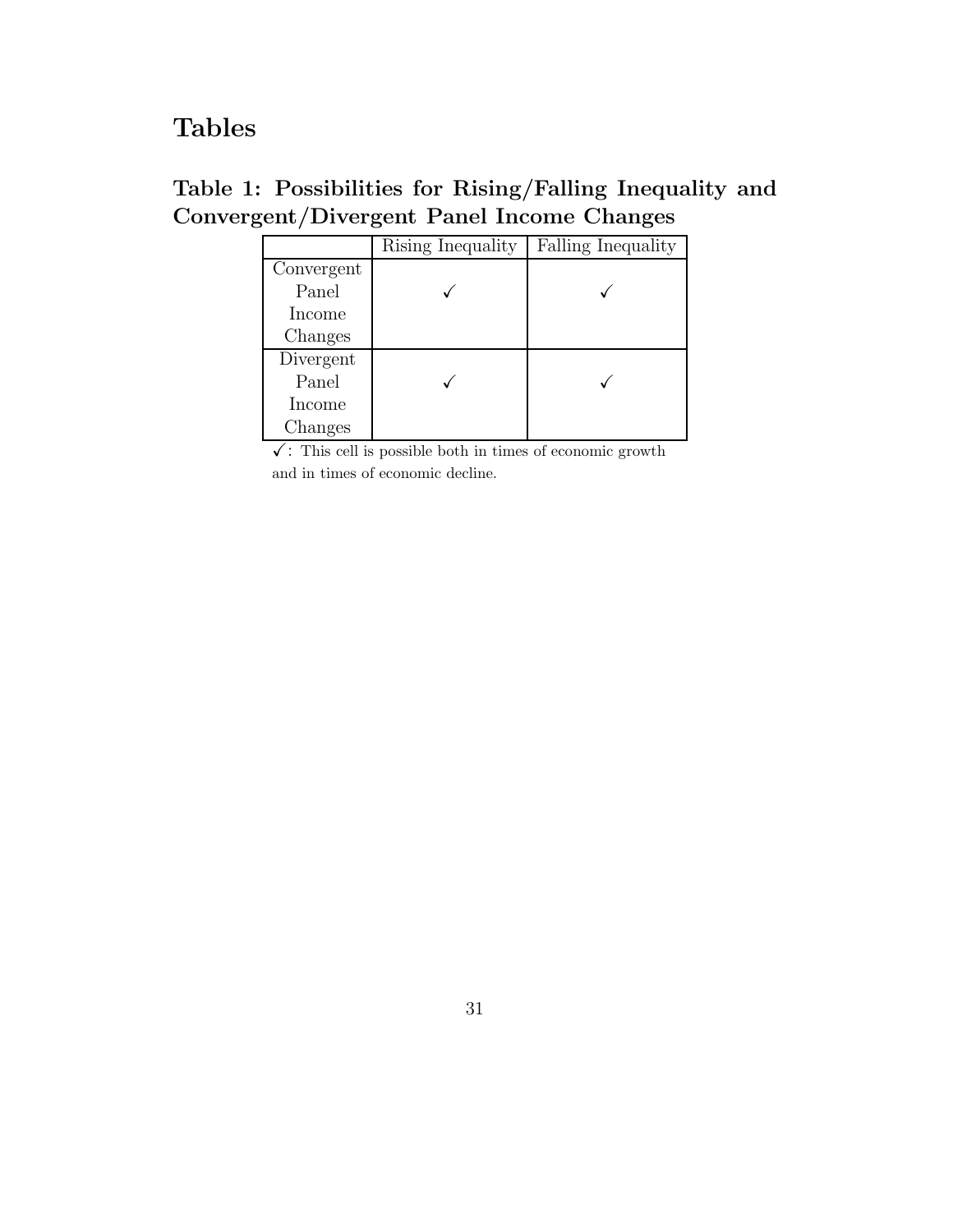# Tables

## Table 1: Possibilities for Rising/Falling Inequality and Convergent/Divergent Panel Income Changes

| | Rising Inequality | Falling Inequality |
|---|---|---|
| Convergent Panel Income Changes | ✓ | ✓ |
| Divergent Panel Income Changes | ✓ | ✓ |

✓: This cell is possible both in times of economic growth and in times of economic decline.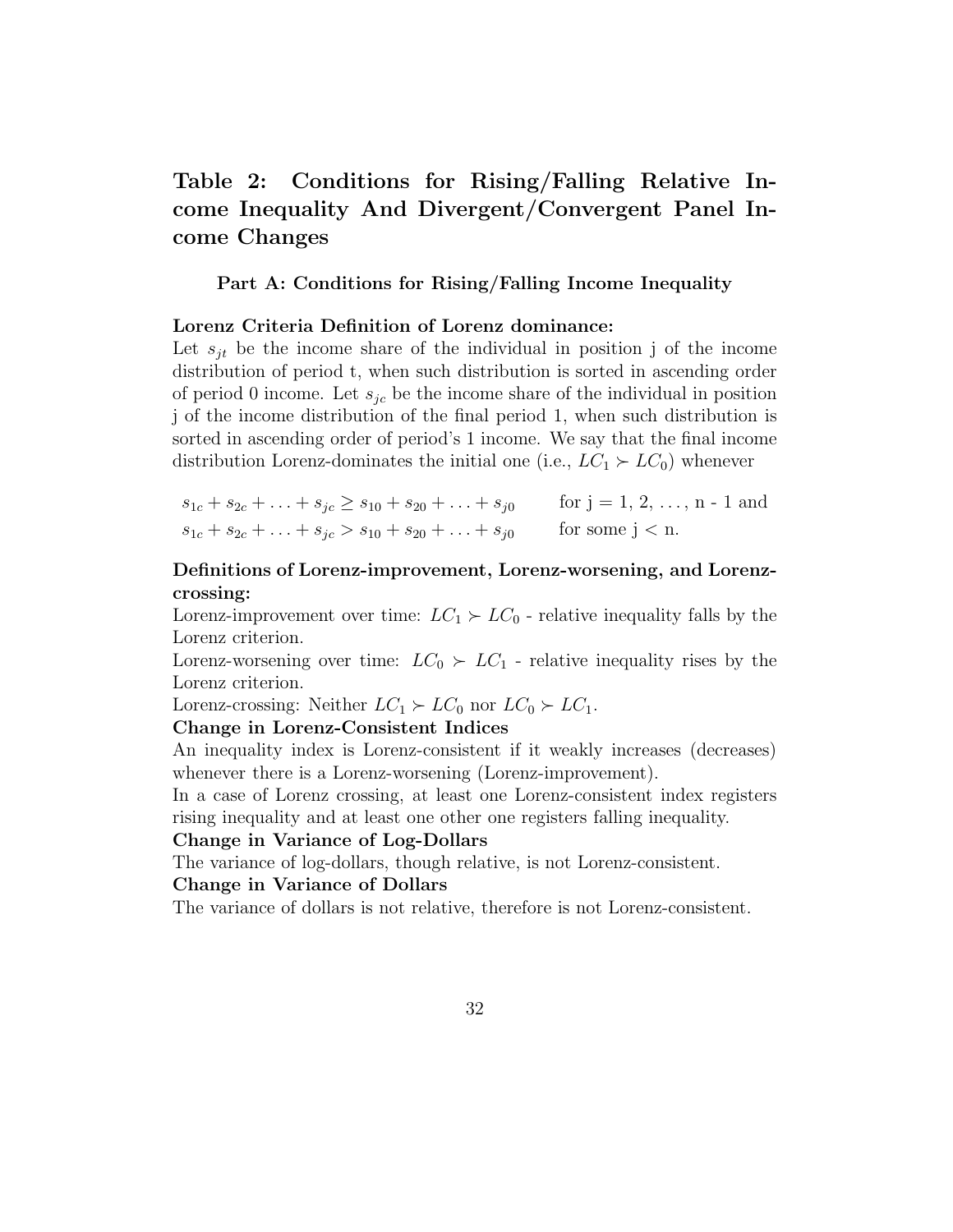## Table 2: Conditions for Rising/Falling Relative Income Inequality And Divergent/Convergent Panel Income Changes

### Part A: Conditions for Rising/Falling Income Inequality

**Lorenz Criteria Definition of Lorenz dominance:**

Let $s_{jt}$ be the income share of the individual in position j of the income distribution of period t, when such distribution is sorted in ascending order of period 0 income. Let $s_{jc}$ be the income share of the individual in position j of the income distribution of the final period 1, when such distribution is sorted in ascending order of period's 1 income. We say that the final income distribution Lorenz-dominates the initial one (i.e., $LC_1 \succ LC_0$) whenever

$$s_{1c} + s_{2c} + \ldots + s_{jc} \geq s_{10} + s_{20} + \ldots + s_{j0} \qquad \text{for j = 1, 2, \ldots, n - 1 and}$$

$$s_{1c} + s_{2c} + \ldots + s_{jc} > s_{10} + s_{20} + \ldots + s_{j0} \qquad \text{for some j < n.}$$

**Definitions of Lorenz-improvement, Lorenz-worsening, and Lorenz-crossing:**

Lorenz-improvement over time: $LC_1 \succ LC_0$ - relative inequality falls by the Lorenz criterion.

Lorenz-worsening over time: $LC_0 \succ LC_1$ - relative inequality rises by the Lorenz criterion.

Lorenz-crossing: Neither $LC_1 \succ LC_0$ nor $LC_0 \succ LC_1$.

**Change in Lorenz-Consistent Indices**

An inequality index is Lorenz-consistent if it weakly increases (decreases) whenever there is a Lorenz-worsening (Lorenz-improvement).

In a case of Lorenz crossing, at least one Lorenz-consistent index registers rising inequality and at least one other one registers falling inequality.

**Change in Variance of Log-Dollars**

The variance of log-dollars, though relative, is not Lorenz-consistent.

**Change in Variance of Dollars**

The variance of dollars is not relative, therefore is not Lorenz-consistent.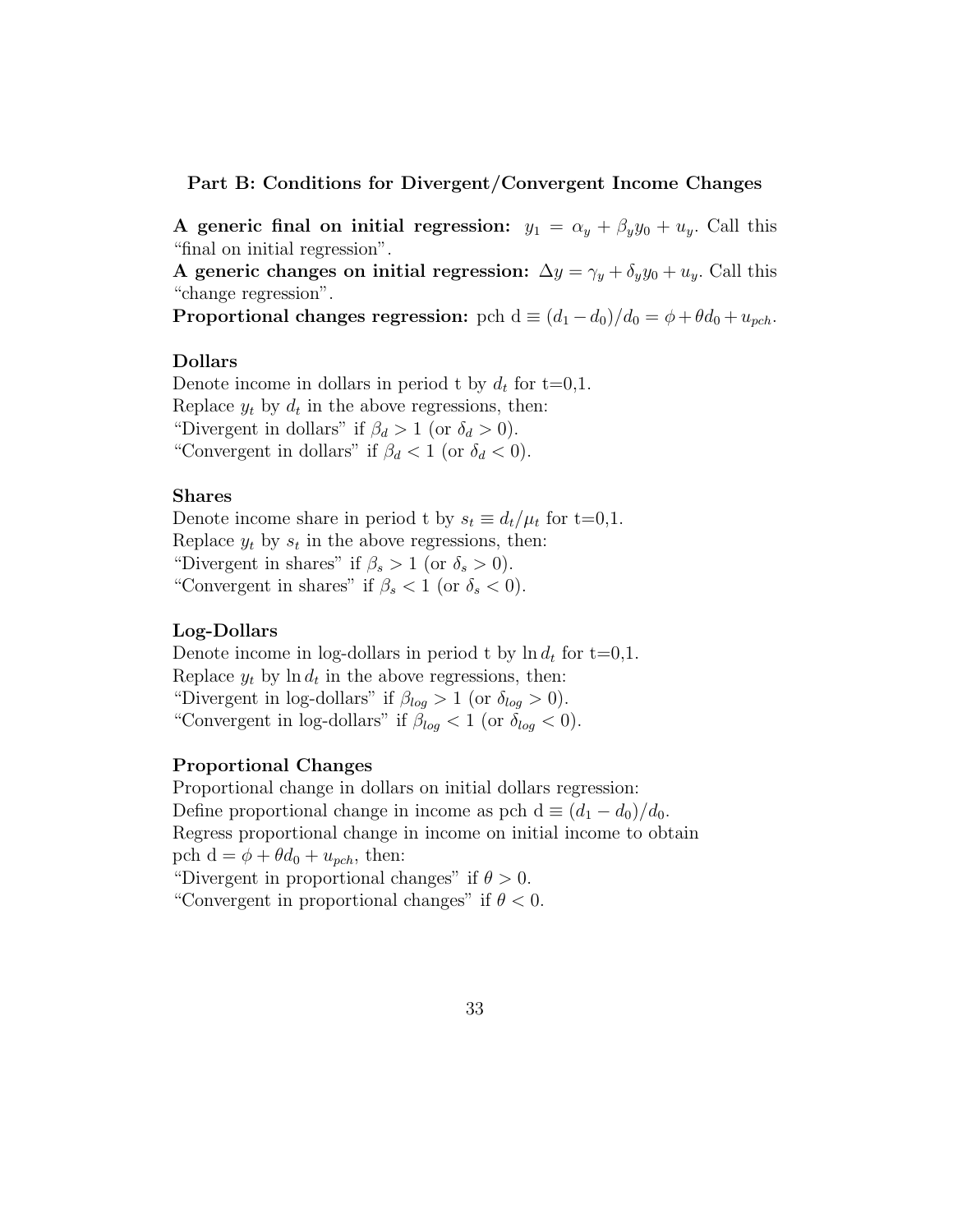### Part B: Conditions for Divergent/Convergent Income Changes

**A generic final on initial regression:** $y_1 = \alpha_y + \beta_y y_0 + u_y$. Call this "final on initial regression".
**A generic changes on initial regression:** $\Delta y = \gamma_y + \delta_y y_0 + u_y$. Call this "change regression".
**Proportional changes regression:** pch d $\equiv (d_1 - d_0)/d_0 = \phi + \theta d_0 + u_{pch}$.

#### Dollars

Denote income in dollars in period t by $d_t$ for t=0,1.
Replace $y_t$ by $d_t$ in the above regressions, then:
"Divergent in dollars" if $\beta_d > 1$ (or $\delta_d > 0$).
"Convergent in dollars" if $\beta_d < 1$ (or $\delta_d < 0$).

#### Shares

Denote income share in period t by $s_t \equiv d_t/\mu_t$ for t=0,1.
Replace $y_t$ by $s_t$ in the above regressions, then:
"Divergent in shares" if $\beta_s > 1$ (or $\delta_s > 0$).
"Convergent in shares" if $\beta_s < 1$ (or $\delta_s < 0$).

#### Log-Dollars

Denote income in log-dollars in period t by $\ln d_t$ for t=0,1.
Replace $y_t$ by $\ln d_t$ in the above regressions, then:
"Divergent in log-dollars" if $\beta_{log} > 1$ (or $\delta_{log} > 0$).
"Convergent in log-dollars" if $\beta_{log} < 1$ (or $\delta_{log} < 0$).

#### Proportional Changes

Proportional change in dollars on initial dollars regression:
Define proportional change in income as pch d $\equiv (d_1 - d_0)/d_0$.
Regress proportional change in income on initial income to obtain pch d $= \phi + \theta d_0 + u_{pch}$, then:
"Divergent in proportional changes" if $\theta > 0$.
"Convergent in proportional changes" if $\theta < 0$.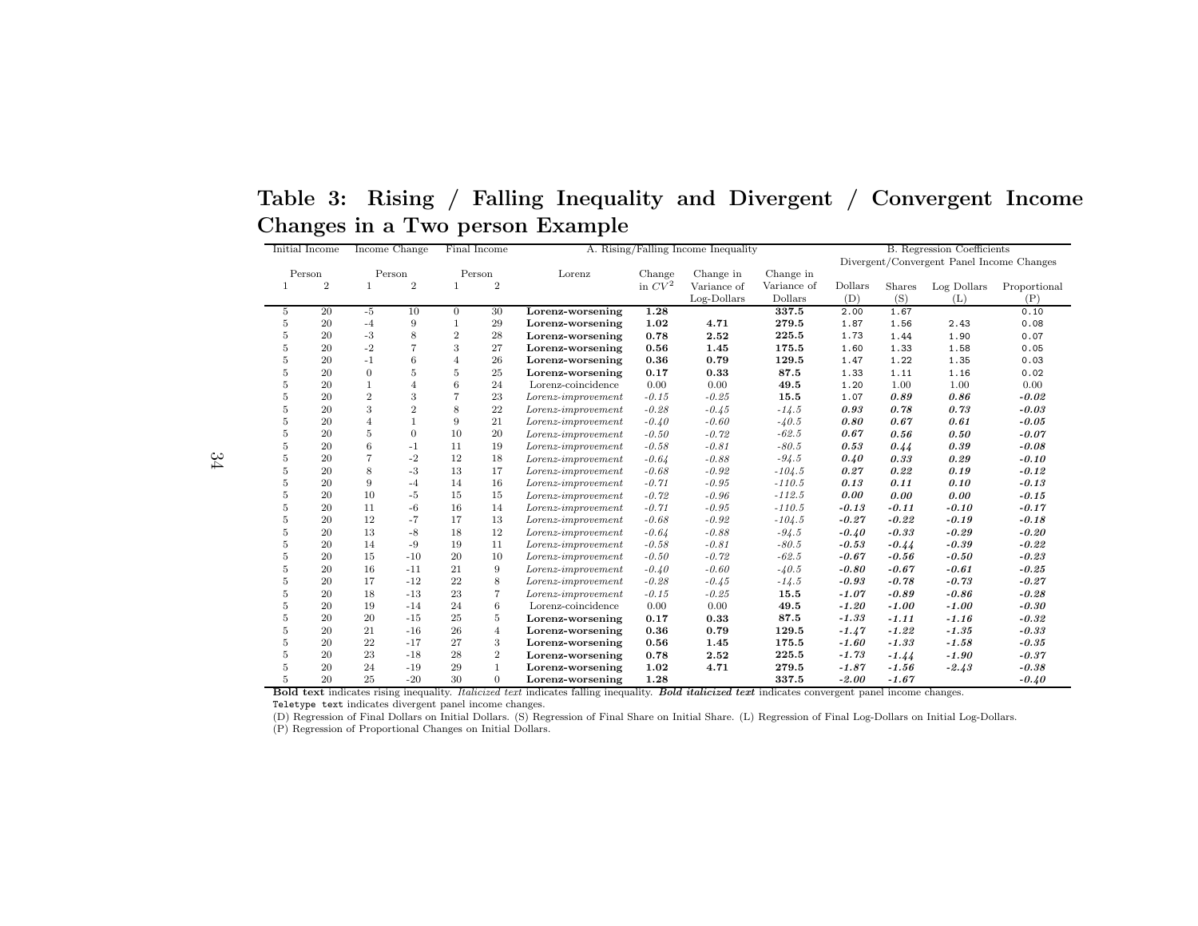# Table 3: Rising / Falling Inequality and Divergent / Convergent Income Changes in a Two person Example

| Initial Income | | Income Change | | Final Income | | A. Rising/Falling Income Inequality | | | | B. Regression Coefficients Divergent/Convergent Panel Income Changes | | | |
|---|---|---|---|---|---|---|---|---|---|---|---|---|---|
| Person | | Person | | Person | | Lorenz | Change in $CV^2$ | Change in Variance of Log-Dollars | Change in Variance of Dollars | Dollars (D) | Shares (S) | Log Dollars (L) | Proportional (P) |
| 1 | 2 | 1 | 2 | 1 | 2 | | | | | | | | |
| 5 | 20 | -5 | 10 | 0 | 30 | **Lorenz-worsening** | **1.28** | | **337.5** | `2.00` | `1.67` | | `0.10` |
| 5 | 20 | -4 | 9 | 1 | 29 | **Lorenz-worsening** | **1.02** | **4.71** | **279.5** | `1.87` | `1.56` | `2.43` | `0.08` |
| 5 | 20 | -3 | 8 | 2 | 28 | **Lorenz-worsening** | **0.78** | **2.52** | **225.5** | `1.73` | `1.44` | `1.90` | `0.07` |
| 5 | 20 | -2 | 7 | 3 | 27 | **Lorenz-worsening** | **0.56** | **1.45** | **175.5** | `1.60` | `1.33` | `1.58` | `0.05` |
| 5 | 20 | -1 | 6 | 4 | 26 | **Lorenz-worsening** | **0.36** | **0.79** | **129.5** | `1.47` | `1.22` | `1.35` | `0.03` |
| 5 | 20 | 0 | 5 | 5 | 25 | **Lorenz-worsening** | **0.17** | **0.33** | **87.5** | `1.33` | `1.11` | `1.16` | `0.02` |
| 5 | 20 | 1 | 4 | 6 | 24 | Lorenz-coincidence | 0.00 | 0.00 | **49.5** | `1.20` | 1.00 | 1.00 | 0.00 |
| 5 | 20 | 2 | 3 | 7 | 23 | *Lorenz-improvement* | *-0.15* | *-0.25* | **15.5** | `1.07` | ***0.89*** | ***0.86*** | ***-0.02*** |
| 5 | 20 | 3 | 2 | 8 | 22 | *Lorenz-improvement* | *-0.28* | *-0.45* | *-14.5* | ***0.93*** | ***0.78*** | ***0.73*** | ***-0.03*** |
| 5 | 20 | 4 | 1 | 9 | 21 | *Lorenz-improvement* | *-0.40* | *-0.60* | *-40.5* | ***0.80*** | ***0.67*** | ***0.61*** | ***-0.05*** |
| 5 | 20 | 5 | 0 | 10 | 20 | *Lorenz-improvement* | *-0.50* | *-0.72* | *-62.5* | ***0.67*** | ***0.56*** | ***0.50*** | ***-0.07*** |
| 5 | 20 | 6 | -1 | 11 | 19 | *Lorenz-improvement* | *-0.58* | *-0.81* | *-80.5* | ***0.53*** | ***0.44*** | ***0.39*** | ***-0.08*** |
| 5 | 20 | 7 | -2 | 12 | 18 | *Lorenz-improvement* | *-0.64* | *-0.88* | *-94.5* | ***0.40*** | ***0.33*** | ***0.29*** | ***-0.10*** |
| 5 | 20 | 8 | -3 | 13 | 17 | *Lorenz-improvement* | *-0.68* | *-0.92* | *-104.5* | ***0.27*** | ***0.22*** | ***0.19*** | ***-0.12*** |
| 5 | 20 | 9 | -4 | 14 | 16 | *Lorenz-improvement* | *-0.71* | *-0.95* | *-110.5* | ***0.13*** | ***0.11*** | ***0.10*** | ***-0.13*** |
| 5 | 20 | 10 | -5 | 15 | 15 | *Lorenz-improvement* | *-0.72* | *-0.96* | *-112.5* | ***0.00*** | ***0.00*** | ***0.00*** | ***-0.15*** |
| 5 | 20 | 11 | -6 | 16 | 14 | *Lorenz-improvement* | *-0.71* | *-0.95* | *-110.5* | ***-0.13*** | ***-0.11*** | ***-0.10*** | ***-0.17*** |
| 5 | 20 | 12 | -7 | 17 | 13 | *Lorenz-improvement* | *-0.68* | *-0.92* | *-104.5* | ***-0.27*** | ***-0.22*** | ***-0.19*** | ***-0.18*** |
| 5 | 20 | 13 | -8 | 18 | 12 | *Lorenz-improvement* | *-0.64* | *-0.88* | *-94.5* | ***-0.40*** | ***-0.33*** | ***-0.29*** | ***-0.20*** |
| 5 | 20 | 14 | -9 | 19 | 11 | *Lorenz-improvement* | *-0.58* | *-0.81* | *-80.5* | ***-0.53*** | ***-0.44*** | ***-0.39*** | ***-0.22*** |
| 5 | 20 | 15 | -10 | 20 | 10 | *Lorenz-improvement* | *-0.50* | *-0.72* | *-62.5* | ***-0.67*** | ***-0.56*** | ***-0.50*** | ***-0.23*** |
| 5 | 20 | 16 | -11 | 21 | 9 | *Lorenz-improvement* | *-0.40* | *-0.60* | *-40.5* | ***-0.80*** | ***-0.67*** | ***-0.61*** | ***-0.25*** |
| 5 | 20 | 17 | -12 | 22 | 8 | *Lorenz-improvement* | *-0.28* | *-0.45* | *-14.5* | ***-0.93*** | ***-0.78*** | ***-0.73*** | ***-0.27*** |
| 5 | 20 | 18 | -13 | 23 | 7 | *Lorenz-improvement* | *-0.15* | *-0.25* | **15.5** | ***-1.07*** | ***-0.89*** | ***-0.86*** | ***-0.28*** |
| 5 | 20 | 19 | -14 | 24 | 6 | Lorenz-coincidence | 0.00 | 0.00 | **49.5** | ***-1.20*** | ***-1.00*** | ***-1.00*** | ***-0.30*** |
| 5 | 20 | 20 | -15 | 25 | 5 | **Lorenz-worsening** | **0.17** | **0.33** | **87.5** | ***-1.33*** | ***-1.11*** | ***-1.16*** | ***-0.32*** |
| 5 | 20 | 21 | -16 | 26 | 4 | **Lorenz-worsening** | **0.36** | **0.79** | **129.5** | ***-1.47*** | ***-1.22*** | ***-1.35*** | ***-0.33*** |
| 5 | 20 | 22 | -17 | 27 | 3 | **Lorenz-worsening** | **0.56** | **1.45** | **175.5** | ***-1.60*** | ***-1.33*** | ***-1.58*** | ***-0.35*** |
| 5 | 20 | 23 | -18 | 28 | 2 | **Lorenz-worsening** | **0.78** | **2.52** | **225.5** | ***-1.73*** | ***-1.44*** | ***-1.90*** | ***-0.37*** |
| 5 | 20 | 24 | -19 | 29 | 1 | **Lorenz-worsening** | **1.02** | **4.71** | **279.5** | ***-1.87*** | ***-1.56*** | ***-2.43*** | ***-0.38*** |
| 5 | 20 | 25 | -20 | 30 | 0 | **Lorenz-worsening** | **1.28** | | **337.5** | ***-2.00*** | ***-1.67*** | | ***-0.40*** |

**Bold text** indicates rising inequality. *Italicized text* indicates falling inequality. ***Bold italicized text*** indicates convergent panel income changes.
`Teletype text` indicates divergent panel income changes.
(D) Regression of Final Dollars on Initial Dollars. (S) Regression of Final Share on Initial Share. (L) Regression of Final Log-Dollars on Initial Log-Dollars.
(P) Regression of Proportional Changes on Initial Dollars.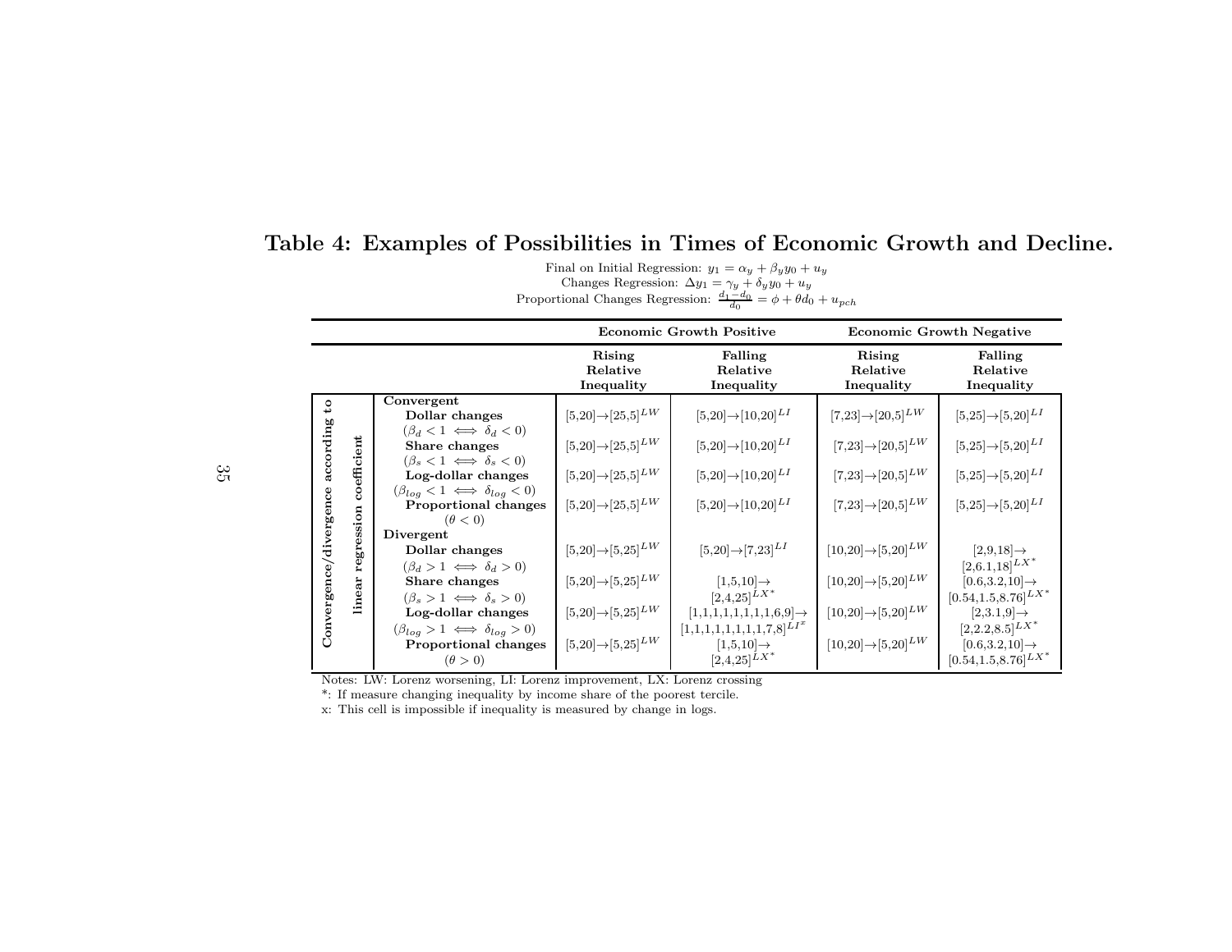# Table 4: Examples of Possibilities in Times of Economic Growth and Decline.

Final on Initial Regression: $y_1 = \alpha_y + \beta_y y_0 + u_y$

Changes Regression: $\Delta y_1 = \gamma_y + \delta_y y_0 + u_y$

Proportional Changes Regression: $\frac{d_1 - d_0}{d_0} = \phi + \theta d_0 + u_{pch}$

| Convergence/divergence according to linear regression coefficient | Economic Growth Positive | | Economic Growth Negative | |
|---|---|---|---|---|
| | **Rising Relative Inequality** | **Falling Relative Inequality** | **Rising Relative Inequality** | **Falling Relative Inequality** |
| **Convergent** | | | | |
| **Dollar changes** ($\beta_d < 1 \iff \delta_d < 0$) | [5,20]→[25,5]$^{LW}$ | [5,20]→[10,20]$^{LI}$ | [7,23]→[20,5]$^{LW}$ | [5,25]→[5,20]$^{LI}$ |
| **Share changes** ($\beta_s < 1 \iff \delta_s < 0$) | [5,20]→[25,5]$^{LW}$ | [5,20]→[10,20]$^{LI}$ | [7,23]→[20,5]$^{LW}$ | [5,25]→[5,20]$^{LI}$ |
| **Log-dollar changes** ($\beta_{log} < 1 \iff \delta_{log} < 0$) | [5,20]→[25,5]$^{LW}$ | [5,20]→[10,20]$^{LI}$ | [7,23]→[20,5]$^{LW}$ | [5,25]→[5,20]$^{LI}$ |
| **Proportional changes** ($\theta < 0$) | [5,20]→[25,5]$^{LW}$ | [5,20]→[10,20]$^{LI}$ | [7,23]→[20,5]$^{LW}$ | [5,25]→[5,20]$^{LI}$ |
| **Divergent** | | | | |
| **Dollar changes** ($\beta_d > 1 \iff \delta_d > 0$) | [5,20]→[5,25]$^{LW}$ | [5,20]→[7,23]$^{LI}$ | [10,20]→[5,20]$^{LW}$ | [2,9,18]→ [2,6.1,18]$^{LX*}$ |
| **Share changes** ($\beta_s > 1 \iff \delta_s > 0$) | [5,20]→[5,25]$^{LW}$ | [1,5,10]→ [2,4,25]$^{LX*}$ | [10,20]→[5,20]$^{LW}$ | [0.6,3.2,10]→ [0.54,1.5,8.76]$^{LX*}$ |
| **Log-dollar changes** ($\beta_{log} > 1 \iff \delta_{log} > 0$) | [5,20]→[5,25]$^{LW}$ | [1,1,1,1,1,1,1,1,6,9]→ [1,1,1,1,1,1,1,1,7,8]$^{LI^x}$ | [10,20]→[5,20]$^{LW}$ | [2,3.1,9]→ [2,2.2,8.5]$^{LX*}$ |
| **Proportional changes** ($\theta > 0$) | [5,20]→[5,25]$^{LW}$ | [1,5,10]→ [2,4,25]$^{LX*}$ | [10,20]→[5,20]$^{LW}$ | [0.6,3.2,10]→ [0.54,1.5,8.76]$^{LX*}$ |

Notes: LW: Lorenz worsening, LI: Lorenz improvement, LX: Lorenz crossing

*: If measure changing inequality by income share of the poorest tercile.

x: This cell is impossible if inequality is measured by change in logs.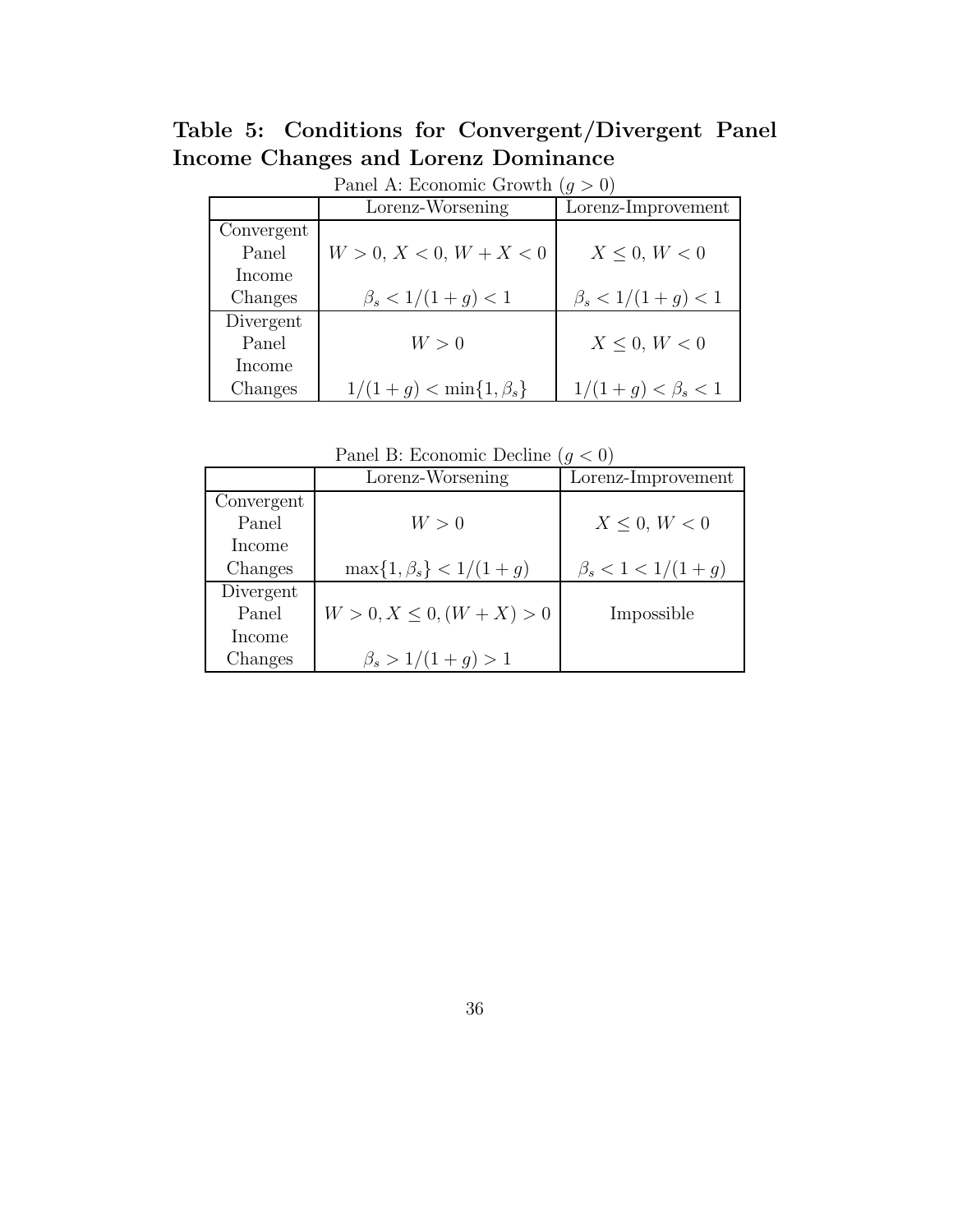## Table 5: Conditions for Convergent/Divergent Panel Income Changes and Lorenz Dominance

Panel A: Economic Growth ($g > 0$)

| | Lorenz-Worsening | Lorenz-Improvement |
|---|---|---|
| Convergent Panel Income Changes | $W > 0,\ X < 0,\ W + X < 0$<br>$\beta_s < 1/(1+g) < 1$ | $X \leq 0,\ W < 0$<br>$\beta_s < 1/(1+g) < 1$ |
| Divergent Panel Income Changes | $W > 0$<br>$1/(1+g) < \min\{1, \beta_s\}$ | $X \leq 0,\ W < 0$<br>$1/(1+g) < \beta_s < 1$ |

Panel B: Economic Decline ($g < 0$)

| | Lorenz-Worsening | Lorenz-Improvement |
|---|---|---|
| Convergent Panel Income Changes | $W > 0$<br>$\max\{1, \beta_s\} < 1/(1+g)$ | $X \leq 0,\ W < 0$<br>$\beta_s < 1 < 1/(1+g)$ |
| Divergent Panel Income Changes | $W > 0, X \leq 0, (W + X) > 0$<br>$\beta_s > 1/(1+g) > 1$ | Impossible |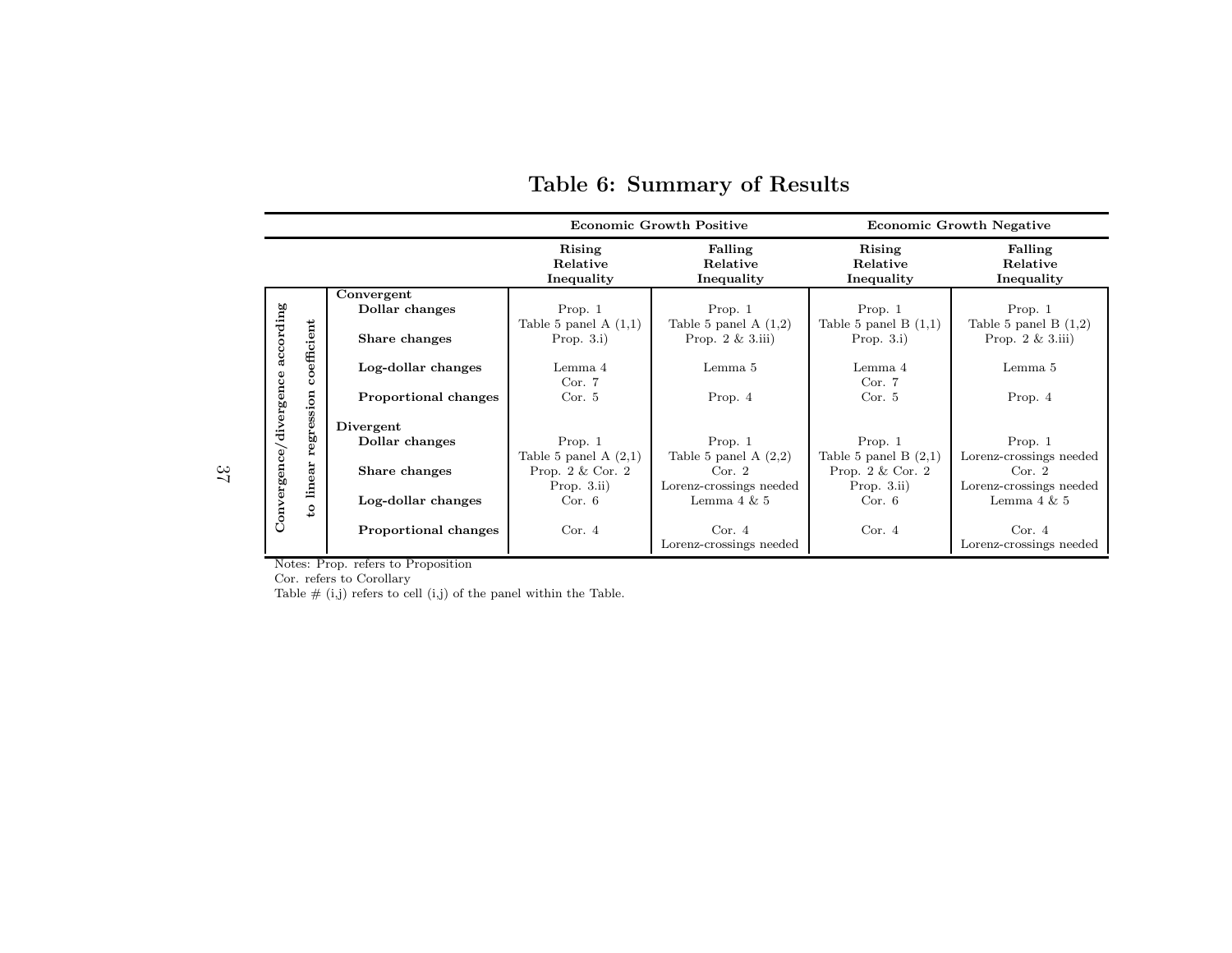# Table 6: Summary of Results

| Convergence/divergence according to linear regression coefficient | | Economic Growth Positive | | Economic Growth Negative | |
|---|---|---|---|---|---|
| | | Rising Relative Inequality | Falling Relative Inequality | Rising Relative Inequality | Falling Relative Inequality |
| **Convergent** | **Dollar changes** | Prop. 1<br>Table 5 panel A (1,1) | Prop. 1<br>Table 5 panel A (1,2) | Prop. 1<br>Table 5 panel B (1,1) | Prop. 1<br>Table 5 panel B (1,2) |
| | **Share changes** | Prop. 3.i) | Prop. 2 & 3.iii) | Prop. 3.i) | Prop. 2 & 3.iii) |
| | **Log-dollar changes** | Lemma 4<br>Cor. 7 | Lemma 5 | Lemma 4<br>Cor. 7 | Lemma 5 |
| | **Proportional changes** | Cor. 5 | Prop. 4 | Cor. 5 | Prop. 4 |
| **Divergent** | **Dollar changes** | Prop. 1<br>Table 5 panel A (2,1) | Prop. 1<br>Table 5 panel A (2,2) | Prop. 1<br>Table 5 panel B (2,1) | Prop. 1<br>Lorenz-crossings needed |
| | **Share changes** | Prop. 2 & Cor. 2<br>Prop. 3.ii) | Cor. 2<br>Lorenz-crossings needed | Prop. 2 & Cor. 2<br>Prop. 3.ii) | Cor. 2<br>Lorenz-crossings needed |
| | **Log-dollar changes** | Cor. 6 | Lemma 4 & 5 | Cor. 6 | Lemma 4 & 5 |
| | **Proportional changes** | Cor. 4 | Cor. 4<br>Lorenz-crossings needed | Cor. 4 | Cor. 4<br>Lorenz-crossings needed |

Notes: Prop. refers to Proposition
Cor. refers to Corollary
Table # (i,j) refers to cell (i,j) of the panel within the Table.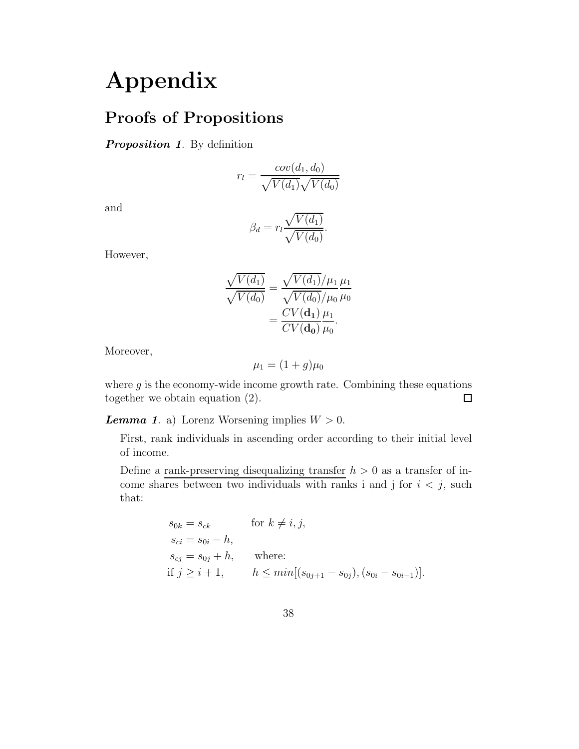// Appendix

## Proofs of Propositions

***Proposition 1***. By definition

$$r_l = \frac{cov(d_1, d_0)}{\sqrt{V(d_1)}\sqrt{V(d_0)}}$$

and

$$\beta_d = r_l \frac{\sqrt{V(d_1)}}{\sqrt{V(d_0)}}.$$

However,

$$\begin{aligned}\frac{\sqrt{V(d_1)}}{\sqrt{V(d_0)}} &= \frac{\sqrt{V(d_1)}/\mu_1}{\sqrt{V(d_0)}/\mu_0}\frac{\mu_1}{\mu_0} \\ &= \frac{CV(\mathbf{d_1})}{CV(\mathbf{d_0})}\frac{\mu_1}{\mu_0}.\end{aligned}$$

Moreover,

$$\mu_1 = (1+g)\mu_0$$

where $g$ is the economy-wide income growth rate. Combining these equations together we obtain equation (2). □

***Lemma 1***. a) Lorenz Worsening implies $W > 0$.

First, rank individuals in ascending order according to their initial level of income.

Define a rank-preserving disequalizing transfer $h > 0$ as a transfer of income shares between two individuals with ranks i and j for $i < j$, such that:

$$\begin{aligned}
&s_{0k} = s_{ck} && \text{for } k \neq i, j, \\
&s_{ci} = s_{0i} - h, && \\
&s_{cj} = s_{0j} + h, && \text{where:} \\
&\text{if } j \geq i+1, && h \leq min[(s_{0j+1} - s_{0j}), (s_{0i} - s_{0i-1})].
\end{aligned}$$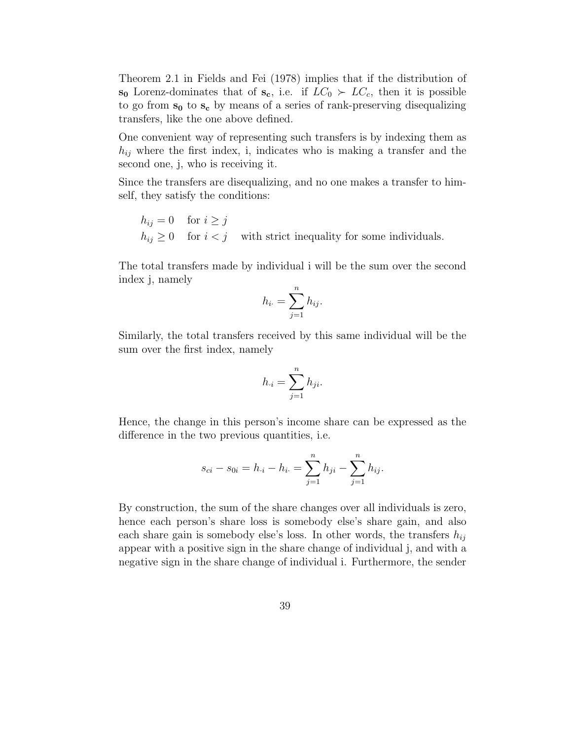Theorem 2.1 in Fields and Fei (1978) implies that if the distribution of $\mathbf{s_0}$ Lorenz-dominates that of $\mathbf{s_c}$, i.e. if $LC_0 \succ LC_c$, then it is possible to go from $\mathbf{s_0}$ to $\mathbf{s_c}$ by means of a series of rank-preserving disequalizing transfers, like the one above defined.

One convenient way of representing such transfers is by indexing them as $h_{ij}$ where the first index, i, indicates who is making a transfer and the second one, j, who is receiving it.

Since the transfers are disequalizing, and no one makes a transfer to himself, they satisfy the conditions:

$$
\begin{aligned}
&h_{ij} = 0 \quad \text{for } i \geq j \\
&h_{ij} \geq 0 \quad \text{for } i < j \quad \text{with strict inequality for some individuals.}
\end{aligned}
$$

The total transfers made by individual i will be the sum over the second index j, namely

$$
h_{i\cdot} = \sum_{j=1}^{n} h_{ij}.
$$

Similarly, the total transfers received by this same individual will be the sum over the first index, namely

$$
h_{\cdot i} = \sum_{j=1}^{n} h_{ji}.
$$

Hence, the change in this person's income share can be expressed as the difference in the two previous quantities, i.e.

$$
s_{ci} - s_{0i} = h_{\cdot i} - h_{i\cdot} = \sum_{j=1}^{n} h_{ji} - \sum_{j=1}^{n} h_{ij}.
$$

By construction, the sum of the share changes over all individuals is zero, hence each person's share loss is somebody else's share gain, and also each share gain is somebody else's loss. In other words, the transfers $h_{ij}$ appear with a positive sign in the share change of individual j, and with a negative sign in the share change of individual i. Furthermore, the sender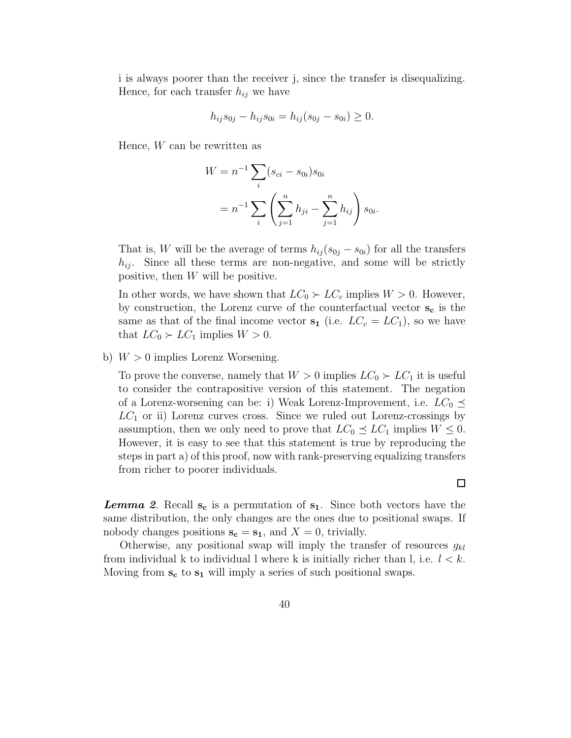i is always poorer than the receiver j, since the transfer is disequalizing. Hence, for each transfer $h_{ij}$ we have

$$h_{ij}s_{0j} - h_{ij}s_{0i} = h_{ij}(s_{0j} - s_{0i}) \geq 0.$$

Hence, $W$ can be rewritten as

$$\begin{aligned} W &= n^{-1}\sum_i (s_{ci} - s_{0i})s_{0i} \\ &= n^{-1}\sum_i \left(\sum_{j=1}^{n} h_{ji} - \sum_{j=1}^{n} h_{ij}\right) s_{0i}. \end{aligned}$$

That is, $W$ will be the average of terms $h_{ij}(s_{0j} - s_{0i})$ for all the transfers $h_{ij}$. Since all these terms are non-negative, and some will be strictly positive, then $W$ will be positive.

In other words, we have shown that $LC_0 \succ LC_c$ implies $W > 0$. However, by construction, the Lorenz curve of the counterfactual vector $\mathbf{s_c}$ is the same as that of the final income vector $\mathbf{s_1}$ (i.e. $LC_c = LC_1$), so we have that $LC_0 \succ LC_1$ implies $W > 0$.

b) $W > 0$ implies Lorenz Worsening.

To prove the converse, namely that $W > 0$ implies $LC_0 \succ LC_1$ it is useful to consider the contrapositive version of this statement. The negation of a Lorenz-worsening can be: i) Weak Lorenz-Improvement, i.e. $LC_0 \preceq LC_1$ or ii) Lorenz curves cross. Since we ruled out Lorenz-crossings by assumption, then we only need to prove that $LC_0 \preceq LC_1$ implies $W \leq 0$. However, it is easy to see that this statement is true by reproducing the steps in part a) of this proof, now with rank-preserving equalizing transfers from richer to poorer individuals.

□

***Lemma 2***. Recall $\mathbf{s_c}$ is a permutation of $\mathbf{s_1}$. Since both vectors have the same distribution, the only changes are the ones due to positional swaps. If nobody changes positions $\mathbf{s_c} = \mathbf{s_1}$, and $X = 0$, trivially.

Otherwise, any positional swap will imply the transfer of resources $g_{kl}$ from individual k to individual l where k is initially richer than l, i.e. $l < k$. Moving from $\mathbf{s_c}$ to $\mathbf{s_1}$ will imply a series of such positional swaps.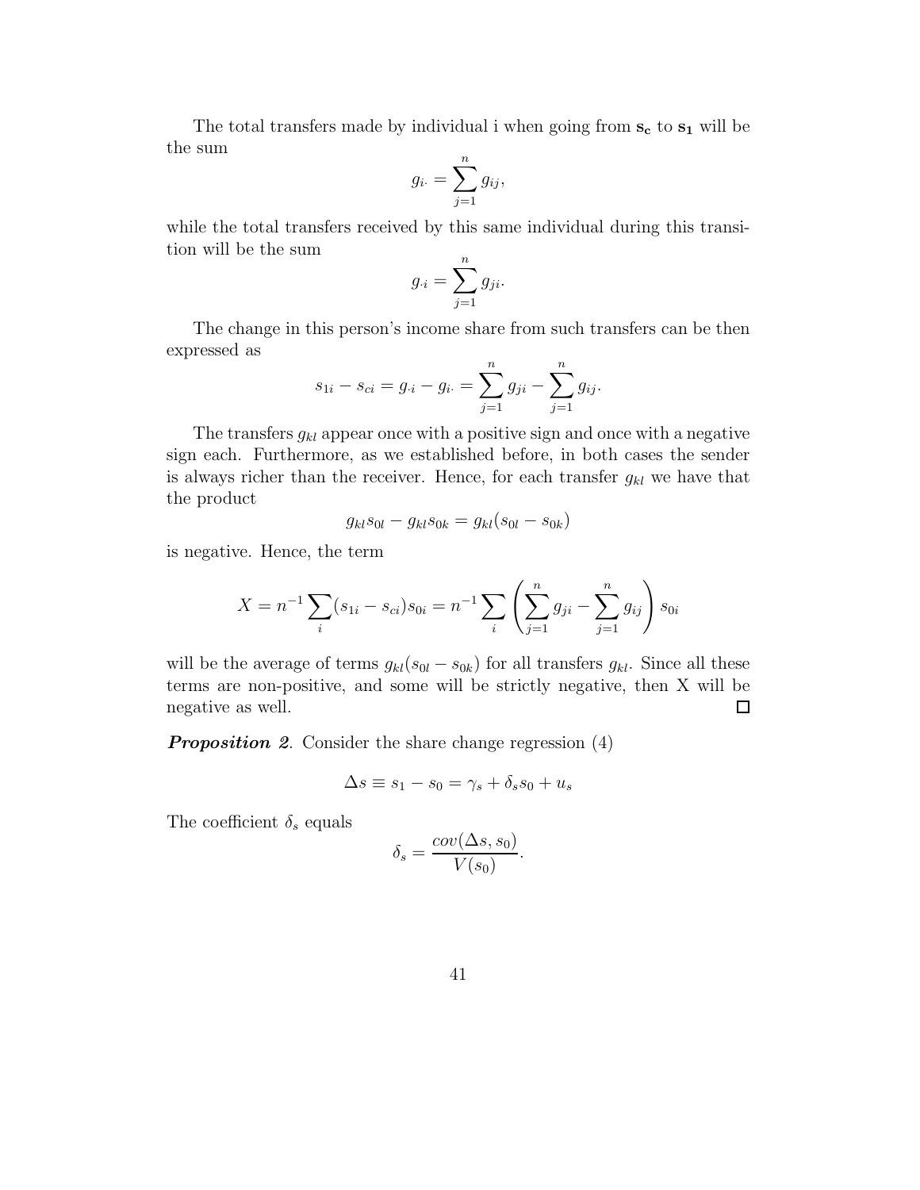The total transfers made by individual i when going from $\mathbf{s_c}$ to $\mathbf{s_1}$ will be the sum

$$g_{i\cdot} = \sum_{j=1}^{n} g_{ij},$$

while the total transfers received by this same individual during this transition will be the sum

$$g_{\cdot i} = \sum_{j=1}^{n} g_{ji}.$$

The change in this person's income share from such transfers can be then expressed as

$$s_{1i} - s_{ci} = g_{\cdot i} - g_{i\cdot} = \sum_{j=1}^{n} g_{ji} - \sum_{j=1}^{n} g_{ij}.$$

The transfers $g_{kl}$ appear once with a positive sign and once with a negative sign each. Furthermore, as we established before, in both cases the sender is always richer than the receiver. Hence, for each transfer $g_{kl}$ we have that the product

$$g_{kl}s_{0l} - g_{kl}s_{0k} = g_{kl}(s_{0l} - s_{0k})$$

is negative. Hence, the term

$$X = n^{-1} \sum_{i} (s_{1i} - s_{ci}) s_{0i} = n^{-1} \sum_{i} \left( \sum_{j=1}^{n} g_{ji} - \sum_{j=1}^{n} g_{ij} \right) s_{0i}$$

will be the average of terms $g_{kl}(s_{0l} - s_{0k})$ for all transfers $g_{kl}$. Since all these terms are non-positive, and some will be strictly negative, then X will be negative as well. □

***Proposition 2.*** Consider the share change regression (4)

$$\Delta s \equiv s_1 - s_0 = \gamma_s + \delta_s s_0 + u_s$$

The coefficient $\delta_s$ equals

$$\delta_s = \frac{cov(\Delta s, s_0)}{V(s_0)}.$$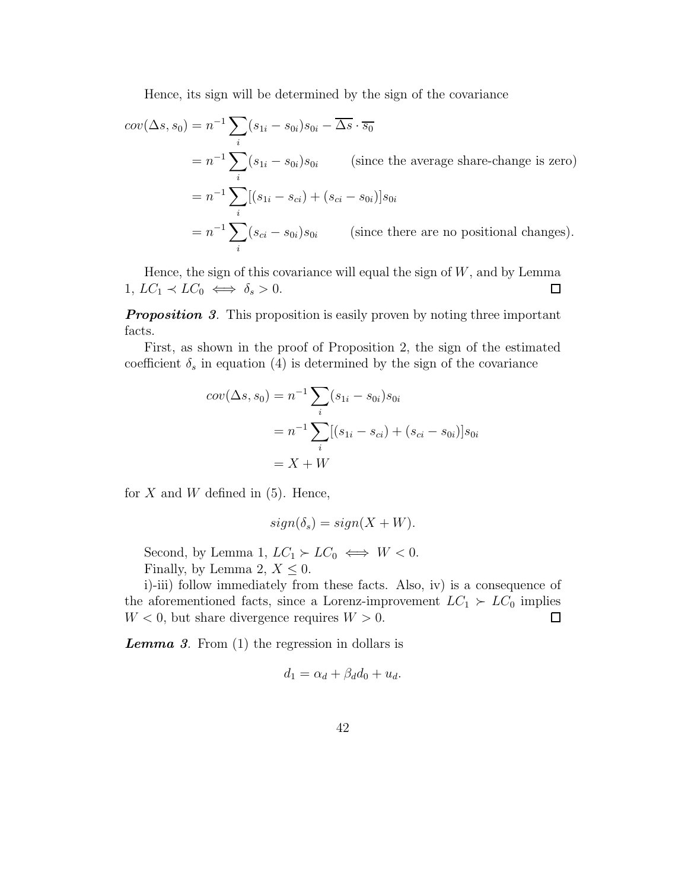Hence, its sign will be determined by the sign of the covariance

$$
\begin{aligned}
cov(\Delta s, s_0) &= n^{-1} \sum_i (s_{1i} - s_{0i}) s_{0i} - \overline{\Delta s} \cdot \overline{s_0} \\
&= n^{-1} \sum_i (s_{1i} - s_{0i}) s_{0i} \qquad \text{(since the average share-change is zero)} \\
&= n^{-1} \sum_i [(s_{1i} - s_{ci}) + (s_{ci} - s_{0i})] s_{0i} \\
&= n^{-1} \sum_i (s_{ci} - s_{0i}) s_{0i} \qquad \text{(since there are no positional changes).}
\end{aligned}
$$

Hence, the sign of this covariance will equal the sign of $W$, and by Lemma 1, $LC_1 \prec LC_0 \iff \delta_s > 0$. □

***Proposition 3***. This proposition is easily proven by noting three important facts.

First, as shown in the proof of Proposition 2, the sign of the estimated coefficient $\delta_s$ in equation (4) is determined by the sign of the covariance

$$
\begin{aligned}
cov(\Delta s, s_0) &= n^{-1} \sum_i (s_{1i} - s_{0i}) s_{0i} \\
&= n^{-1} \sum_i [(s_{1i} - s_{ci}) + (s_{ci} - s_{0i})] s_{0i} \\
&= X + W
\end{aligned}
$$

for $X$ and $W$ defined in (5). Hence,

$$
sign(\delta_s) = sign(X + W).
$$

Second, by Lemma 1, $LC_1 \succ LC_0 \iff W < 0$.

Finally, by Lemma 2, $X \leq 0$.

i)-iii) follow immediately from these facts. Also, iv) is a consequence of the aforementioned facts, since a Lorenz-improvement $LC_1 \succ LC_0$ implies $W < 0$, but share divergence requires $W > 0$. □

***Lemma 3***. From (1) the regression in dollars is

$$
d_1 = \alpha_d + \beta_d d_0 + u_d.
$$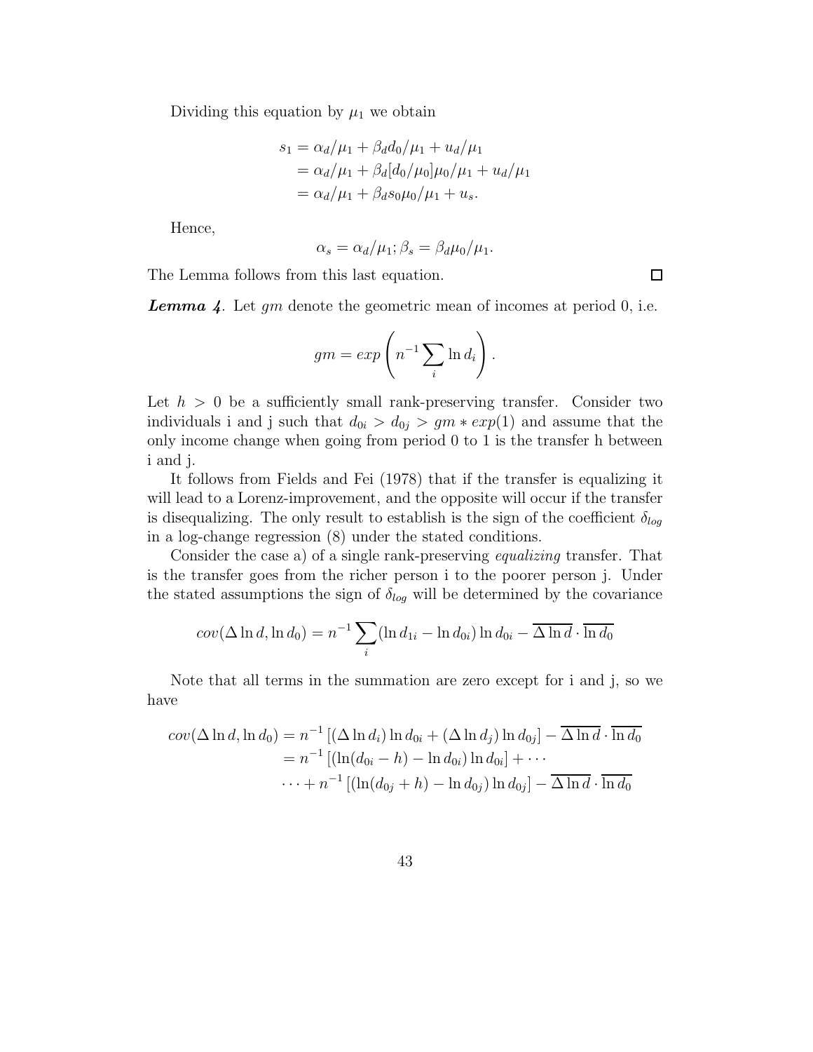Dividing this equation by $\mu_1$ we obtain

$$
\begin{aligned}
s_1 &= \alpha_d/\mu_1 + \beta_d d_0/\mu_1 + u_d/\mu_1 \\
&= \alpha_d/\mu_1 + \beta_d[d_0/\mu_0]\mu_0/\mu_1 + u_d/\mu_1 \\
&= \alpha_d/\mu_1 + \beta_d s_0 \mu_0/\mu_1 + u_s.
\end{aligned}
$$

Hence,

$$
\alpha_s = \alpha_d/\mu_1; \beta_s = \beta_d \mu_0/\mu_1.
$$

The Lemma follows from this last equation. □

***Lemma 4.*** Let $gm$ denote the geometric mean of incomes at period 0, i.e.

$$
gm = exp\left(n^{-1}\sum_i \ln d_i\right).
$$

Let $h > 0$ be a sufficiently small rank-preserving transfer. Consider two individuals i and j such that $d_{0i} > d_{0j} > gm * exp(1)$ and assume that the only income change when going from period 0 to 1 is the transfer h between i and j.

It follows from Fields and Fei (1978) that if the transfer is equalizing it will lead to a Lorenz-improvement, and the opposite will occur if the transfer is disequalizing. The only result to establish is the sign of the coefficient $\delta_{log}$ in a log-change regression (8) under the stated conditions.

Consider the case a) of a single rank-preserving *equalizing* transfer. That is the transfer goes from the richer person i to the poorer person j. Under the stated assumptions the sign of $\delta_{log}$ will be determined by the covariance

$$
cov(\Delta \ln d, \ln d_0) = n^{-1}\sum_i (\ln d_{1i} - \ln d_{0i}) \ln d_{0i} - \overline{\Delta \ln d} \cdot \overline{\ln d_0}
$$

Note that all terms in the summation are zero except for i and j, so we have

$$
\begin{aligned}
cov(\Delta \ln d, \ln d_0) &= n^{-1}\left[(\Delta \ln d_i)\ln d_{0i} + (\Delta \ln d_j)\ln d_{0j}\right] - \overline{\Delta \ln d} \cdot \overline{\ln d_0} \\
&= n^{-1}\left[(\ln(d_{0i} - h) - \ln d_{0i})\ln d_{0i}\right] + \cdots \\
&\cdots + n^{-1}\left[(\ln(d_{0j} + h) - \ln d_{0j})\ln d_{0j}\right] - \overline{\Delta \ln d} \cdot \overline{\ln d_0}
\end{aligned}
$$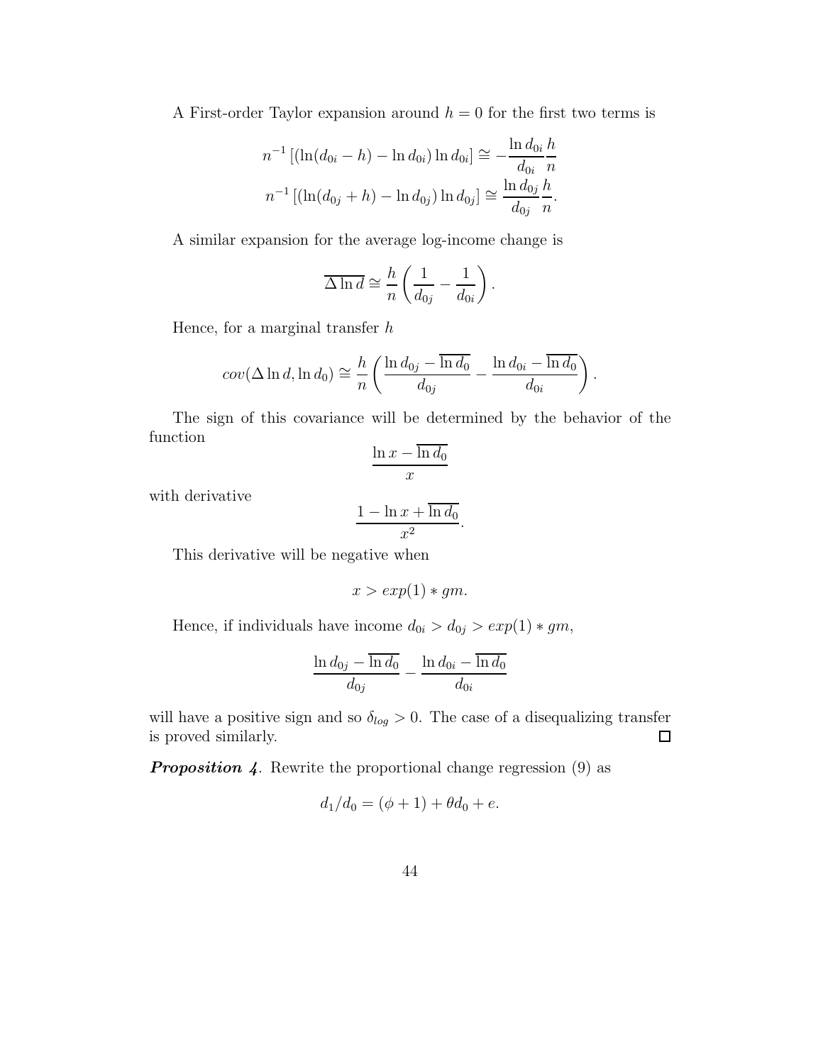A First-order Taylor expansion around $h = 0$ for the first two terms is

$$n^{-1}\left[(\ln(d_{0i} - h) - \ln d_{0i})\ln d_{0i}\right] \cong -\frac{\ln d_{0i}}{d_{0i}}\frac{h}{n}$$

$$n^{-1}\left[(\ln(d_{0j} + h) - \ln d_{0j})\ln d_{0j}\right] \cong \frac{\ln d_{0j}}{d_{0j}}\frac{h}{n}.$$

A similar expansion for the average log-income change is

$$\overline{\Delta \ln d} \cong \frac{h}{n}\left(\frac{1}{d_{0j}} - \frac{1}{d_{0i}}\right).$$

Hence, for a marginal transfer $h$

$$cov(\Delta \ln d, \ln d_0) \cong \frac{h}{n}\left(\frac{\ln d_{0j} - \overline{\ln d_0}}{d_{0j}} - \frac{\ln d_{0i} - \overline{\ln d_0}}{d_{0i}}\right).$$

The sign of this covariance will be determined by the behavior of the function

$$\frac{\ln x - \overline{\ln d_0}}{x}$$

with derivative

$$\frac{1 - \ln x + \overline{\ln d_0}}{x^2}.$$

This derivative will be negative when

$$x > exp(1) * gm.$$

Hence, if individuals have income $d_{0i} > d_{0j} > exp(1) * gm$,

$$\frac{\ln d_{0j} - \overline{\ln d_0}}{d_{0j}} - \frac{\ln d_{0i} - \overline{\ln d_0}}{d_{0i}}$$

will have a positive sign and so $\delta_{log} > 0$. The case of a disequalizing transfer is proved similarly. □

***Proposition 4***. Rewrite the proportional change regression (9) as

$$d_1/d_0 = (\phi + 1) + \theta d_0 + e.$$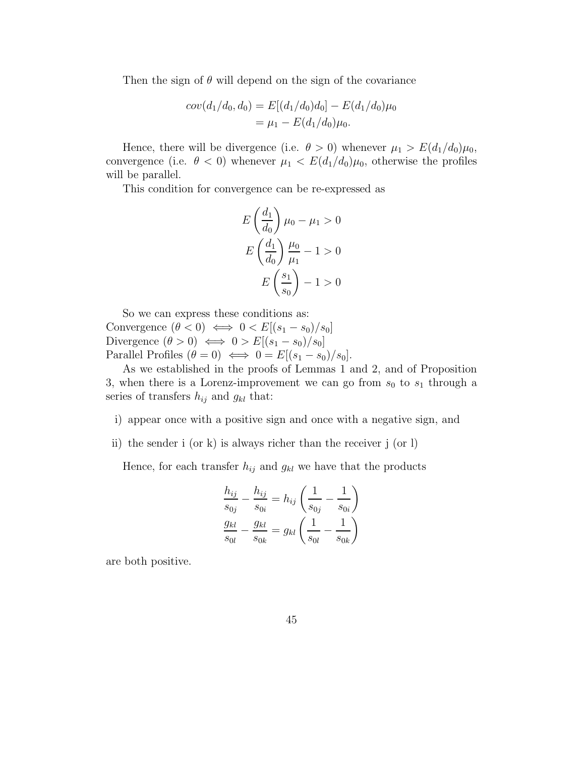Then the sign of $\theta$ will depend on the sign of the covariance

$$
\begin{aligned}
cov(d_1/d_0, d_0) &= E[(d_1/d_0)d_0] - E(d_1/d_0)\mu_0 \\
&= \mu_1 - E(d_1/d_0)\mu_0.
\end{aligned}
$$

Hence, there will be divergence (i.e. $\theta > 0$) whenever $\mu_1 > E(d_1/d_0)\mu_0$, convergence (i.e. $\theta < 0$) whenever $\mu_1 < E(d_1/d_0)\mu_0$, otherwise the profiles will be parallel.

This condition for convergence can be re-expressed as

$$
\begin{aligned}
E\left(\frac{d_1}{d_0}\right)\mu_0 - \mu_1 &> 0 \\
E\left(\frac{d_1}{d_0}\right)\frac{\mu_0}{\mu_1} - 1 &> 0 \\
E\left(\frac{s_1}{s_0}\right) - 1 &> 0
\end{aligned}
$$

So we can express these conditions as:
Convergence ($\theta < 0$) $\iff$ $0 < E[(s_1 - s_0)/s_0]$
Divergence ($\theta > 0$) $\iff$ $0 > E[(s_1 - s_0)/s_0]$
Parallel Profiles ($\theta = 0$) $\iff$ $0 = E[(s_1 - s_0)/s_0]$.

As we established in the proofs of Lemmas 1 and 2, and of Proposition 3, when there is a Lorenz-improvement we can go from $s_0$ to $s_1$ through a series of transfers $h_{ij}$ and $g_{kl}$ that:

i) appear once with a positive sign and once with a negative sign, and

ii) the sender i (or k) is always richer than the receiver j (or l)

Hence, for each transfer $h_{ij}$ and $g_{kl}$ we have that the products

$$
\begin{aligned}
\frac{h_{ij}}{s_{0j}} - \frac{h_{ij}}{s_{0i}} &= h_{ij}\left(\frac{1}{s_{0j}} - \frac{1}{s_{0i}}\right) \\
\frac{g_{kl}}{s_{0l}} - \frac{g_{kl}}{s_{0k}} &= g_{kl}\left(\frac{1}{s_{0l}} - \frac{1}{s_{0k}}\right)
\end{aligned}
$$

are both positive.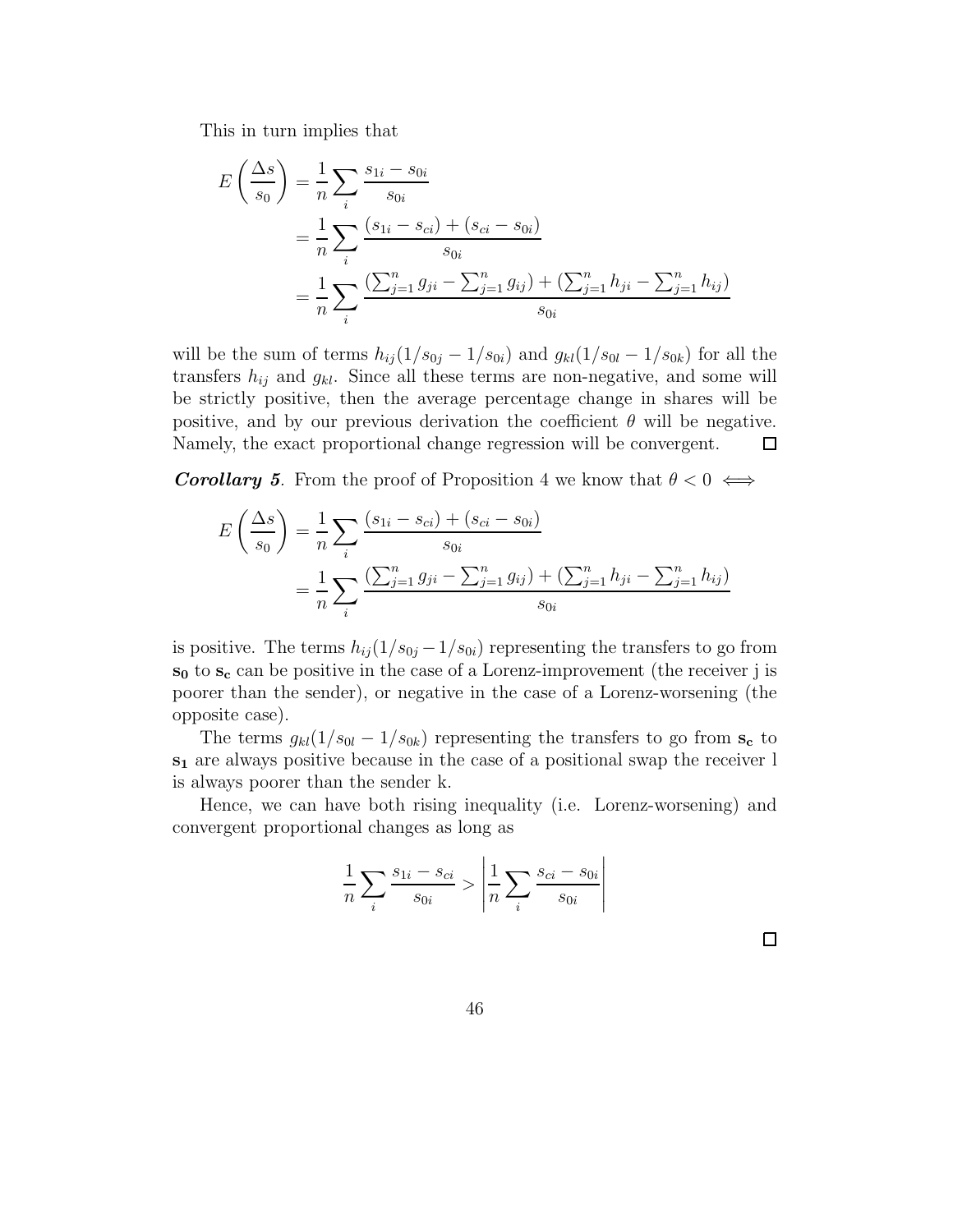This in turn implies that

$$
\begin{aligned}
E\left(\frac{\Delta s}{s_0}\right) &= \frac{1}{n}\sum_i \frac{s_{1i} - s_{0i}}{s_{0i}} \\
&= \frac{1}{n}\sum_i \frac{(s_{1i} - s_{ci}) + (s_{ci} - s_{0i})}{s_{0i}} \\
&= \frac{1}{n}\sum_i \frac{\left(\sum_{j=1}^n g_{ji} - \sum_{j=1}^n g_{ij}\right) + \left(\sum_{j=1}^n h_{ji} - \sum_{j=1}^n h_{ij}\right)}{s_{0i}}
\end{aligned}
$$

will be the sum of terms $h_{ij}(1/s_{0j} - 1/s_{0i})$ and $g_{kl}(1/s_{0l} - 1/s_{0k})$ for all the transfers $h_{ij}$ and $g_{kl}$. Since all these terms are non-negative, and some will be strictly positive, then the average percentage change in shares will be positive, and by our previous derivation the coefficient $\theta$ will be negative. Namely, the exact proportional change regression will be convergent. □

***Corollary 5***. From the proof of Proposition 4 we know that $\theta < 0 \iff$

$$
\begin{aligned}
E\left(\frac{\Delta s}{s_0}\right) &= \frac{1}{n}\sum_i \frac{(s_{1i} - s_{ci}) + (s_{ci} - s_{0i})}{s_{0i}} \\
&= \frac{1}{n}\sum_i \frac{\left(\sum_{j=1}^n g_{ji} - \sum_{j=1}^n g_{ij}\right) + \left(\sum_{j=1}^n h_{ji} - \sum_{j=1}^n h_{ij}\right)}{s_{0i}}
\end{aligned}
$$

is positive. The terms $h_{ij}(1/s_{0j} - 1/s_{0i})$ representing the transfers to go from $\mathbf{s_0}$ to $\mathbf{s_c}$ can be positive in the case of a Lorenz-improvement (the receiver j is poorer than the sender), or negative in the case of a Lorenz-worsening (the opposite case).

The terms $g_{kl}(1/s_{0l} - 1/s_{0k})$ representing the transfers to go from $\mathbf{s_c}$ to $\mathbf{s_1}$ are always positive because in the case of a positional swap the receiver l is always poorer than the sender k.

Hence, we can have both rising inequality (i.e. Lorenz-worsening) and convergent proportional changes as long as

$$
\frac{1}{n}\sum_i \frac{s_{1i} - s_{ci}}{s_{0i}} > \left| \frac{1}{n}\sum_i \frac{s_{ci} - s_{0i}}{s_{0i}} \right|
$$

□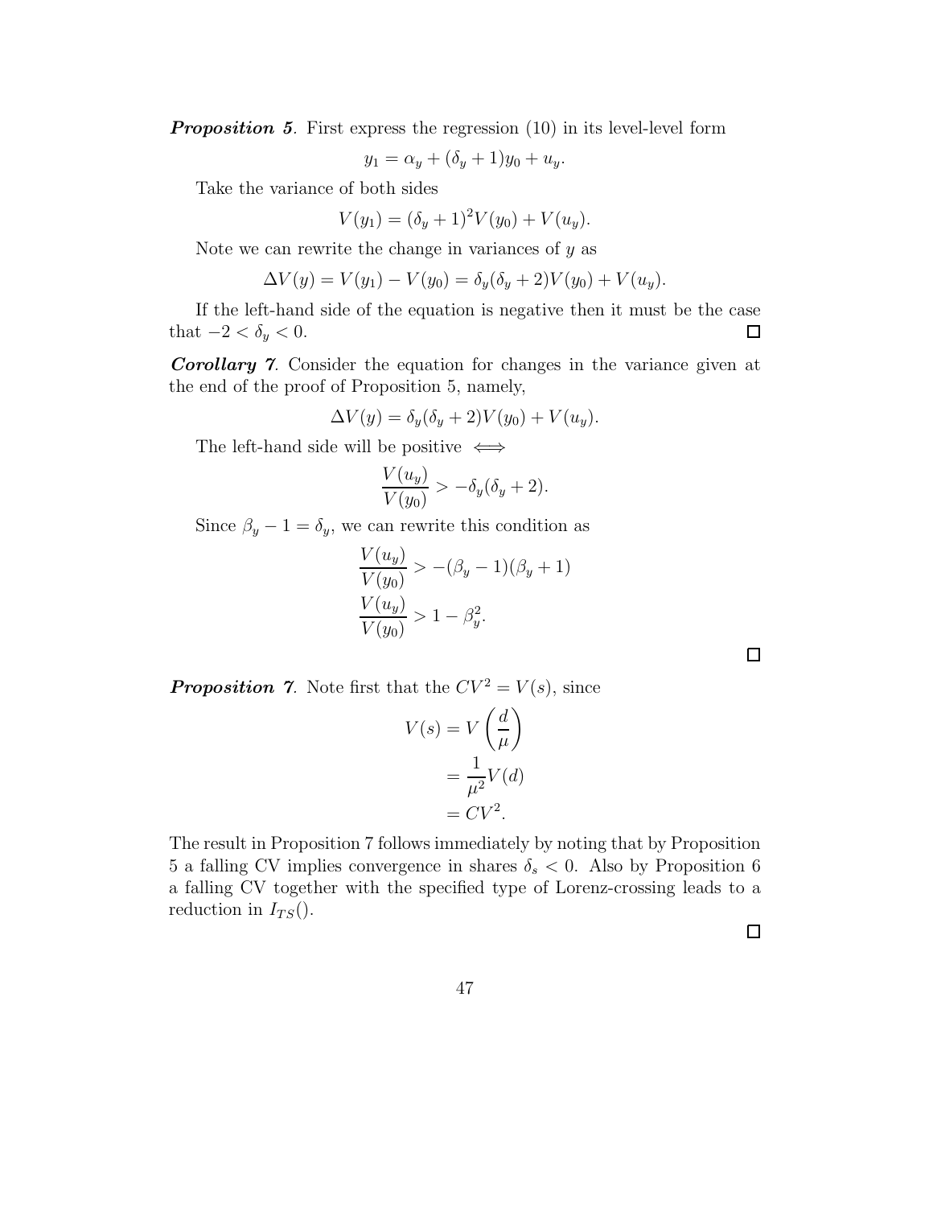***Proposition 5***. First express the regression (10) in its level-level form

$$y_1 = \alpha_y + (\delta_y + 1)y_0 + u_y.$$

Take the variance of both sides

$$V(y_1) = (\delta_y + 1)^2 V(y_0) + V(u_y).$$

Note we can rewrite the change in variances of $y$ as

$$\Delta V(y) = V(y_1) - V(y_0) = \delta_y(\delta_y + 2)V(y_0) + V(u_y).$$

If the left-hand side of the equation is negative then it must be the case that $-2 < \delta_y < 0$. □

***Corollary 7***. Consider the equation for changes in the variance given at the end of the proof of Proposition 5, namely,

$$\Delta V(y) = \delta_y(\delta_y + 2)V(y_0) + V(u_y).$$

The left-hand side will be positive $\iff$

$$\frac{V(u_y)}{V(y_0)} > -\delta_y(\delta_y + 2).$$

Since $\beta_y - 1 = \delta_y$, we can rewrite this condition as

$$\frac{V(u_y)}{V(y_0)} > -(\beta_y - 1)(\beta_y + 1)$$

$$\frac{V(u_y)}{V(y_0)} > 1 - \beta_y^2.$$

□

***Proposition 7***. Note first that the $CV^2 = V(s)$, since

$$V(s) = V\left(\frac{d}{\mu}\right) = \frac{1}{\mu^2}V(d) = CV^2.$$

The result in Proposition 7 follows immediately by noting that by Proposition 5 a falling CV implies convergence in shares $\delta_s < 0$. Also by Proposition 6 a falling CV together with the specified type of Lorenz-crossing leads to a reduction in $I_{TS}()$.

□